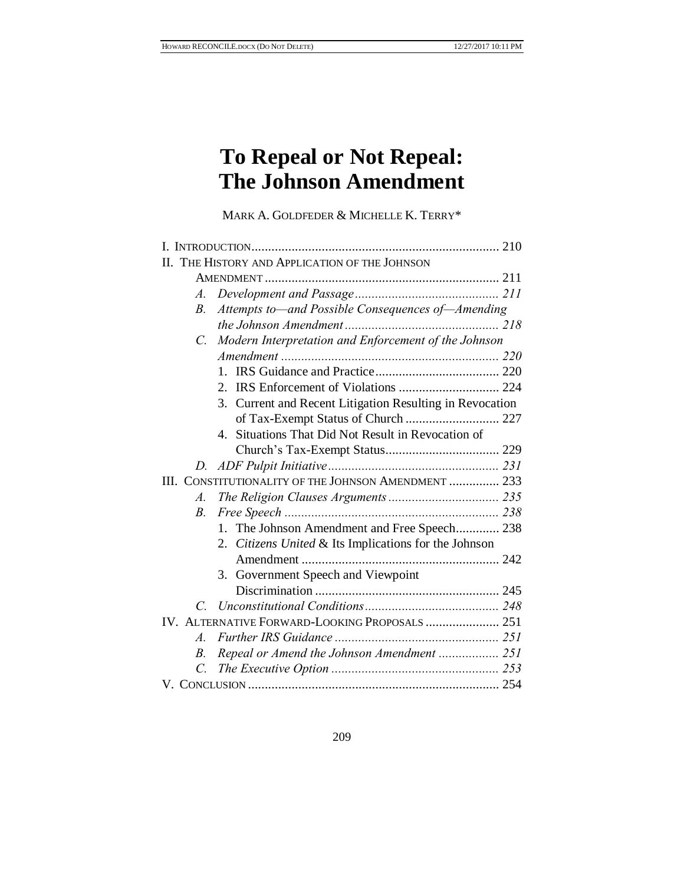# To Repeal or Not Repeal: The Johnson Amendment

MARK A. GOLDFEDER & MICHELLE K. TERRY*

I. INTRODUCTION .......... 210

II. THE HISTORY AND APPLICATION OF THE JOHNSON AMENDMENT .......... 211

- *A. Development and Passage* .......... *211*
- *B. Attempts to—and Possible Consequences of—Amending the Johnson Amendment* .......... *218*
- *C. Modern Interpretation and Enforcement of the Johnson Amendment* .......... *220*
  1. IRS Guidance and Practice .......... 220
  2. IRS Enforcement of Violations .......... 224
  3. Current and Recent Litigation Resulting in Revocation of Tax-Exempt Status of Church .......... 227
  4. Situations That Did Not Result in Revocation of Church's Tax-Exempt Status .......... 229
- *D. ADF Pulpit Initiative* .......... *231*

III. CONSTITUTIONALITY OF THE JOHNSON AMENDMENT .......... 233

- *A. The Religion Clauses Arguments* .......... *235*
- *B. Free Speech* .......... *238*
  1. The Johnson Amendment and Free Speech .......... 238
  2. *Citizens United* & Its Implications for the Johnson Amendment .......... 242
  3. Government Speech and Viewpoint Discrimination .......... 245
- *C. Unconstitutional Conditions* .......... *248*

IV. ALTERNATIVE FORWARD-LOOKING PROPOSALS .......... 251

- *A. Further IRS Guidance* .......... *251*
- *B. Repeal or Amend the Johnson Amendment* .......... *251*
- *C. The Executive Option* .......... *253*

V. CONCLUSION .......... 254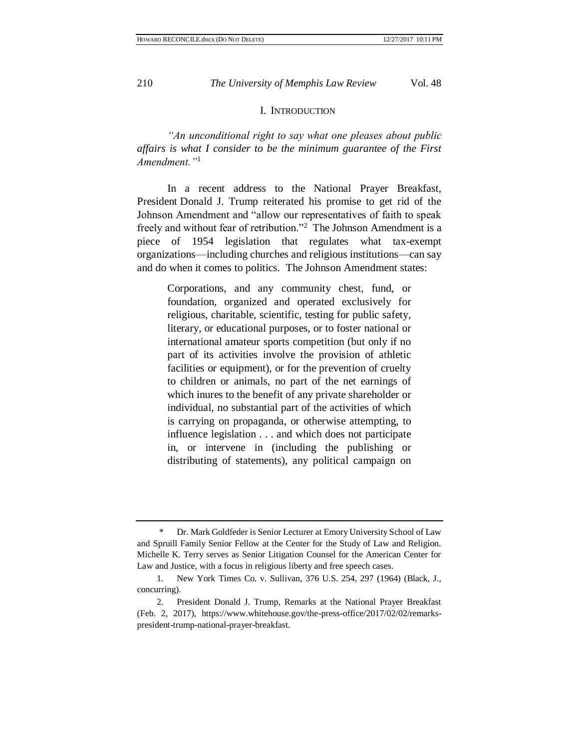## I. Introduction

*"An unconditional right to say what one pleases about public affairs is what I consider to be the minimum guarantee of the First Amendment."*[1]

In a recent address to the National Prayer Breakfast, President Donald J. Trump reiterated his promise to get rid of the Johnson Amendment and "allow our representatives of faith to speak freely and without fear of retribution."[2] The Johnson Amendment is a piece of 1954 legislation that regulates what tax-exempt organizations—including churches and religious institutions—can say and do when it comes to politics. The Johnson Amendment states:

> Corporations, and any community chest, fund, or foundation, organized and operated exclusively for religious, charitable, scientific, testing for public safety, literary, or educational purposes, or to foster national or international amateur sports competition (but only if no part of its activities involve the provision of athletic facilities or equipment), or for the prevention of cruelty to children or animals, no part of the net earnings of which inures to the benefit of any private shareholder or individual, no substantial part of the activities of which is carrying on propaganda, or otherwise attempting, to influence legislation . . . and which does not participate in, or intervene in (including the publishing or distributing of statements), any political campaign on

---

\* Dr. Mark Goldfeder is Senior Lecturer at Emory University School of Law and Spruill Family Senior Fellow at the Center for the Study of Law and Religion. Michelle K. Terry serves as Senior Litigation Counsel for the American Center for Law and Justice, with a focus in religious liberty and free speech cases.

1. New York Times Co. v. Sullivan, 376 U.S. 254, 297 (1964) (Black, J., concurring).

2. President Donald J. Trump, Remarks at the National Prayer Breakfast (Feb. 2, 2017), https://www.whitehouse.gov/the-press-office/2017/02/02/remarks-president-trump-national-prayer-breakfast.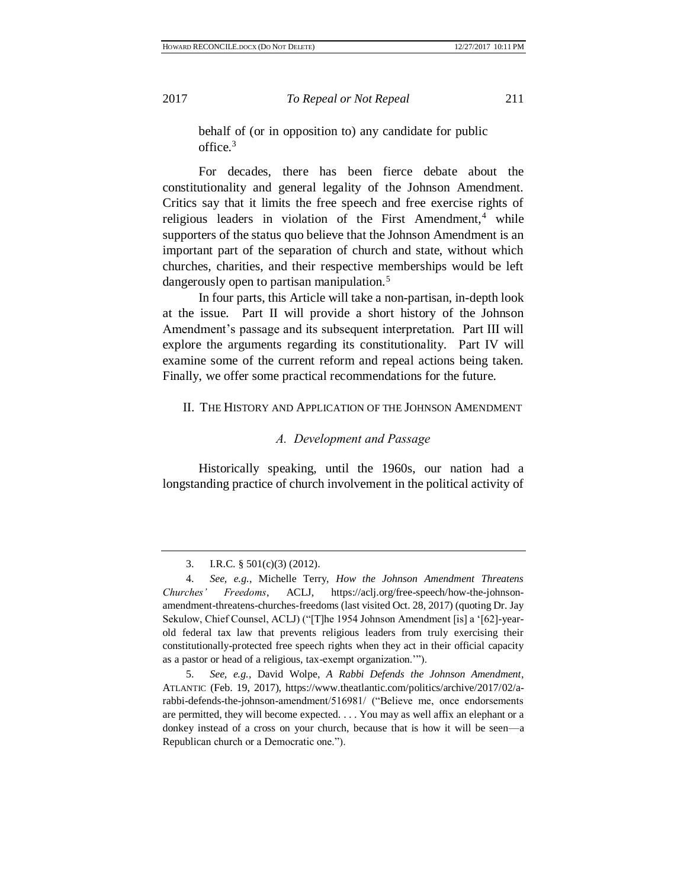behalf of (or in opposition to) any candidate for public office.[3]

For decades, there has been fierce debate about the constitutionality and general legality of the Johnson Amendment. Critics say that it limits the free speech and free exercise rights of religious leaders in violation of the First Amendment,[4] while supporters of the status quo believe that the Johnson Amendment is an important part of the separation of church and state, without which churches, charities, and their respective memberships would be left dangerously open to partisan manipulation.[5]

In four parts, this Article will take a non-partisan, in-depth look at the issue. Part II will provide a short history of the Johnson Amendment's passage and its subsequent interpretation. Part III will explore the arguments regarding its constitutionality. Part IV will examine some of the current reform and repeal actions being taken. Finally, we offer some practical recommendations for the future.

## II. The History and Application of the Johnson Amendment

### *A. Development and Passage*

Historically speaking, until the 1960s, our nation had a longstanding practice of church involvement in the political activity of

---

3. I.R.C. § 501(c)(3) (2012).

4. *See, e.g.*, Michelle Terry, *How the Johnson Amendment Threatens Churches' Freedoms*, ACLJ, https://aclj.org/free-speech/how-the-johnson-amendment-threatens-churches-freedoms (last visited Oct. 28, 2017) (quoting Dr. Jay Sekulow, Chief Counsel, ACLJ) ("[T]he 1954 Johnson Amendment [is] a '[62]-year-old federal tax law that prevents religious leaders from truly exercising their constitutionally-protected free speech rights when they act in their official capacity as a pastor or head of a religious, tax-exempt organization.'").

5. *See, e.g.*, David Wolpe, *A Rabbi Defends the Johnson Amendment*, ATLANTIC (Feb. 19, 2017), https://www.theatlantic.com/politics/archive/2017/02/a-rabbi-defends-the-johnson-amendment/516981/ ("Believe me, once endorsements are permitted, they will become expected. . . . You may as well affix an elephant or a donkey instead of a cross on your church, because that is how it will be seen—a Republican church or a Democratic one.").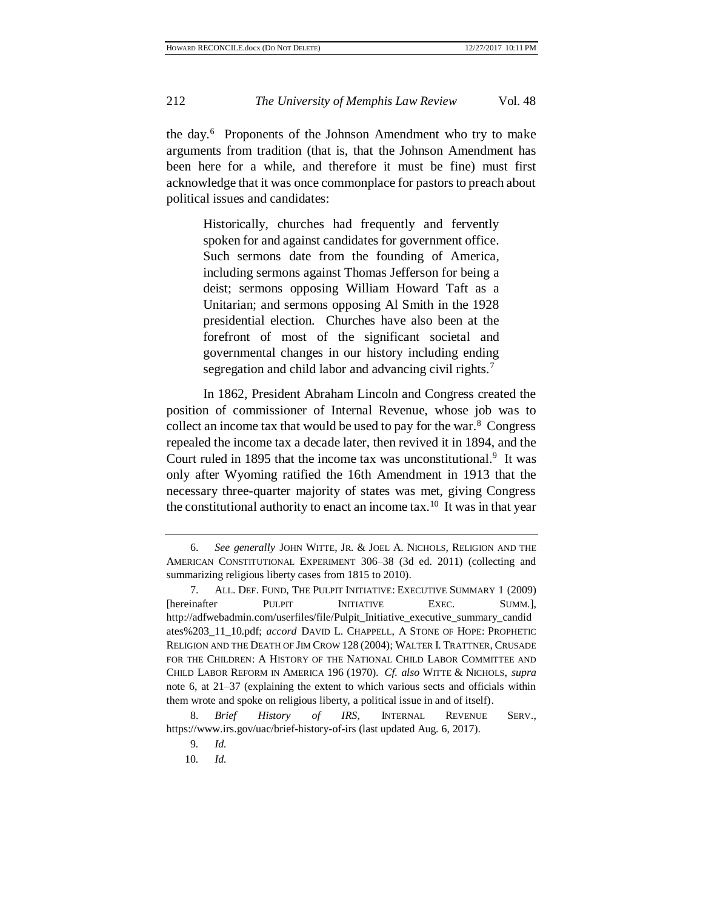the day.[6] Proponents of the Johnson Amendment who try to make arguments from tradition (that is, that the Johnson Amendment has been here for a while, and therefore it must be fine) must first acknowledge that it was once commonplace for pastors to preach about political issues and candidates:

> Historically, churches had frequently and fervently spoken for and against candidates for government office. Such sermons date from the founding of America, including sermons against Thomas Jefferson for being a deist; sermons opposing William Howard Taft as a Unitarian; and sermons opposing Al Smith in the 1928 presidential election. Churches have also been at the forefront of most of the significant societal and governmental changes in our history including ending segregation and child labor and advancing civil rights.[7]

In 1862, President Abraham Lincoln and Congress created the position of commissioner of Internal Revenue, whose job was to collect an income tax that would be used to pay for the war.[8] Congress repealed the income tax a decade later, then revived it in 1894, and the Court ruled in 1895 that the income tax was unconstitutional.[9] It was only after Wyoming ratified the 16th Amendment in 1913 that the necessary three-quarter majority of states was met, giving Congress the constitutional authority to enact an income tax.[10] It was in that year

---

6. *See generally* JOHN WITTE, JR. & JOEL A. NICHOLS, RELIGION AND THE AMERICAN CONSTITUTIONAL EXPERIMENT 306–38 (3d ed. 2011) (collecting and summarizing religious liberty cases from 1815 to 2010).

7. ALL. DEF. FUND, THE PULPIT INITIATIVE: EXECUTIVE SUMMARY 1 (2009) [hereinafter PULPIT INITIATIVE EXEC. SUMM.], http://adfwebadmin.com/userfiles/file/Pulpit_Initiative_executive_summary_candidates%203_11_10.pdf; *accord* DAVID L. CHAPPELL, A STONE OF HOPE: PROPHETIC RELIGION AND THE DEATH OF JIM CROW 128 (2004); WALTER I. TRATTNER, CRUSADE FOR THE CHILDREN: A HISTORY OF THE NATIONAL CHILD LABOR COMMITTEE AND CHILD LABOR REFORM IN AMERICA 196 (1970). *Cf. also* WITTE & NICHOLS, *supra* note 6, at 21–37 (explaining the extent to which various sects and officials within them wrote and spoke on religious liberty, a political issue in and of itself).

8. *Brief History of IRS*, INTERNAL REVENUE SERV., https://www.irs.gov/uac/brief-history-of-irs (last updated Aug. 6, 2017).

9. *Id.*

10. *Id.*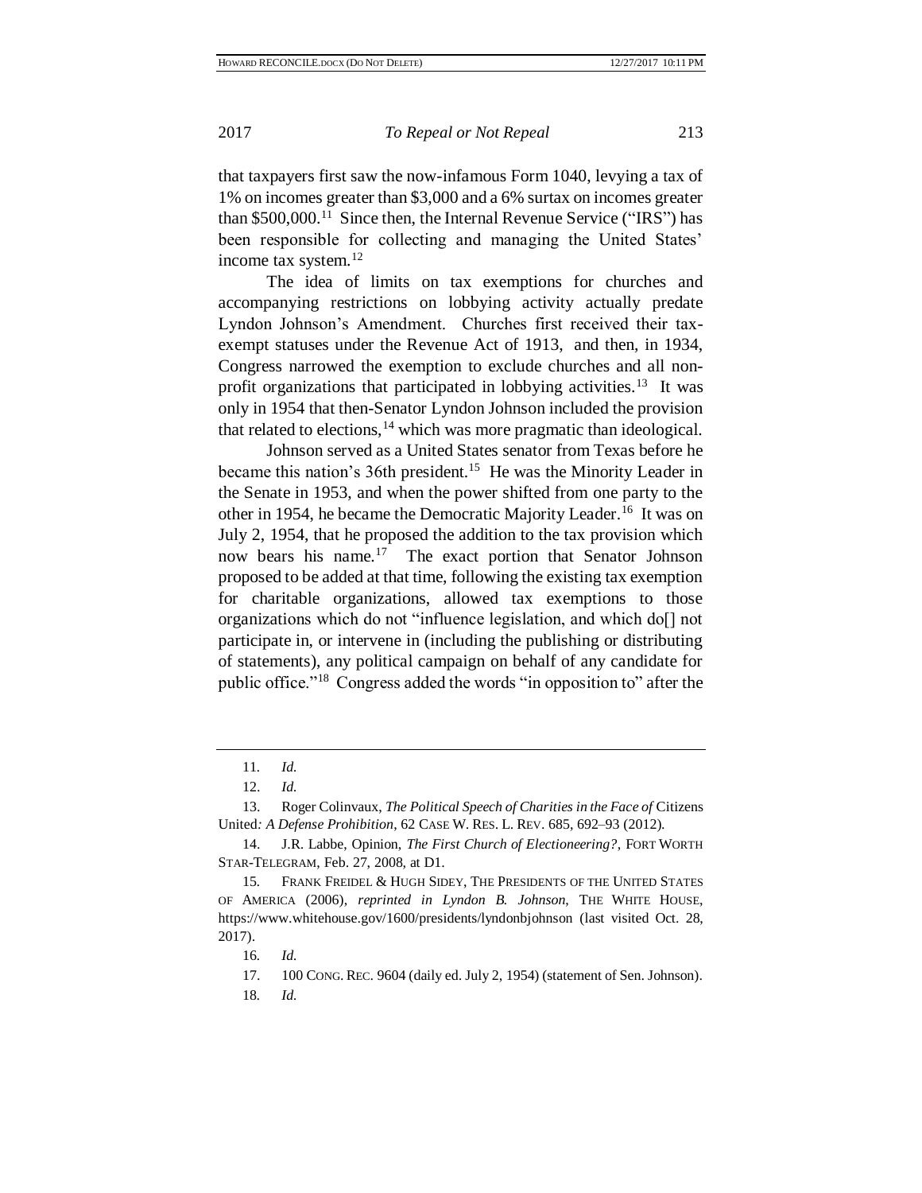that taxpayers first saw the now-infamous Form 1040, levying a tax of 1% on incomes greater than \$3,000 and a 6% surtax on incomes greater than \$500,000.[11] Since then, the Internal Revenue Service ("IRS") has been responsible for collecting and managing the United States' income tax system.[12]

The idea of limits on tax exemptions for churches and accompanying restrictions on lobbying activity actually predate Lyndon Johnson's Amendment. Churches first received their tax-exempt statuses under the Revenue Act of 1913, and then, in 1934, Congress narrowed the exemption to exclude churches and all non-profit organizations that participated in lobbying activities.[13] It was only in 1954 that then-Senator Lyndon Johnson included the provision that related to elections,[14] which was more pragmatic than ideological.

Johnson served as a United States senator from Texas before he became this nation's 36th president.[15] He was the Minority Leader in the Senate in 1953, and when the power shifted from one party to the other in 1954, he became the Democratic Majority Leader.[16] It was on July 2, 1954, that he proposed the addition to the tax provision which now bears his name.[17] The exact portion that Senator Johnson proposed to be added at that time, following the existing tax exemption for charitable organizations, allowed tax exemptions to those organizations which do not "influence legislation, and which do[] not participate in, or intervene in (including the publishing or distributing of statements), any political campaign on behalf of any candidate for public office."[18] Congress added the words "in opposition to" after the

---

11. *Id.*

12. *Id.*

13. Roger Colinvaux, *The Political Speech of Charities in the Face of* Citizens United*: A Defense Prohibition*, 62 CASE W. RES. L. REV. 685, 692–93 (2012).

14. J.R. Labbe, Opinion, *The First Church of Electioneering?*, FORT WORTH STAR-TELEGRAM, Feb. 27, 2008, at D1.

15. FRANK FREIDEL & HUGH SIDEY, THE PRESIDENTS OF THE UNITED STATES OF AMERICA (2006), *reprinted in Lyndon B. Johnson*, THE WHITE HOUSE, https://www.whitehouse.gov/1600/presidents/lyndonbjohnson (last visited Oct. 28, 2017).

16. *Id.*

17. 100 CONG. REC. 9604 (daily ed. July 2, 1954) (statement of Sen. Johnson).

18. *Id.*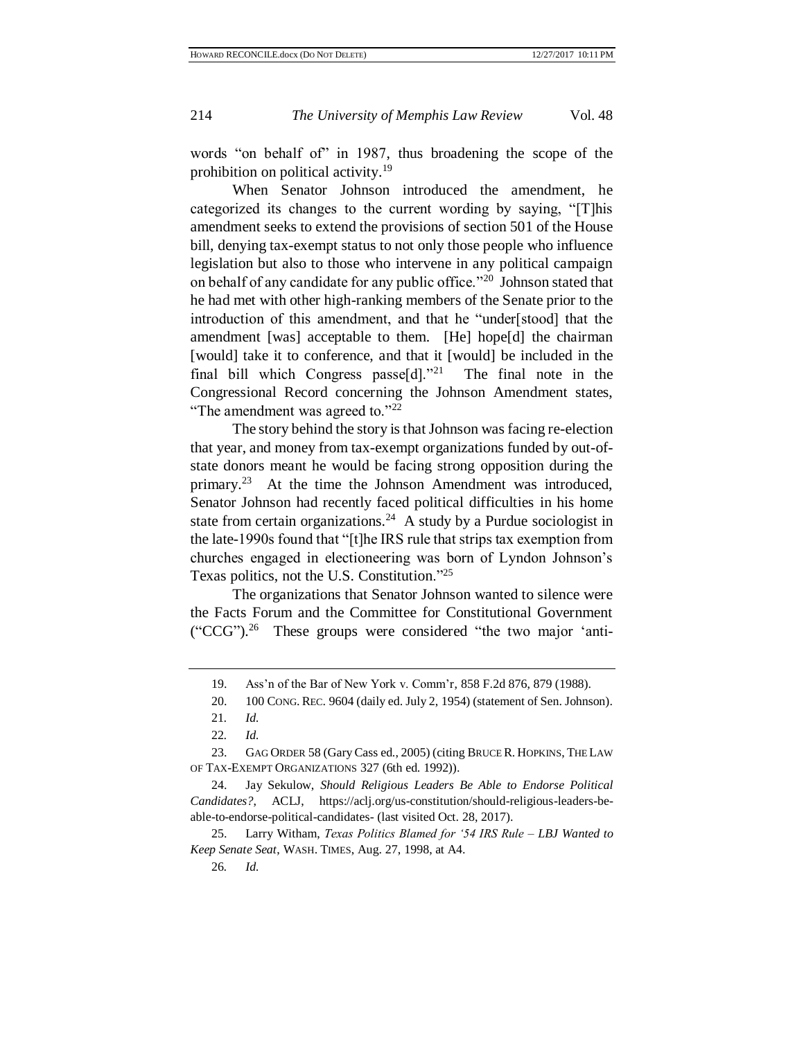words "on behalf of" in 1987, thus broadening the scope of the prohibition on political activity.[19]

When Senator Johnson introduced the amendment, he categorized its changes to the current wording by saying, "[T]his amendment seeks to extend the provisions of section 501 of the House bill, denying tax-exempt status to not only those people who influence legislation but also to those who intervene in any political campaign on behalf of any candidate for any public office."[20] Johnson stated that he had met with other high-ranking members of the Senate prior to the introduction of this amendment, and that he "under[stood] that the amendment [was] acceptable to them. [He] hope[d] the chairman [would] take it to conference, and that it [would] be included in the final bill which Congress passe[d]."[21] The final note in the Congressional Record concerning the Johnson Amendment states, "The amendment was agreed to."[22]

The story behind the story is that Johnson was facing re-election that year, and money from tax-exempt organizations funded by out-of-state donors meant he would be facing strong opposition during the primary.[23] At the time the Johnson Amendment was introduced, Senator Johnson had recently faced political difficulties in his home state from certain organizations.[24] A study by a Purdue sociologist in the late-1990s found that "[t]he IRS rule that strips tax exemption from churches engaged in electioneering was born of Lyndon Johnson's Texas politics, not the U.S. Constitution."[25]

The organizations that Senator Johnson wanted to silence were the Facts Forum and the Committee for Constitutional Government ("CCG").[26] These groups were considered "the two major 'anti-

---

19. Ass'n of the Bar of New York v. Comm'r, 858 F.2d 876, 879 (1988).

20. 100 CONG. REC. 9604 (daily ed. July 2, 1954) (statement of Sen. Johnson).

21. *Id.*

22. *Id.*

23. GAG ORDER 58 (Gary Cass ed., 2005) (citing BRUCE R. HOPKINS, THE LAW OF TAX-EXEMPT ORGANIZATIONS 327 (6th ed. 1992)).

24. Jay Sekulow, *Should Religious Leaders Be Able to Endorse Political Candidates?*, ACLJ, https://aclj.org/us-constitution/should-religious-leaders-be-able-to-endorse-political-candidates- (last visited Oct. 28, 2017).

25. Larry Witham, *Texas Politics Blamed for '54 IRS Rule – LBJ Wanted to Keep Senate Seat*, WASH. TIMES, Aug. 27, 1998, at A4.

26. *Id.*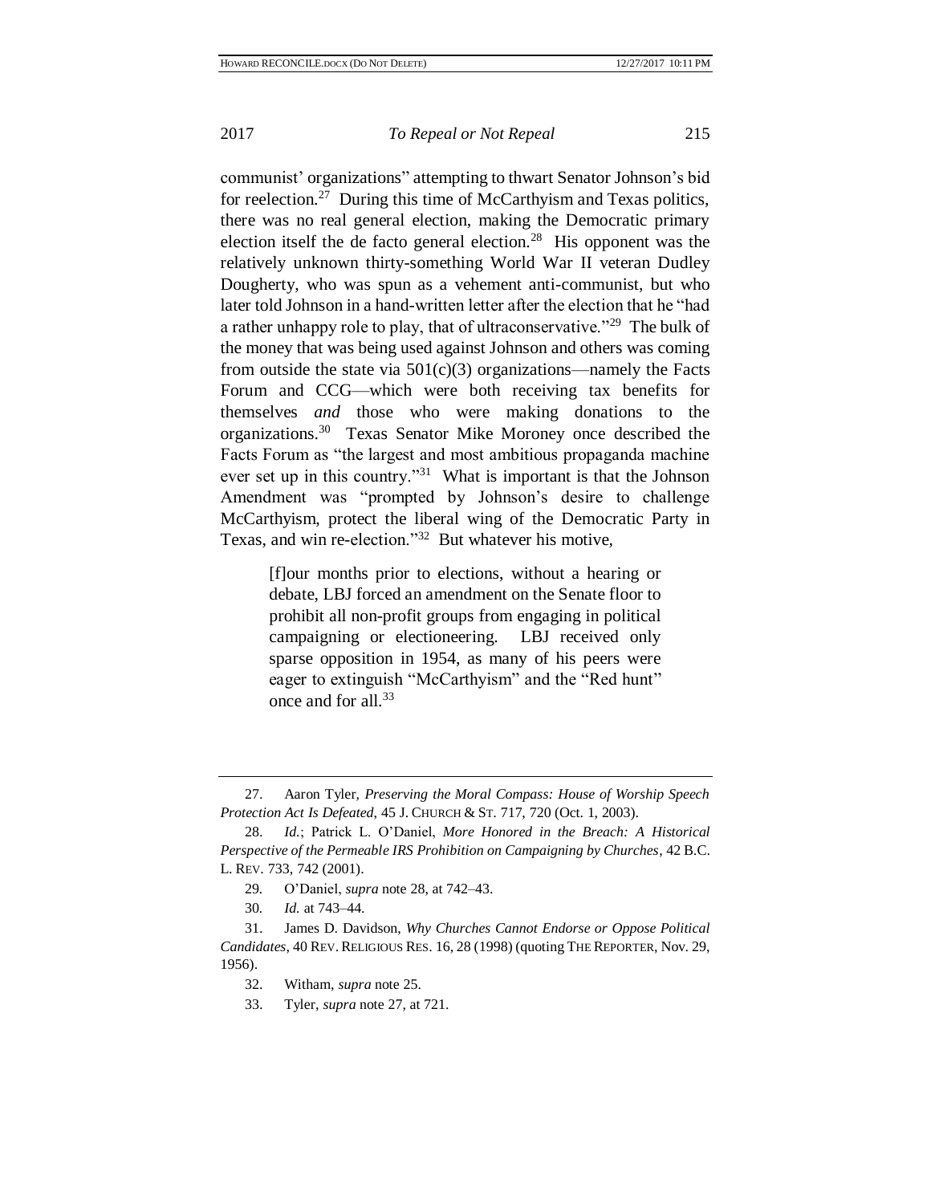communist' organizations" attempting to thwart Senator Johnson's bid for reelection.[27] During this time of McCarthyism and Texas politics, there was no real general election, making the Democratic primary election itself the de facto general election.[28] His opponent was the relatively unknown thirty-something World War II veteran Dudley Dougherty, who was spun as a vehement anti-communist, but who later told Johnson in a hand-written letter after the election that he "had a rather unhappy role to play, that of ultraconservative."[29] The bulk of the money that was being used against Johnson and others was coming from outside the state via 501(c)(3) organizations—namely the Facts Forum and CCG—which were both receiving tax benefits for themselves *and* those who were making donations to the organizations.[30] Texas Senator Mike Moroney once described the Facts Forum as "the largest and most ambitious propaganda machine ever set up in this country."[31] What is important is that the Johnson Amendment was "prompted by Johnson's desire to challenge McCarthyism, protect the liberal wing of the Democratic Party in Texas, and win re-election."[32] But whatever his motive,

> [f]our months prior to elections, without a hearing or debate, LBJ forced an amendment on the Senate floor to prohibit all non-profit groups from engaging in political campaigning or electioneering. LBJ received only sparse opposition in 1954, as many of his peers were eager to extinguish "McCarthyism" and the "Red hunt" once and for all.[33]

---

27. Aaron Tyler, *Preserving the Moral Compass: House of Worship Speech Protection Act Is Defeated*, 45 J. CHURCH & ST. 717, 720 (Oct. 1, 2003).

28. *Id.*; Patrick L. O'Daniel, *More Honored in the Breach: A Historical Perspective of the Permeable IRS Prohibition on Campaigning by Churches*, 42 B.C. L. REV. 733, 742 (2001).

29. O'Daniel, *supra* note 28, at 742–43.

30. *Id.* at 743–44.

31. James D. Davidson, *Why Churches Cannot Endorse or Oppose Political Candidates*, 40 REV. RELIGIOUS RES. 16, 28 (1998) (quoting THE REPORTER, Nov. 29, 1956).

32. Witham, *supra* note 25.

33. Tyler, *supra* note 27, at 721.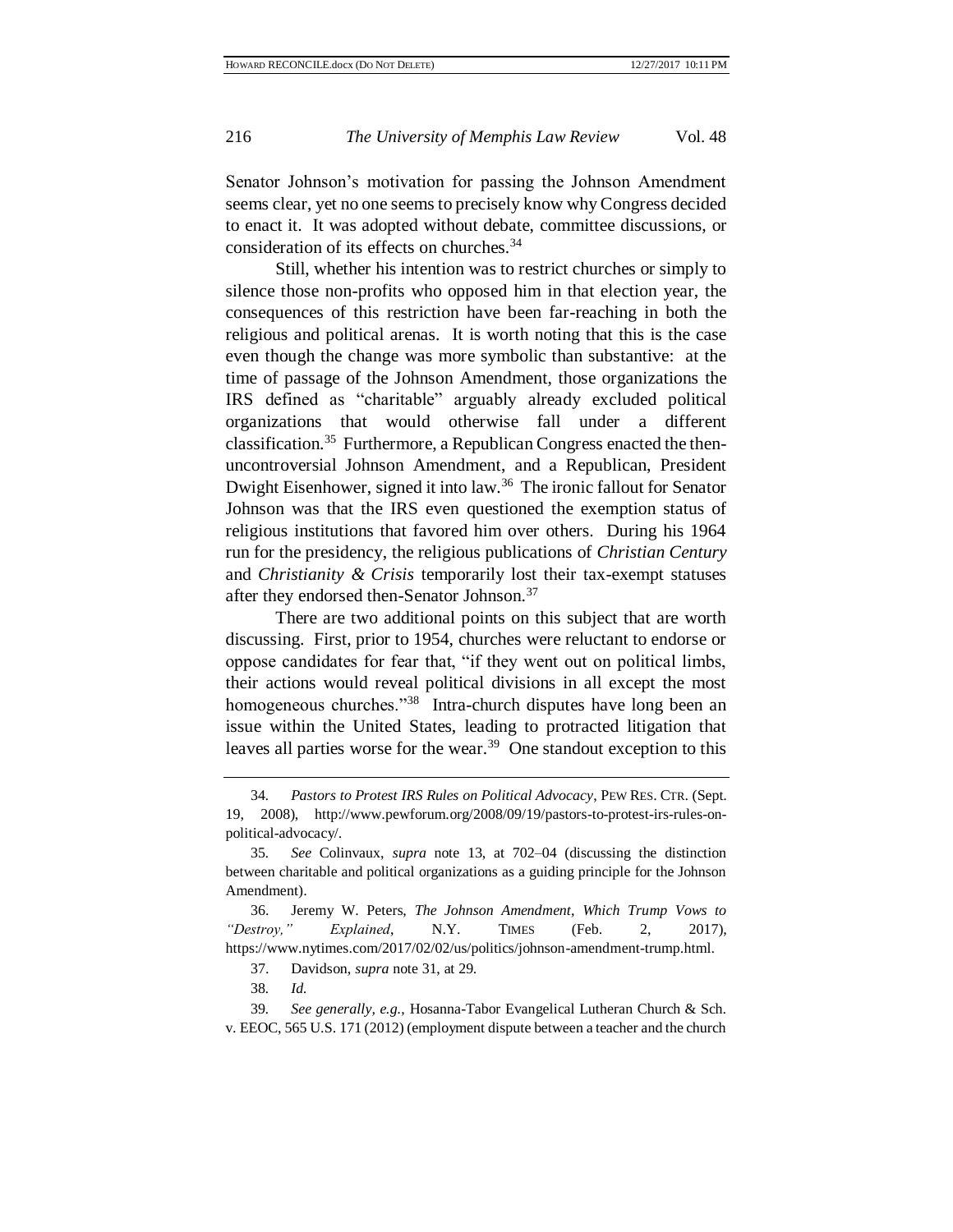Senator Johnson's motivation for passing the Johnson Amendment seems clear, yet no one seems to precisely know why Congress decided to enact it. It was adopted without debate, committee discussions, or consideration of its effects on churches.[34]

Still, whether his intention was to restrict churches or simply to silence those non-profits who opposed him in that election year, the consequences of this restriction have been far-reaching in both the religious and political arenas. It is worth noting that this is the case even though the change was more symbolic than substantive: at the time of passage of the Johnson Amendment, those organizations the IRS defined as "charitable" arguably already excluded political organizations that would otherwise fall under a different classification.[35] Furthermore, a Republican Congress enacted the then-uncontroversial Johnson Amendment, and a Republican, President Dwight Eisenhower, signed it into law.[36] The ironic fallout for Senator Johnson was that the IRS even questioned the exemption status of religious institutions that favored him over others. During his 1964 run for the presidency, the religious publications of *Christian Century* and *Christianity & Crisis* temporarily lost their tax-exempt statuses after they endorsed then-Senator Johnson.[37]

There are two additional points on this subject that are worth discussing. First, prior to 1954, churches were reluctant to endorse or oppose candidates for fear that, "if they went out on political limbs, their actions would reveal political divisions in all except the most homogeneous churches."[38] Intra-church disputes have long been an issue within the United States, leading to protracted litigation that leaves all parties worse for the wear.[39] One standout exception to this

---

34. *Pastors to Protest IRS Rules on Political Advocacy*, PEW RES. CTR. (Sept. 19, 2008), http://www.pewforum.org/2008/09/19/pastors-to-protest-irs-rules-on-political-advocacy/.

35. *See* Colinvaux, *supra* note 13, at 702–04 (discussing the distinction between charitable and political organizations as a guiding principle for the Johnson Amendment).

36. Jeremy W. Peters, *The Johnson Amendment, Which Trump Vows to "Destroy," Explained*, N.Y. TIMES (Feb. 2, 2017), https://www.nytimes.com/2017/02/02/us/politics/johnson-amendment-trump.html.

37. Davidson, *supra* note 31, at 29.

38. *Id.*

39. *See generally, e.g.*, Hosanna-Tabor Evangelical Lutheran Church & Sch. v. EEOC, 565 U.S. 171 (2012) (employment dispute between a teacher and the church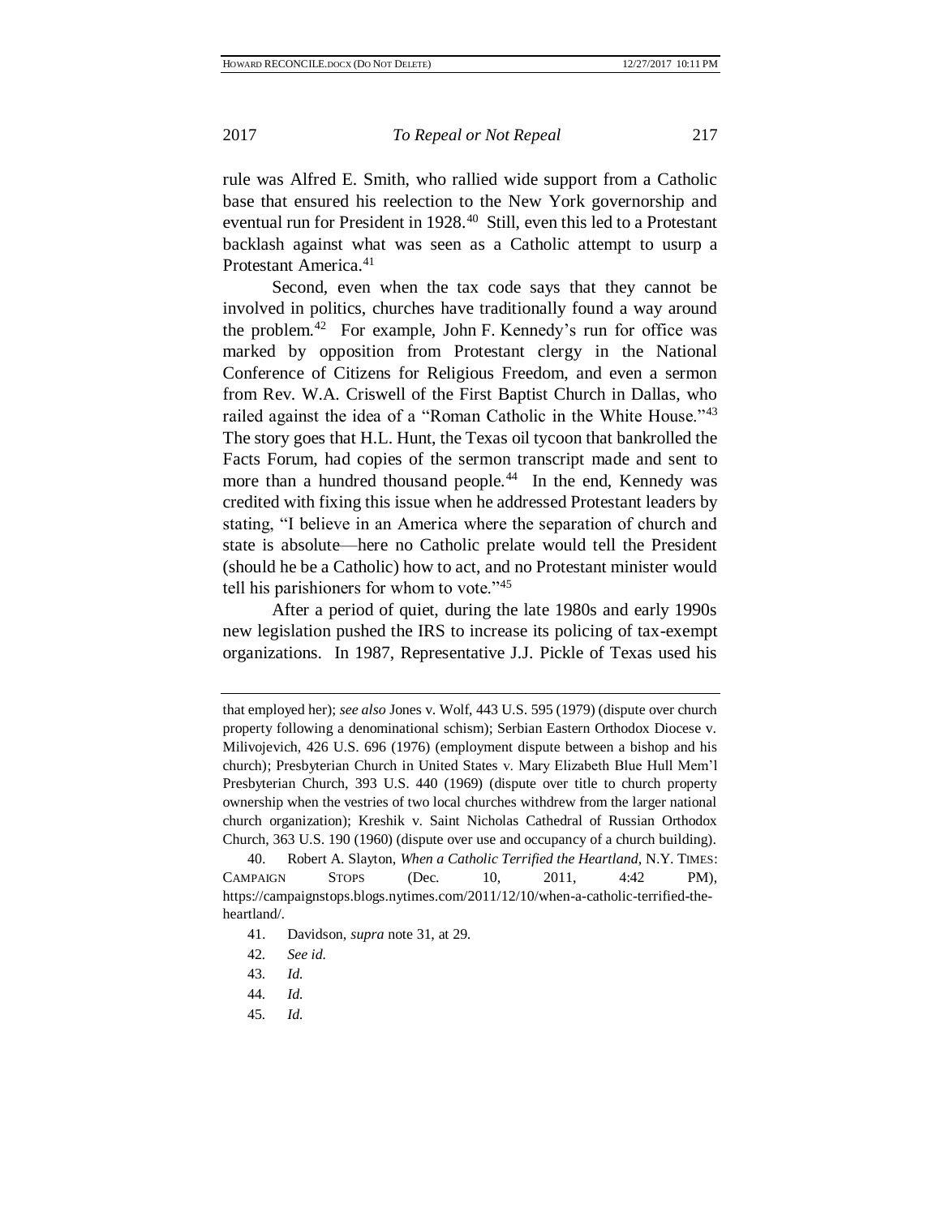rule was Alfred E. Smith, who rallied wide support from a Catholic base that ensured his reelection to the New York governorship and eventual run for President in 1928.[40] Still, even this led to a Protestant backlash against what was seen as a Catholic attempt to usurp a Protestant America.[41]

Second, even when the tax code says that they cannot be involved in politics, churches have traditionally found a way around the problem.[42] For example, John F. Kennedy's run for office was marked by opposition from Protestant clergy in the National Conference of Citizens for Religious Freedom, and even a sermon from Rev. W.A. Criswell of the First Baptist Church in Dallas, who railed against the idea of a "Roman Catholic in the White House."[43] The story goes that H.L. Hunt, the Texas oil tycoon that bankrolled the Facts Forum, had copies of the sermon transcript made and sent to more than a hundred thousand people.[44] In the end, Kennedy was credited with fixing this issue when he addressed Protestant leaders by stating, "I believe in an America where the separation of church and state is absolute—here no Catholic prelate would tell the President (should he be a Catholic) how to act, and no Protestant minister would tell his parishioners for whom to vote."[45]

After a period of quiet, during the late 1980s and early 1990s new legislation pushed the IRS to increase its policing of tax-exempt organizations. In 1987, Representative J.J. Pickle of Texas used his

---

that employed her); *see also* Jones v. Wolf, 443 U.S. 595 (1979) (dispute over church property following a denominational schism); Serbian Eastern Orthodox Diocese v. Milivojevich, 426 U.S. 696 (1976) (employment dispute between a bishop and his church); Presbyterian Church in United States v. Mary Elizabeth Blue Hull Mem'l Presbyterian Church, 393 U.S. 440 (1969) (dispute over title to church property ownership when the vestries of two local churches withdrew from the larger national church organization); Kreshik v. Saint Nicholas Cathedral of Russian Orthodox Church, 363 U.S. 190 (1960) (dispute over use and occupancy of a church building).

40. Robert A. Slayton, *When a Catholic Terrified the Heartland*, N.Y. TIMES: CAMPAIGN STOPS (Dec. 10, 2011, 4:42 PM), https://campaignstops.blogs.nytimes.com/2011/12/10/when-a-catholic-terrified-the-heartland/.

41. Davidson, *supra* note 31, at 29.

42. *See id.*

43. *Id.*

44. *Id.*

45. *Id.*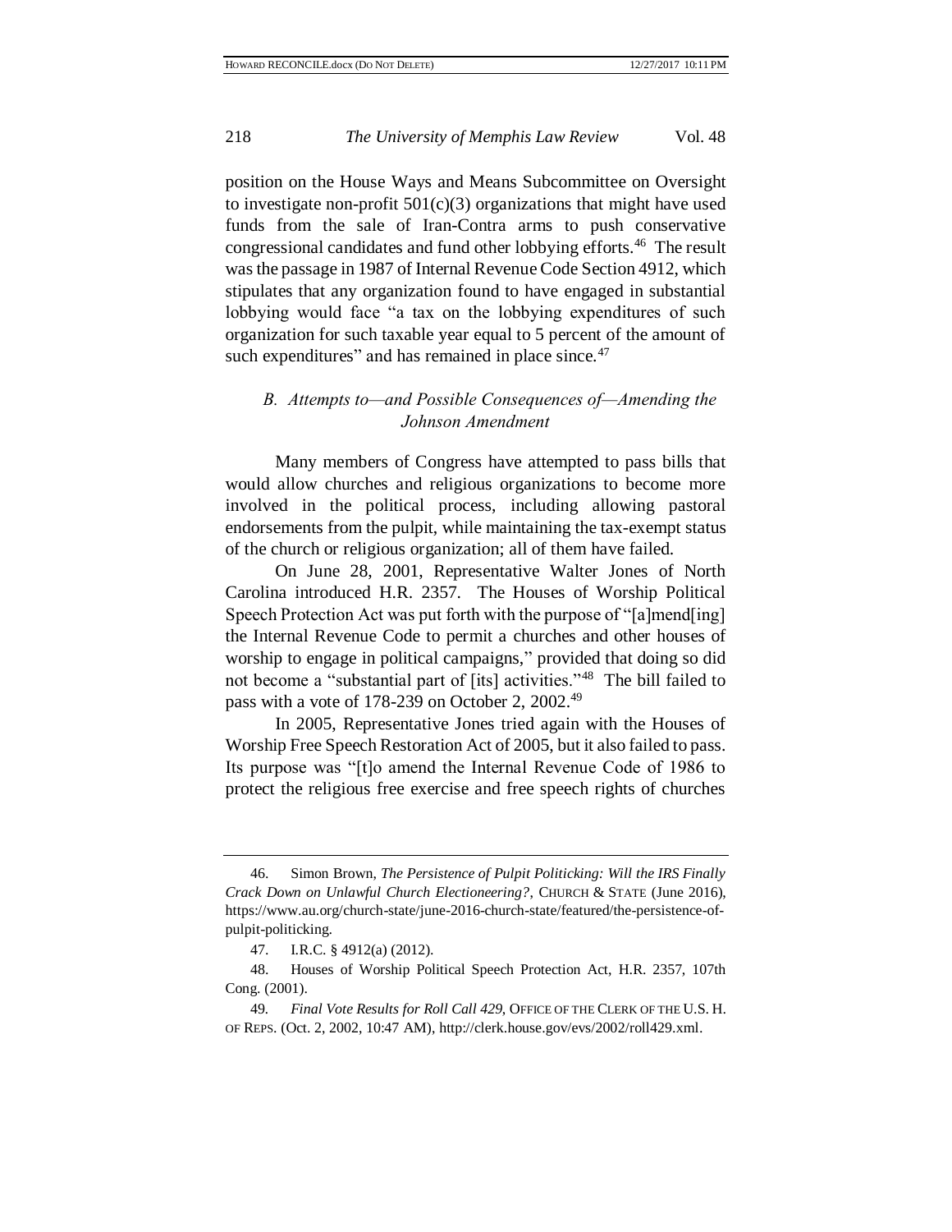position on the House Ways and Means Subcommittee on Oversight to investigate non-profit 501(c)(3) organizations that might have used funds from the sale of Iran-Contra arms to push conservative congressional candidates and fund other lobbying efforts.[46] The result was the passage in 1987 of Internal Revenue Code Section 4912, which stipulates that any organization found to have engaged in substantial lobbying would face "a tax on the lobbying expenditures of such organization for such taxable year equal to 5 percent of the amount of such expenditures" and has remained in place since.[47]

### *B. Attempts to—and Possible Consequences of—Amending the Johnson Amendment*

Many members of Congress have attempted to pass bills that would allow churches and religious organizations to become more involved in the political process, including allowing pastoral endorsements from the pulpit, while maintaining the tax-exempt status of the church or religious organization; all of them have failed.

On June 28, 2001, Representative Walter Jones of North Carolina introduced H.R. 2357. The Houses of Worship Political Speech Protection Act was put forth with the purpose of "[a]mend[ing] the Internal Revenue Code to permit a churches and other houses of worship to engage in political campaigns," provided that doing so did not become a "substantial part of [its] activities."[48] The bill failed to pass with a vote of 178-239 on October 2, 2002.[49]

In 2005, Representative Jones tried again with the Houses of Worship Free Speech Restoration Act of 2005, but it also failed to pass. Its purpose was "[t]o amend the Internal Revenue Code of 1986 to protect the religious free exercise and free speech rights of churches

---

46. Simon Brown, *The Persistence of Pulpit Politicking: Will the IRS Finally Crack Down on Unlawful Church Electioneering?*, CHURCH & STATE (June 2016), https://www.au.org/church-state/june-2016-church-state/featured/the-persistence-of-pulpit-politicking.

47. I.R.C. § 4912(a) (2012).

48. Houses of Worship Political Speech Protection Act, H.R. 2357, 107th Cong. (2001).

49. *Final Vote Results for Roll Call 429*, OFFICE OF THE CLERK OF THE U.S. H. OF REPS. (Oct. 2, 2002, 10:47 AM), http://clerk.house.gov/evs/2002/roll429.xml.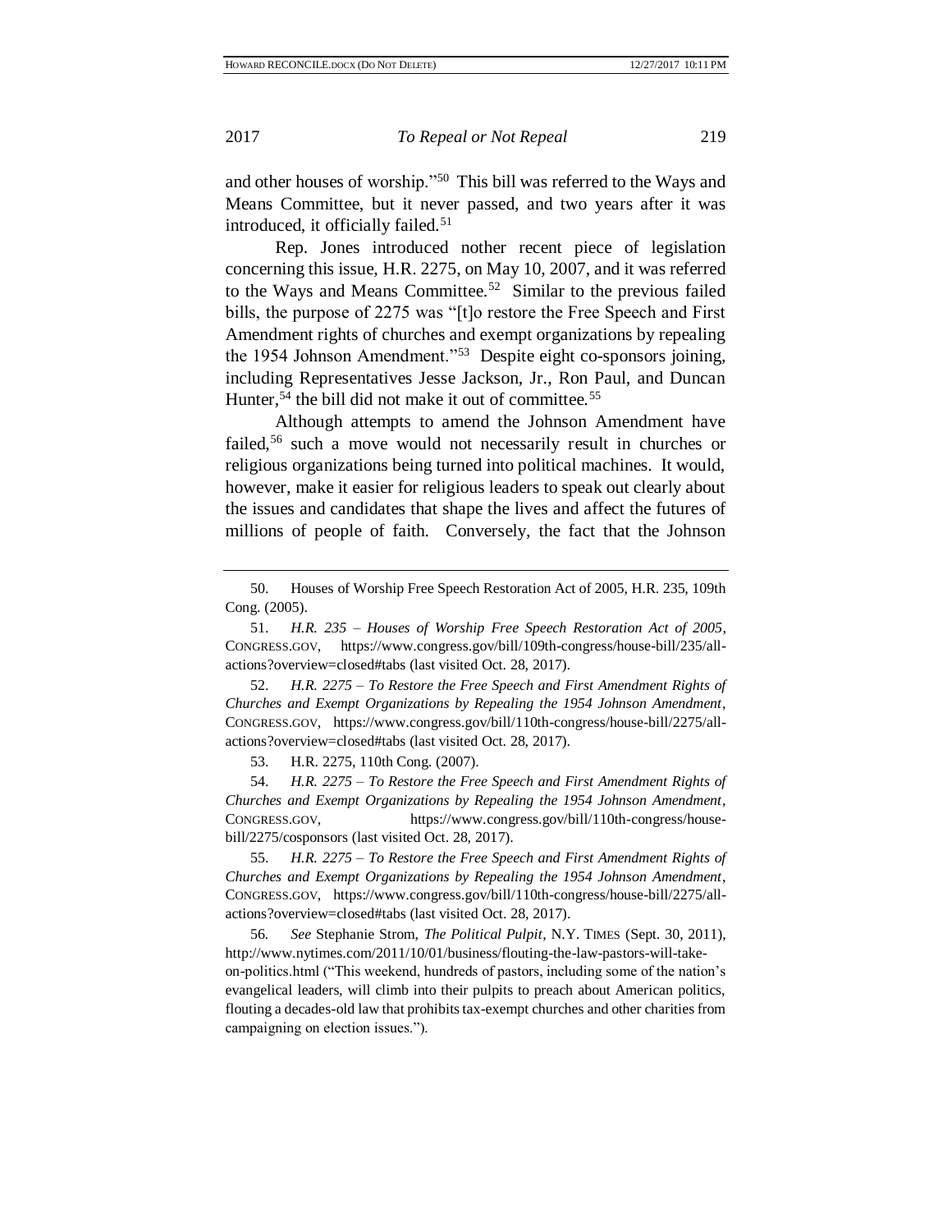and other houses of worship."[50] This bill was referred to the Ways and Means Committee, but it never passed, and two years after it was introduced, it officially failed.[51]

Rep. Jones introduced nother recent piece of legislation concerning this issue, H.R. 2275, on May 10, 2007, and it was referred to the Ways and Means Committee.[52] Similar to the previous failed bills, the purpose of 2275 was "[t]o restore the Free Speech and First Amendment rights of churches and exempt organizations by repealing the 1954 Johnson Amendment."[53] Despite eight co-sponsors joining, including Representatives Jesse Jackson, Jr., Ron Paul, and Duncan Hunter,[54] the bill did not make it out of committee.[55]

Although attempts to amend the Johnson Amendment have failed,[56] such a move would not necessarily result in churches or religious organizations being turned into political machines. It would, however, make it easier for religious leaders to speak out clearly about the issues and candidates that shape the lives and affect the futures of millions of people of faith. Conversely, the fact that the Johnson

---

50. Houses of Worship Free Speech Restoration Act of 2005, H.R. 235, 109th Cong. (2005).

51. *H.R. 235 – Houses of Worship Free Speech Restoration Act of 2005*, CONGRESS.GOV, https://www.congress.gov/bill/109th-congress/house-bill/235/all-actions?overview=closed#tabs (last visited Oct. 28, 2017).

52. *H.R. 2275 – To Restore the Free Speech and First Amendment Rights of Churches and Exempt Organizations by Repealing the 1954 Johnson Amendment*, CONGRESS.GOV, https://www.congress.gov/bill/110th-congress/house-bill/2275/all-actions?overview=closed#tabs (last visited Oct. 28, 2017).

53. H.R. 2275, 110th Cong. (2007).

54. *H.R. 2275 – To Restore the Free Speech and First Amendment Rights of Churches and Exempt Organizations by Repealing the 1954 Johnson Amendment*, CONGRESS.GOV, https://www.congress.gov/bill/110th-congress/house-bill/2275/cosponsors (last visited Oct. 28, 2017).

55. *H.R. 2275 – To Restore the Free Speech and First Amendment Rights of Churches and Exempt Organizations by Repealing the 1954 Johnson Amendment*, CONGRESS.GOV, https://www.congress.gov/bill/110th-congress/house-bill/2275/all-actions?overview=closed#tabs (last visited Oct. 28, 2017).

56. *See* Stephanie Strom, *The Political Pulpit*, N.Y. TIMES (Sept. 30, 2011), http://www.nytimes.com/2011/10/01/business/flouting-the-law-pastors-will-take-on-politics.html ("This weekend, hundreds of pastors, including some of the nation's evangelical leaders, will climb into their pulpits to preach about American politics, flouting a decades-old law that prohibits tax-exempt churches and other charities from campaigning on election issues.").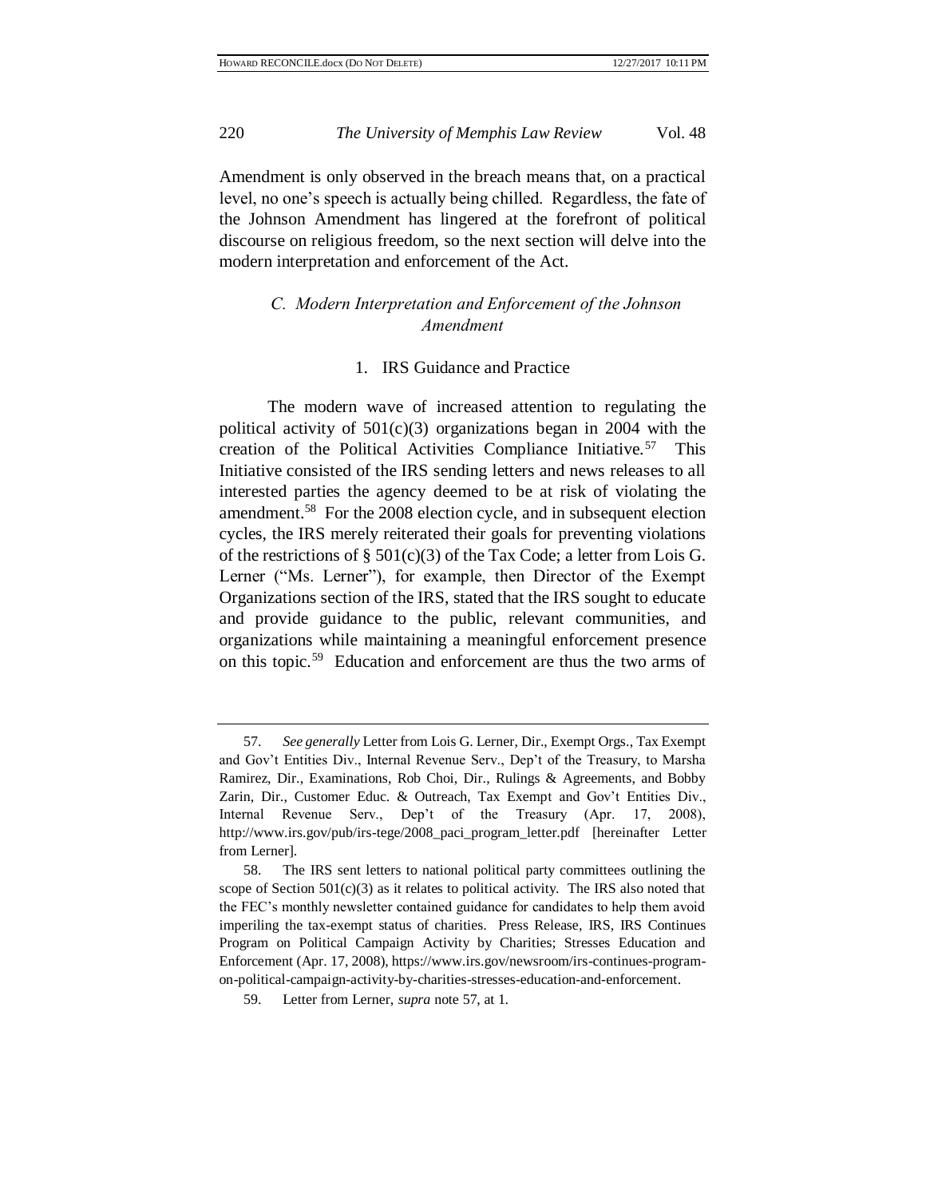Amendment is only observed in the breach means that, on a practical level, no one's speech is actually being chilled. Regardless, the fate of the Johnson Amendment has lingered at the forefront of political discourse on religious freedom, so the next section will delve into the modern interpretation and enforcement of the Act.

### *C. Modern Interpretation and Enforcement of the Johnson Amendment*

#### 1. IRS Guidance and Practice

The modern wave of increased attention to regulating the political activity of 501(c)(3) organizations began in 2004 with the creation of the Political Activities Compliance Initiative.[57] This Initiative consisted of the IRS sending letters and news releases to all interested parties the agency deemed to be at risk of violating the amendment.[58] For the 2008 election cycle, and in subsequent election cycles, the IRS merely reiterated their goals for preventing violations of the restrictions of § 501(c)(3) of the Tax Code; a letter from Lois G. Lerner ("Ms. Lerner"), for example, then Director of the Exempt Organizations section of the IRS, stated that the IRS sought to educate and provide guidance to the public, relevant communities, and organizations while maintaining a meaningful enforcement presence on this topic.[59] Education and enforcement are thus the two arms of

---

57. *See generally* Letter from Lois G. Lerner, Dir., Exempt Orgs., Tax Exempt and Gov't Entities Div., Internal Revenue Serv., Dep't of the Treasury, to Marsha Ramirez, Dir., Examinations, Rob Choi, Dir., Rulings & Agreements, and Bobby Zarin, Dir., Customer Educ. & Outreach, Tax Exempt and Gov't Entities Div., Internal Revenue Serv., Dep't of the Treasury (Apr. 17, 2008), http://www.irs.gov/pub/irs-tege/2008_paci_program_letter.pdf [hereinafter Letter from Lerner].

58. The IRS sent letters to national political party committees outlining the scope of Section 501(c)(3) as it relates to political activity. The IRS also noted that the FEC's monthly newsletter contained guidance for candidates to help them avoid imperiling the tax-exempt status of charities. Press Release, IRS, IRS Continues Program on Political Campaign Activity by Charities; Stresses Education and Enforcement (Apr. 17, 2008), https://www.irs.gov/newsroom/irs-continues-program-on-political-campaign-activity-by-charities-stresses-education-and-enforcement.

59. Letter from Lerner, *supra* note 57, at 1.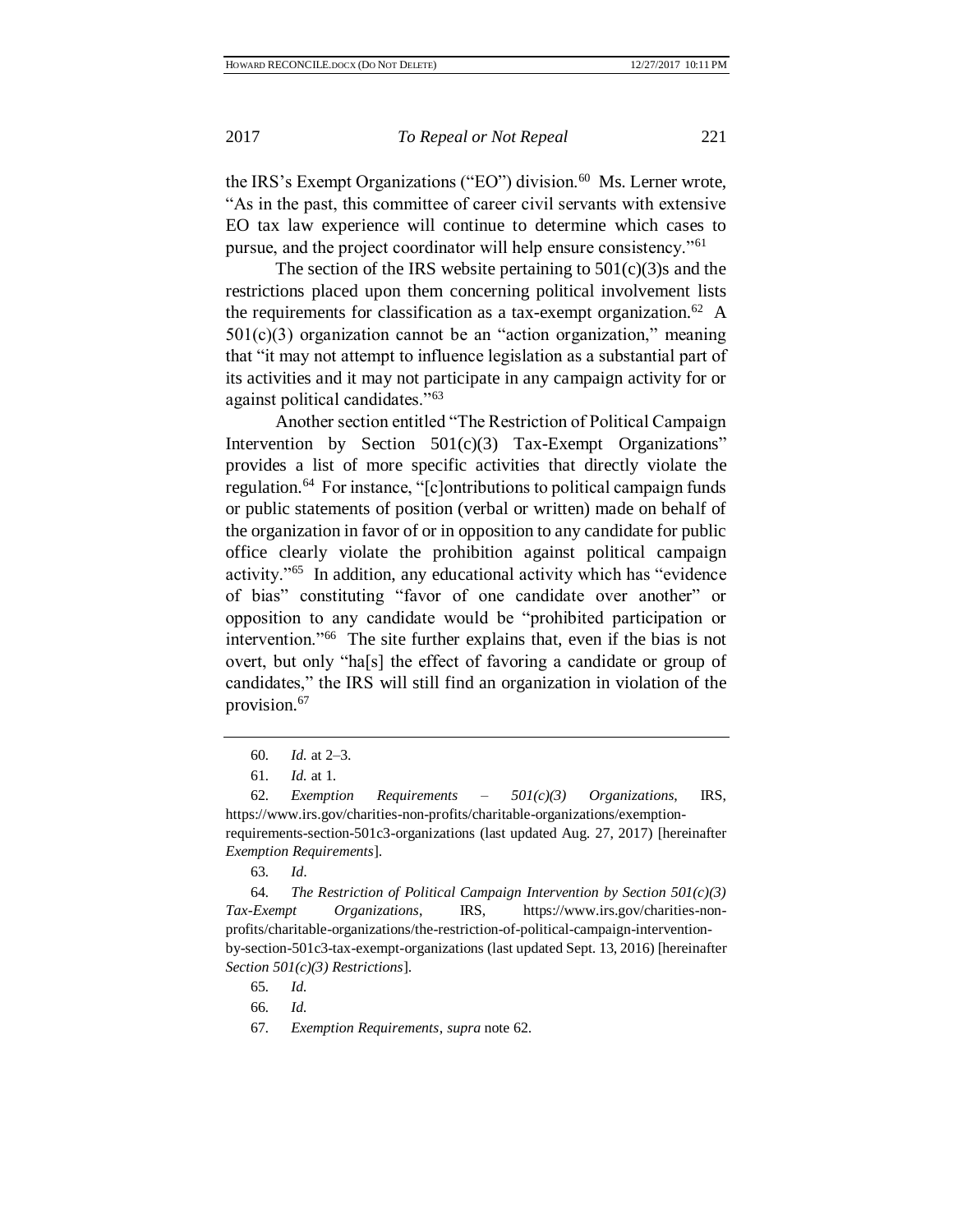the IRS's Exempt Organizations ("EO") division.[60] Ms. Lerner wrote, "As in the past, this committee of career civil servants with extensive EO tax law experience will continue to determine which cases to pursue, and the project coordinator will help ensure consistency."[61]

The section of the IRS website pertaining to 501(c)(3)s and the restrictions placed upon them concerning political involvement lists the requirements for classification as a tax-exempt organization.[62] A 501(c)(3) organization cannot be an "action organization," meaning that "it may not attempt to influence legislation as a substantial part of its activities and it may not participate in any campaign activity for or against political candidates."[63]

Another section entitled "The Restriction of Political Campaign Intervention by Section 501(c)(3) Tax-Exempt Organizations" provides a list of more specific activities that directly violate the regulation.[64] For instance, "[c]ontributions to political campaign funds or public statements of position (verbal or written) made on behalf of the organization in favor of or in opposition to any candidate for public office clearly violate the prohibition against political campaign activity."[65] In addition, any educational activity which has "evidence of bias" constituting "favor of one candidate over another" or opposition to any candidate would be "prohibited participation or intervention."[66] The site further explains that, even if the bias is not overt, but only "ha[s] the effect of favoring a candidate or group of candidates," the IRS will still find an organization in violation of the provision.[67]

---

60. *Id.* at 2–3.

61. *Id.* at 1.

62. *Exemption Requirements – 501(c)(3) Organizations*, IRS, https://www.irs.gov/charities-non-profits/charitable-organizations/exemption-requirements-section-501c3-organizations (last updated Aug. 27, 2017) [hereinafter *Exemption Requirements*].

63. *Id*.

64. *The Restriction of Political Campaign Intervention by Section 501(c)(3) Tax-Exempt Organizations*, IRS, https://www.irs.gov/charities-non-profits/charitable-organizations/the-restriction-of-political-campaign-intervention-by-section-501c3-tax-exempt-organizations (last updated Sept. 13, 2016) [hereinafter *Section 501(c)(3) Restrictions*].

65. *Id.*

66. *Id.*

67. *Exemption Requirements*, *supra* note 62.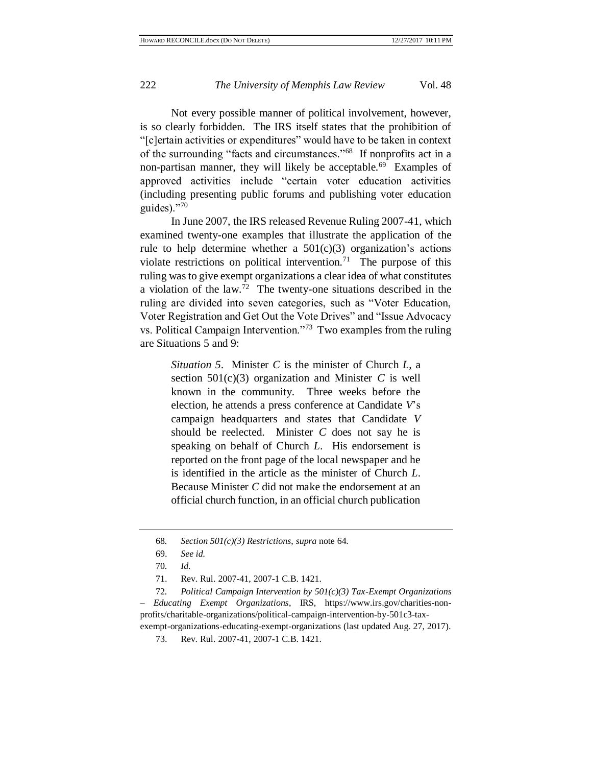Not every possible manner of political involvement, however, is so clearly forbidden. The IRS itself states that the prohibition of "[c]ertain activities or expenditures" would have to be taken in context of the surrounding "facts and circumstances."[68] If nonprofits act in a non-partisan manner, they will likely be acceptable.[69] Examples of approved activities include "certain voter education activities (including presenting public forums and publishing voter education guides)."[70]

In June 2007, the IRS released Revenue Ruling 2007-41, which examined twenty-one examples that illustrate the application of the rule to help determine whether a 501(c)(3) organization's actions violate restrictions on political intervention.[71] The purpose of this ruling was to give exempt organizations a clear idea of what constitutes a violation of the law.[72] The twenty-one situations described in the ruling are divided into seven categories, such as "Voter Education, Voter Registration and Get Out the Vote Drives" and "Issue Advocacy vs. Political Campaign Intervention."[73] Two examples from the ruling are Situations 5 and 9:

> *Situation 5*. Minister *C* is the minister of Church *L*, a section 501(c)(3) organization and Minister *C* is well known in the community. Three weeks before the election, he attends a press conference at Candidate *V*'s campaign headquarters and states that Candidate *V* should be reelected. Minister *C* does not say he is speaking on behalf of Church *L*. His endorsement is reported on the front page of the local newspaper and he is identified in the article as the minister of Church *L*. Because Minister *C* did not make the endorsement at an official church function, in an official church publication

---

68. *Section 501(c)(3) Restrictions*, *supra* note 64.

69. *See id.*

70. *Id.*

71. Rev. Rul. 2007-41, 2007-1 C.B. 1421.

72. *Political Campaign Intervention by 501(c)(3) Tax-Exempt Organizations – Educating Exempt Organizations*, IRS, https://www.irs.gov/charities-non-profits/charitable-organizations/political-campaign-intervention-by-501c3-tax-exempt-organizations-educating-exempt-organizations (last updated Aug. 27, 2017).

73. Rev. Rul. 2007-41, 2007-1 C.B. 1421.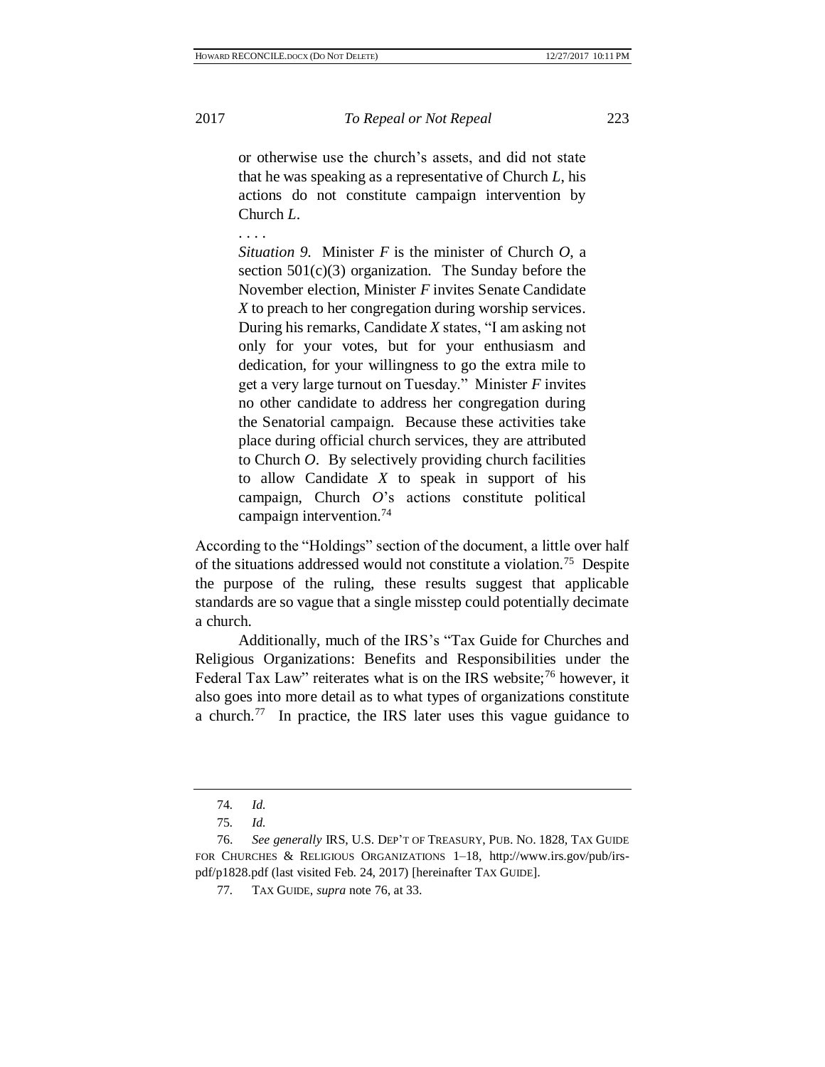> or otherwise use the church's assets, and did not state that he was speaking as a representative of Church *L*, his actions do not constitute campaign intervention by Church *L*.
>
> . . . .
>
> *Situation 9*. Minister *F* is the minister of Church *O*, a section 501(c)(3) organization. The Sunday before the November election, Minister *F* invites Senate Candidate *X* to preach to her congregation during worship services. During his remarks, Candidate *X* states, "I am asking not only for your votes, but for your enthusiasm and dedication, for your willingness to go the extra mile to get a very large turnout on Tuesday." Minister *F* invites no other candidate to address her congregation during the Senatorial campaign. Because these activities take place during official church services, they are attributed to Church *O*. By selectively providing church facilities to allow Candidate *X* to speak in support of his campaign, Church *O*'s actions constitute political campaign intervention.[74]

According to the "Holdings" section of the document, a little over half of the situations addressed would not constitute a violation.[75] Despite the purpose of the ruling, these results suggest that applicable standards are so vague that a single misstep could potentially decimate a church.

Additionally, much of the IRS's "Tax Guide for Churches and Religious Organizations: Benefits and Responsibilities under the Federal Tax Law" reiterates what is on the IRS website;[76] however, it also goes into more detail as to what types of organizations constitute a church.[77] In practice, the IRS later uses this vague guidance to

---

74. *Id.*

75. *Id.*

76. *See generally* IRS, U.S. DEP'T OF TREASURY, PUB. NO. 1828, TAX GUIDE FOR CHURCHES & RELIGIOUS ORGANIZATIONS 1–18, http://www.irs.gov/pub/irs-pdf/p1828.pdf (last visited Feb. 24, 2017) [hereinafter TAX GUIDE].

77. TAX GUIDE, *supra* note 76, at 33.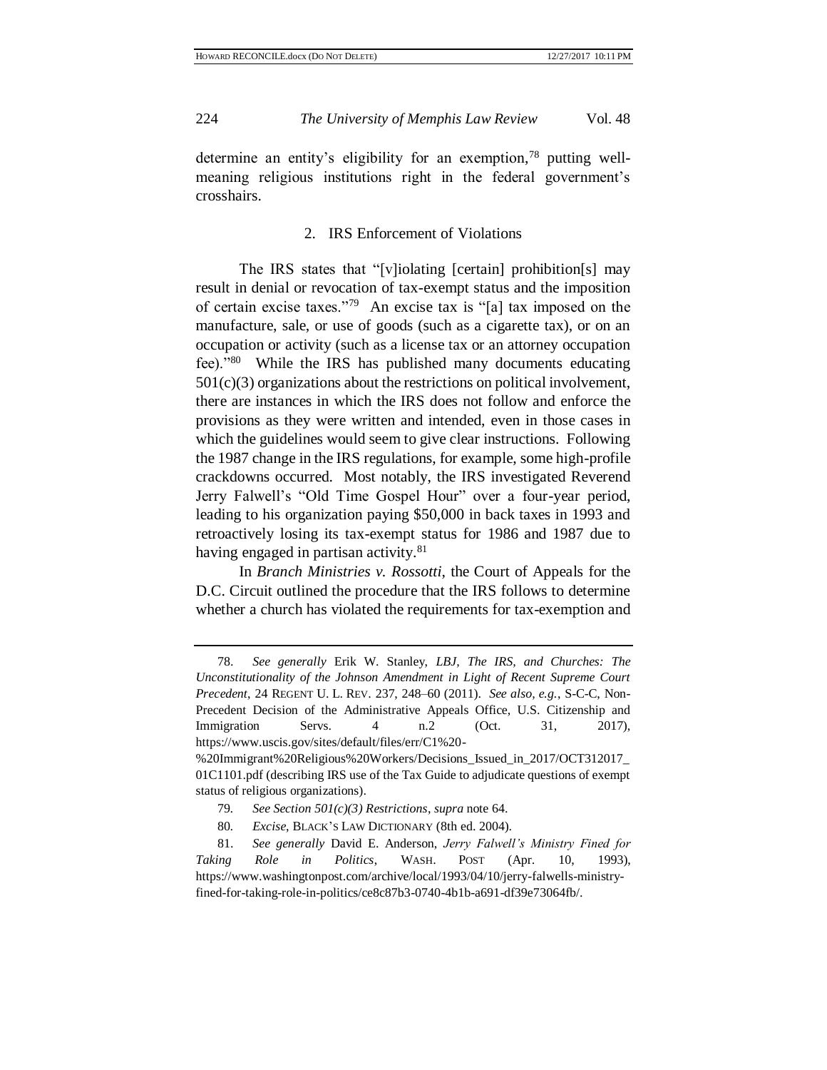determine an entity's eligibility for an exemption,[78] putting well-meaning religious institutions right in the federal government's crosshairs.

### 2. IRS Enforcement of Violations

The IRS states that "[v]iolating [certain] prohibition[s] may result in denial or revocation of tax-exempt status and the imposition of certain excise taxes."[79] An excise tax is "[a] tax imposed on the manufacture, sale, or use of goods (such as a cigarette tax), or on an occupation or activity (such as a license tax or an attorney occupation fee)."[80] While the IRS has published many documents educating 501(c)(3) organizations about the restrictions on political involvement, there are instances in which the IRS does not follow and enforce the provisions as they were written and intended, even in those cases in which the guidelines would seem to give clear instructions. Following the 1987 change in the IRS regulations, for example, some high-profile crackdowns occurred. Most notably, the IRS investigated Reverend Jerry Falwell's "Old Time Gospel Hour" over a four-year period, leading to his organization paying $50,000 in back taxes in 1993 and retroactively losing its tax-exempt status for 1986 and 1987 due to having engaged in partisan activity.[81]

In *Branch Ministries v. Rossotti*, the Court of Appeals for the D.C. Circuit outlined the procedure that the IRS follows to determine whether a church has violated the requirements for tax-exemption and

---

78. *See generally* Erik W. Stanley, *LBJ, The IRS, and Churches: The Unconstitutionality of the Johnson Amendment in Light of Recent Supreme Court Precedent*, 24 REGENT U. L. REV. 237, 248–60 (2011). *See also, e.g.*, S-C-C, Non-Precedent Decision of the Administrative Appeals Office, U.S. Citizenship and Immigration Servs. 4 n.2 (Oct. 31, 2017), https://www.uscis.gov/sites/default/files/err/C1%20-%20Immigrant%20Religious%20Workers/Decisions_Issued_in_2017/OCT312017_01C1101.pdf (describing IRS use of the Tax Guide to adjudicate questions of exempt status of religious organizations).

79. *See Section 501(c)(3) Restrictions*, *supra* note 64.

80. *Excise*, BLACK'S LAW DICTIONARY (8th ed. 2004).

81. *See generally* David E. Anderson, *Jerry Falwell's Ministry Fined for Taking Role in Politics*, WASH. POST (Apr. 10, 1993), https://www.washingtonpost.com/archive/local/1993/04/10/jerry-falwells-ministry-fined-for-taking-role-in-politics/ce8c87b3-0740-4b1b-a691-df39e73064fb/.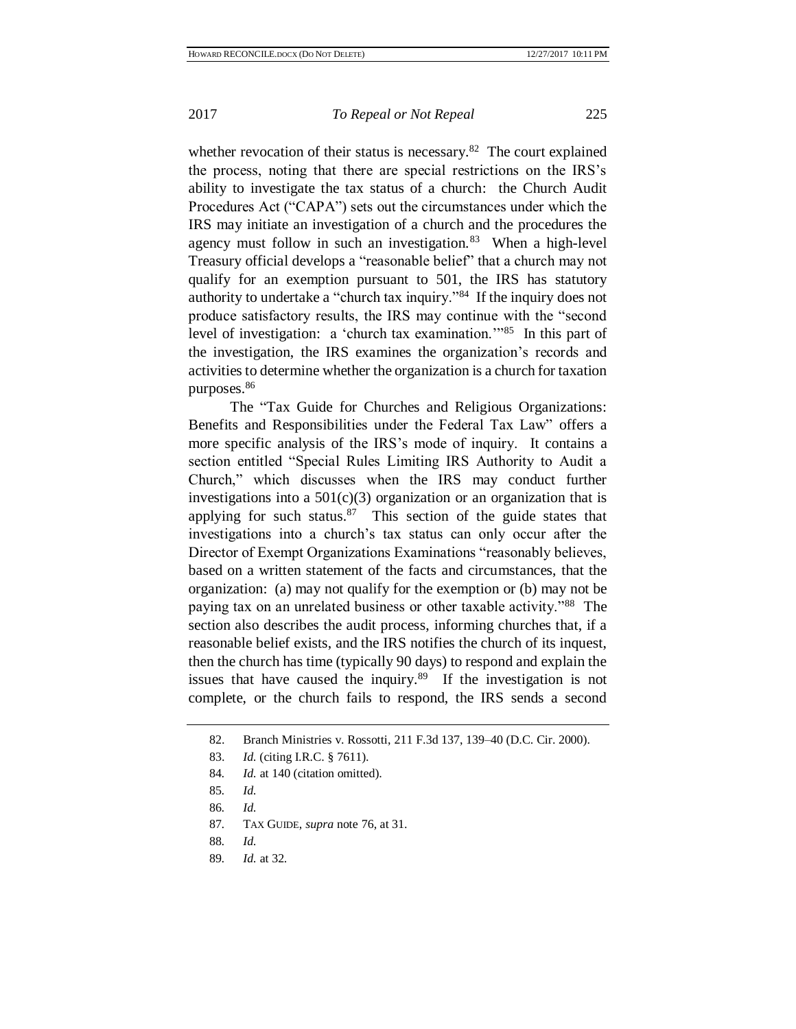whether revocation of their status is necessary.[82] The court explained the process, noting that there are special restrictions on the IRS's ability to investigate the tax status of a church: the Church Audit Procedures Act ("CAPA") sets out the circumstances under which the IRS may initiate an investigation of a church and the procedures the agency must follow in such an investigation.[83] When a high-level Treasury official develops a "reasonable belief" that a church may not qualify for an exemption pursuant to 501, the IRS has statutory authority to undertake a "church tax inquiry."[84] If the inquiry does not produce satisfactory results, the IRS may continue with the "second level of investigation: a 'church tax examination.'"[85] In this part of the investigation, the IRS examines the organization's records and activities to determine whether the organization is a church for taxation purposes.[86]

The "Tax Guide for Churches and Religious Organizations: Benefits and Responsibilities under the Federal Tax Law" offers a more specific analysis of the IRS's mode of inquiry. It contains a section entitled "Special Rules Limiting IRS Authority to Audit a Church," which discusses when the IRS may conduct further investigations into a 501(c)(3) organization or an organization that is applying for such status.[87] This section of the guide states that investigations into a church's tax status can only occur after the Director of Exempt Organizations Examinations "reasonably believes, based on a written statement of the facts and circumstances, that the organization: (a) may not qualify for the exemption or (b) may not be paying tax on an unrelated business or other taxable activity."[88] The section also describes the audit process, informing churches that, if a reasonable belief exists, and the IRS notifies the church of its inquest, then the church has time (typically 90 days) to respond and explain the issues that have caused the inquiry.[89] If the investigation is not complete, or the church fails to respond, the IRS sends a second

---

82. Branch Ministries v. Rossotti, 211 F.3d 137, 139–40 (D.C. Cir. 2000).

83. *Id.* (citing I.R.C. § 7611).

84. *Id.* at 140 (citation omitted).

85. *Id.*

86. *Id.*

87. TAX GUIDE, *supra* note 76, at 31.

88. *Id.*

89. *Id.* at 32.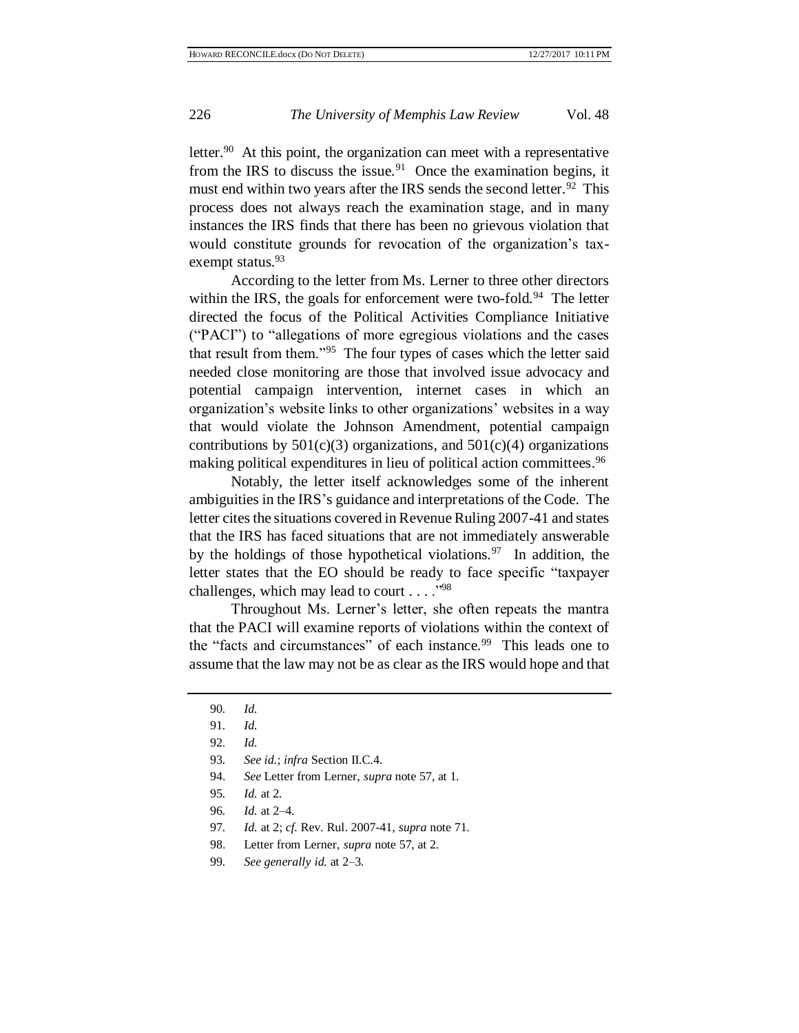letter.[90] At this point, the organization can meet with a representative from the IRS to discuss the issue.[91] Once the examination begins, it must end within two years after the IRS sends the second letter.[92] This process does not always reach the examination stage, and in many instances the IRS finds that there has been no grievous violation that would constitute grounds for revocation of the organization's tax-exempt status.[93]

According to the letter from Ms. Lerner to three other directors within the IRS, the goals for enforcement were two-fold.[94] The letter directed the focus of the Political Activities Compliance Initiative ("PACI") to "allegations of more egregious violations and the cases that result from them."[95] The four types of cases which the letter said needed close monitoring are those that involved issue advocacy and potential campaign intervention, internet cases in which an organization's website links to other organizations' websites in a way that would violate the Johnson Amendment, potential campaign contributions by 501(c)(3) organizations, and 501(c)(4) organizations making political expenditures in lieu of political action committees.[96]

Notably, the letter itself acknowledges some of the inherent ambiguities in the IRS's guidance and interpretations of the Code. The letter cites the situations covered in Revenue Ruling 2007-41 and states that the IRS has faced situations that are not immediately answerable by the holdings of those hypothetical violations.[97] In addition, the letter states that the EO should be ready to face specific "taxpayer challenges, which may lead to court . . . ."[98]

Throughout Ms. Lerner's letter, she often repeats the mantra that the PACI will examine reports of violations within the context of the "facts and circumstances" of each instance.[99] This leads one to assume that the law may not be as clear as the IRS would hope and that

---

90. *Id.*

91. *Id.*

92. *Id.*

93. *See id.*; *infra* Section II.C.4.

94. *See* Letter from Lerner, *supra* note 57, at 1.

95. *Id.* at 2.

96. *Id.* at 2–4.

97. *Id.* at 2; *cf.* Rev. Rul. 2007-41, *supra* note 71.

98. Letter from Lerner, *supra* note 57, at 2.

99. *See generally id.* at 2–3.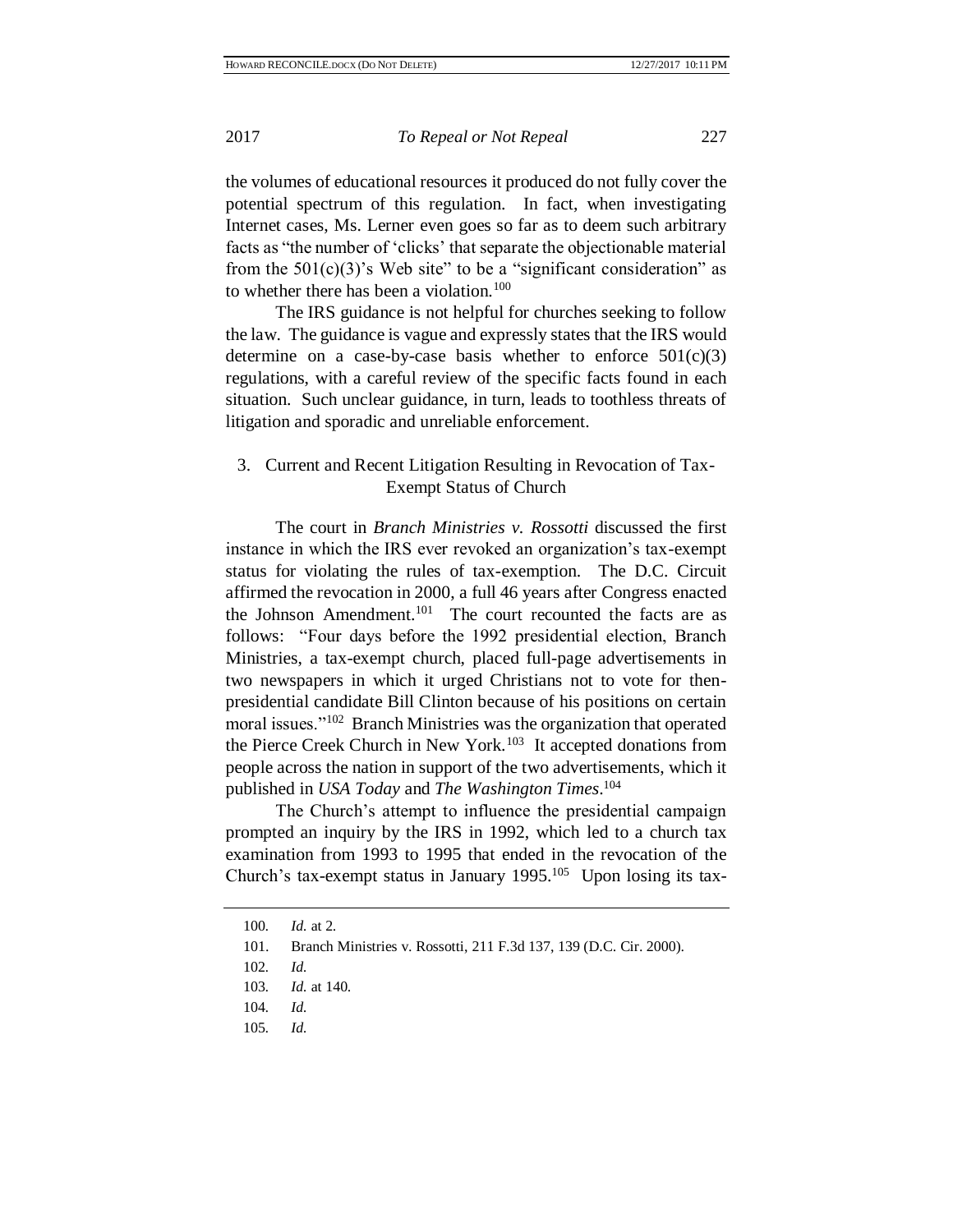the volumes of educational resources it produced do not fully cover the potential spectrum of this regulation. In fact, when investigating Internet cases, Ms. Lerner even goes so far as to deem such arbitrary facts as "the number of 'clicks' that separate the objectionable material from the 501(c)(3)'s Web site" to be a "significant consideration" as to whether there has been a violation.[100]

The IRS guidance is not helpful for churches seeking to follow the law. The guidance is vague and expressly states that the IRS would determine on a case-by-case basis whether to enforce 501(c)(3) regulations, with a careful review of the specific facts found in each situation. Such unclear guidance, in turn, leads to toothless threats of litigation and sporadic and unreliable enforcement.

### 3. Current and Recent Litigation Resulting in Revocation of Tax-Exempt Status of Church

The court in *Branch Ministries v. Rossotti* discussed the first instance in which the IRS ever revoked an organization's tax-exempt status for violating the rules of tax-exemption. The D.C. Circuit affirmed the revocation in 2000, a full 46 years after Congress enacted the Johnson Amendment.[101] The court recounted the facts are as follows: "Four days before the 1992 presidential election, Branch Ministries, a tax-exempt church, placed full-page advertisements in two newspapers in which it urged Christians not to vote for then-presidential candidate Bill Clinton because of his positions on certain moral issues."[102] Branch Ministries was the organization that operated the Pierce Creek Church in New York.[103] It accepted donations from people across the nation in support of the two advertisements, which it published in *USA Today* and *The Washington Times*.[104]

The Church's attempt to influence the presidential campaign prompted an inquiry by the IRS in 1992, which led to a church tax examination from 1993 to 1995 that ended in the revocation of the Church's tax-exempt status in January 1995.[105] Upon losing its tax-

---

100. *Id.* at 2.

101. Branch Ministries v. Rossotti, 211 F.3d 137, 139 (D.C. Cir. 2000).

102. *Id.*

103. *Id.* at 140.

104. *Id.*

105. *Id.*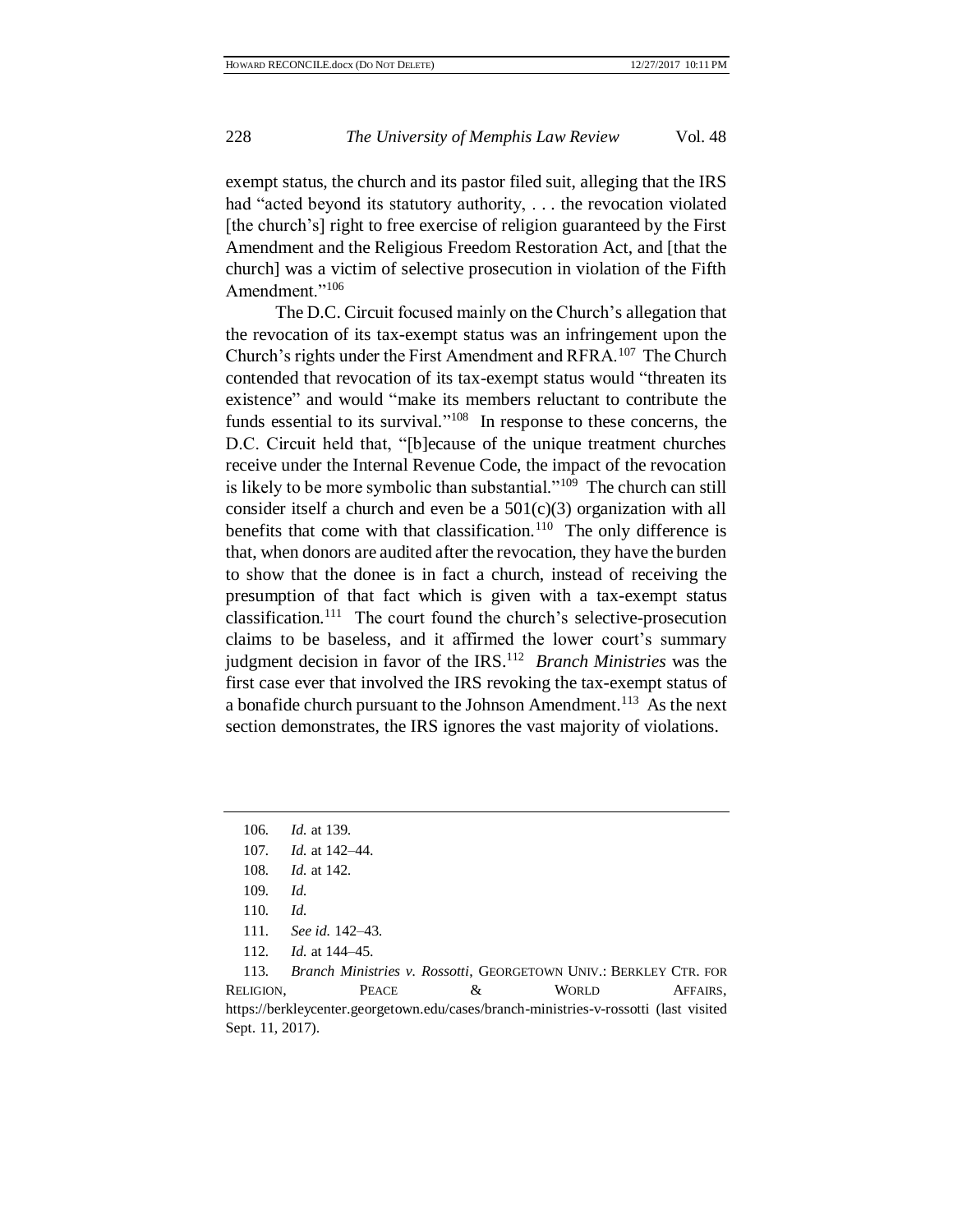exempt status, the church and its pastor filed suit, alleging that the IRS had "acted beyond its statutory authority, . . . the revocation violated [the church's] right to free exercise of religion guaranteed by the First Amendment and the Religious Freedom Restoration Act, and [that the church] was a victim of selective prosecution in violation of the Fifth Amendment."[106]

The D.C. Circuit focused mainly on the Church's allegation that the revocation of its tax-exempt status was an infringement upon the Church's rights under the First Amendment and RFRA.[107] The Church contended that revocation of its tax-exempt status would "threaten its existence" and would "make its members reluctant to contribute the funds essential to its survival."[108] In response to these concerns, the D.C. Circuit held that, "[b]ecause of the unique treatment churches receive under the Internal Revenue Code, the impact of the revocation is likely to be more symbolic than substantial."[109] The church can still consider itself a church and even be a 501(c)(3) organization with all benefits that come with that classification.[110] The only difference is that, when donors are audited after the revocation, they have the burden to show that the donee is in fact a church, instead of receiving the presumption of that fact which is given with a tax-exempt status classification.[111] The court found the church's selective-prosecution claims to be baseless, and it affirmed the lower court's summary judgment decision in favor of the IRS.[112] *Branch Ministries* was the first case ever that involved the IRS revoking the tax-exempt status of a bonafide church pursuant to the Johnson Amendment.[113] As the next section demonstrates, the IRS ignores the vast majority of violations.

---

106. *Id.* at 139.

107. *Id.* at 142–44.

108. *Id.* at 142.

109. *Id.*

110. *Id.*

111. *See id.* 142–43.

112. *Id.* at 144–45.

113. *Branch Ministries v. Rossotti*, GEORGETOWN UNIV.: BERKLEY CTR. FOR RELIGION, PEACE & WORLD AFFAIRS, https://berkleycenter.georgetown.edu/cases/branch-ministries-v-rossotti (last visited Sept. 11, 2017).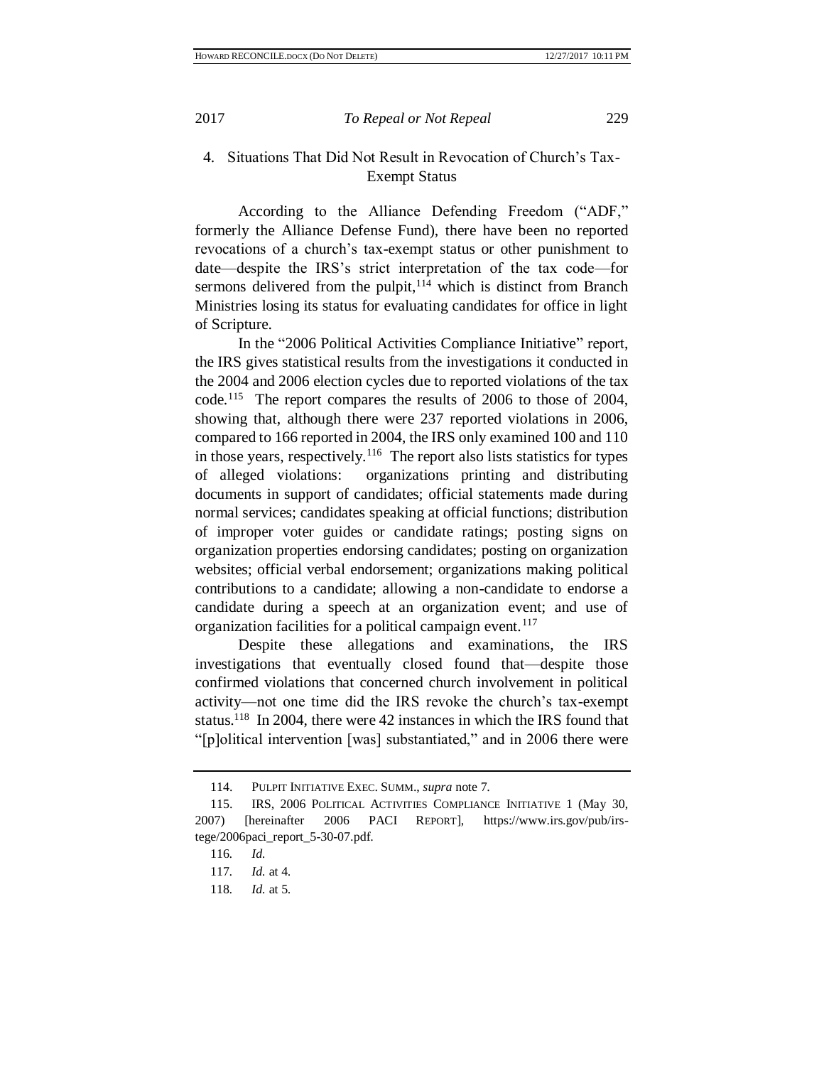### 4. Situations That Did Not Result in Revocation of Church's Tax-Exempt Status

According to the Alliance Defending Freedom ("ADF," formerly the Alliance Defense Fund), there have been no reported revocations of a church's tax-exempt status or other punishment to date—despite the IRS's strict interpretation of the tax code—for sermons delivered from the pulpit,[114] which is distinct from Branch Ministries losing its status for evaluating candidates for office in light of Scripture.

In the "2006 Political Activities Compliance Initiative" report, the IRS gives statistical results from the investigations it conducted in the 2004 and 2006 election cycles due to reported violations of the tax code.[115] The report compares the results of 2006 to those of 2004, showing that, although there were 237 reported violations in 2006, compared to 166 reported in 2004, the IRS only examined 100 and 110 in those years, respectively.[116] The report also lists statistics for types of alleged violations: organizations printing and distributing documents in support of candidates; official statements made during normal services; candidates speaking at official functions; distribution of improper voter guides or candidate ratings; posting signs on organization properties endorsing candidates; posting on organization websites; official verbal endorsement; organizations making political contributions to a candidate; allowing a non-candidate to endorse a candidate during a speech at an organization event; and use of organization facilities for a political campaign event.[117]

Despite these allegations and examinations, the IRS investigations that eventually closed found that—despite those confirmed violations that concerned church involvement in political activity—not one time did the IRS revoke the church's tax-exempt status.[118] In 2004, there were 42 instances in which the IRS found that "[p]olitical intervention [was] substantiated," and in 2006 there were

---

114. PULPIT INITIATIVE EXEC. SUMM., *supra* note 7.

115. IRS, 2006 POLITICAL ACTIVITIES COMPLIANCE INITIATIVE 1 (May 30, 2007) [hereinafter 2006 PACI REPORT], https://www.irs.gov/pub/irs-tege/2006paci_report_5-30-07.pdf.

116. *Id.*

117. *Id.* at 4.

118. *Id.* at 5.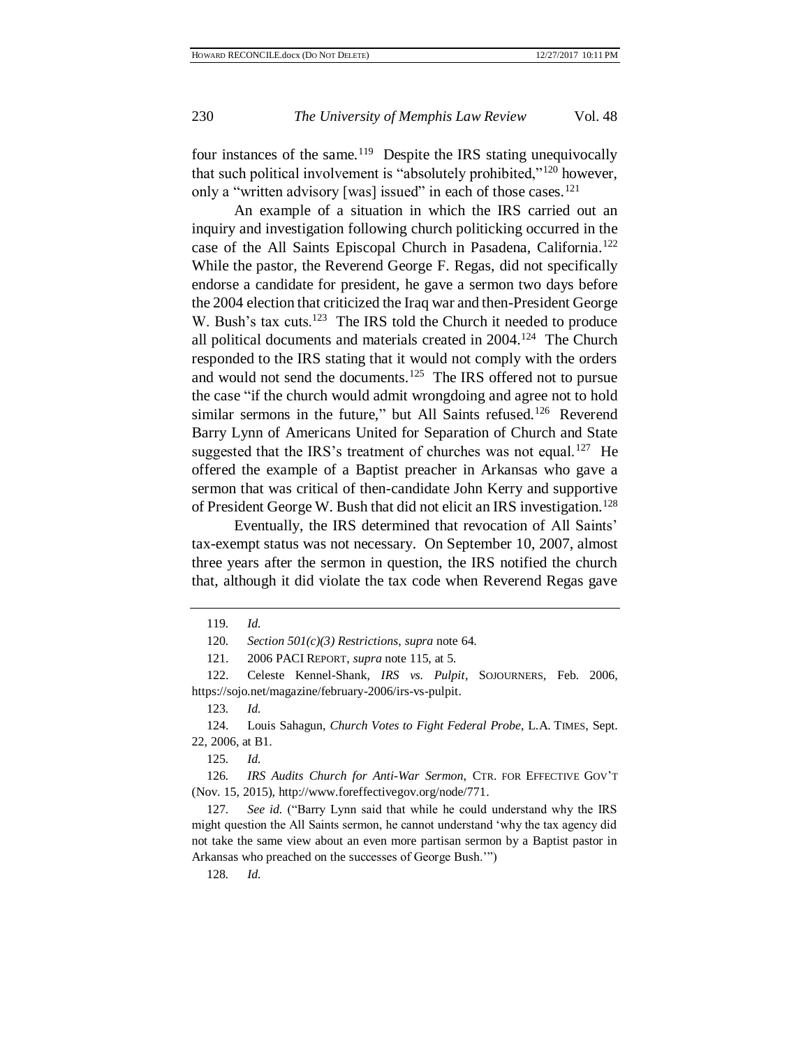four instances of the same.[119] Despite the IRS stating unequivocally that such political involvement is "absolutely prohibited,"[120] however, only a "written advisory [was] issued" in each of those cases.[121]

An example of a situation in which the IRS carried out an inquiry and investigation following church politicking occurred in the case of the All Saints Episcopal Church in Pasadena, California.[122] While the pastor, the Reverend George F. Regas, did not specifically endorse a candidate for president, he gave a sermon two days before the 2004 election that criticized the Iraq war and then-President George W. Bush's tax cuts.[123] The IRS told the Church it needed to produce all political documents and materials created in 2004.[124] The Church responded to the IRS stating that it would not comply with the orders and would not send the documents.[125] The IRS offered not to pursue the case "if the church would admit wrongdoing and agree not to hold similar sermons in the future," but All Saints refused.[126] Reverend Barry Lynn of Americans United for Separation of Church and State suggested that the IRS's treatment of churches was not equal.[127] He offered the example of a Baptist preacher in Arkansas who gave a sermon that was critical of then-candidate John Kerry and supportive of President George W. Bush that did not elicit an IRS investigation.[128]

Eventually, the IRS determined that revocation of All Saints' tax-exempt status was not necessary. On September 10, 2007, almost three years after the sermon in question, the IRS notified the church that, although it did violate the tax code when Reverend Regas gave

---

119. *Id.*

120. *Section 501(c)(3) Restrictions*, *supra* note 64.

121. 2006 PACI REPORT, *supra* note 115, at 5.

122. Celeste Kennel-Shank, *IRS vs. Pulpit*, SOJOURNERS, Feb. 2006, https://sojo.net/magazine/february-2006/irs-vs-pulpit.

123. *Id.*

124. Louis Sahagun, *Church Votes to Fight Federal Probe*, L.A. TIMES, Sept. 22, 2006, at B1.

125. *Id.*

126. *IRS Audits Church for Anti-War Sermon*, CTR. FOR EFFECTIVE GOV'T (Nov. 15, 2015), http://www.foreffectivegov.org/node/771.

127. *See id.* ("Barry Lynn said that while he could understand why the IRS might question the All Saints sermon, he cannot understand 'why the tax agency did not take the same view about an even more partisan sermon by a Baptist pastor in Arkansas who preached on the successes of George Bush.'")

128. *Id.*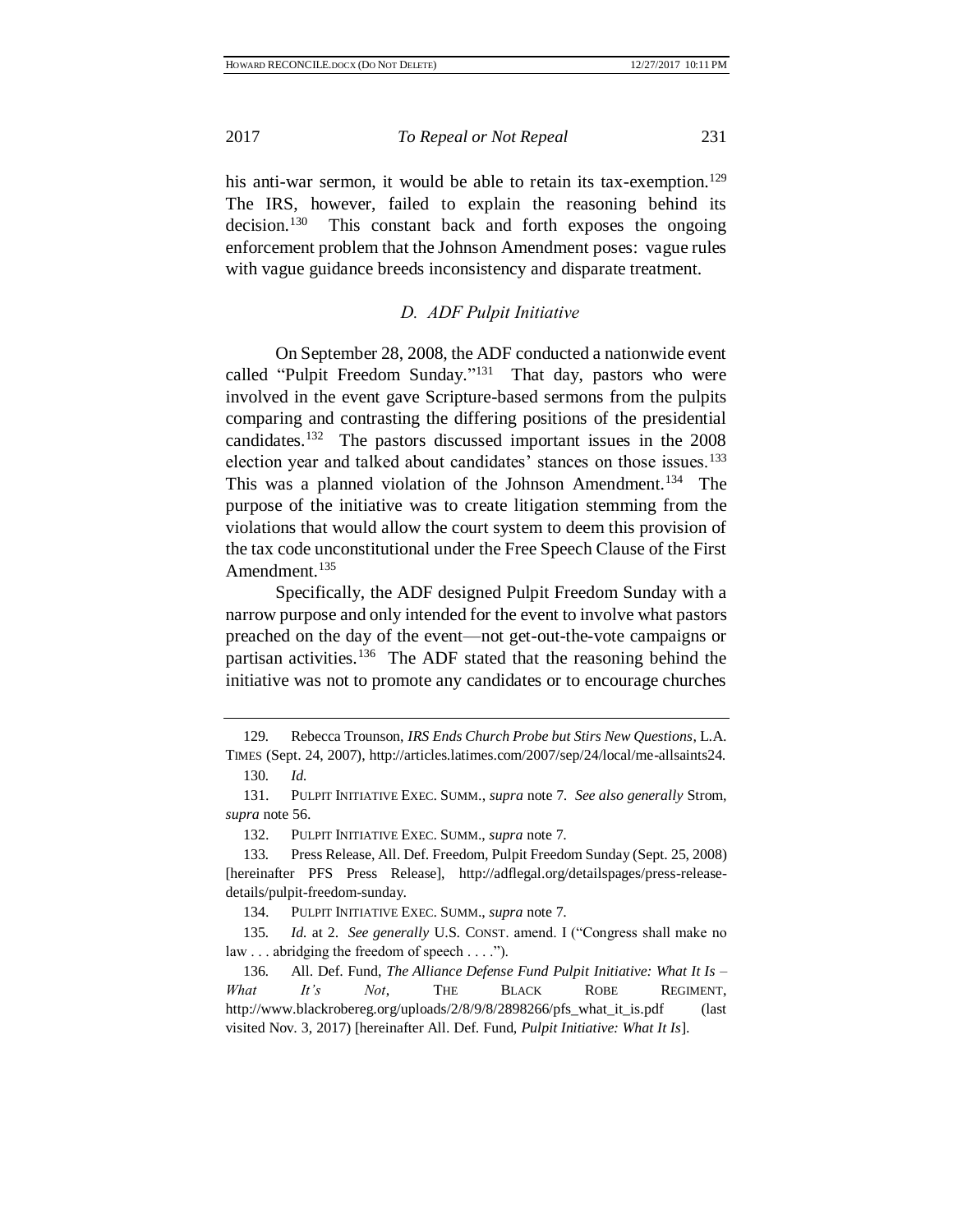his anti-war sermon, it would be able to retain its tax-exemption.[129] The IRS, however, failed to explain the reasoning behind its decision.[130] This constant back and forth exposes the ongoing enforcement problem that the Johnson Amendment poses: vague rules with vague guidance breeds inconsistency and disparate treatment.

### *D. ADF Pulpit Initiative*

On September 28, 2008, the ADF conducted a nationwide event called "Pulpit Freedom Sunday."[131] That day, pastors who were involved in the event gave Scripture-based sermons from the pulpits comparing and contrasting the differing positions of the presidential candidates.[132] The pastors discussed important issues in the 2008 election year and talked about candidates' stances on those issues.[133] This was a planned violation of the Johnson Amendment.[134] The purpose of the initiative was to create litigation stemming from the violations that would allow the court system to deem this provision of the tax code unconstitutional under the Free Speech Clause of the First Amendment.[135]

Specifically, the ADF designed Pulpit Freedom Sunday with a narrow purpose and only intended for the event to involve what pastors preached on the day of the event—not get-out-the-vote campaigns or partisan activities.[136] The ADF stated that the reasoning behind the initiative was not to promote any candidates or to encourage churches

---

129. Rebecca Trounson, *IRS Ends Church Probe but Stirs New Questions*, L.A. TIMES (Sept. 24, 2007), http://articles.latimes.com/2007/sep/24/local/me-allsaints24.

130. *Id.*

131. PULPIT INITIATIVE EXEC. SUMM., *supra* note 7. *See also generally* Strom, *supra* note 56.

132. PULPIT INITIATIVE EXEC. SUMM., *supra* note 7.

133. Press Release, All. Def. Freedom, Pulpit Freedom Sunday (Sept. 25, 2008) [hereinafter PFS Press Release], http://adflegal.org/detailspages/press-release-details/pulpit-freedom-sunday.

134. PULPIT INITIATIVE EXEC. SUMM., *supra* note 7.

135. *Id.* at 2. *See generally* U.S. CONST. amend. I ("Congress shall make no law . . . abridging the freedom of speech . . . .").

136. All. Def. Fund, *The Alliance Defense Fund Pulpit Initiative: What It Is – What It's Not*, THE BLACK ROBE REGIMENT, http://www.blackrobereg.org/uploads/2/8/9/8/2898266/pfs_what_it_is.pdf (last visited Nov. 3, 2017) [hereinafter All. Def. Fund, *Pulpit Initiative: What It Is*].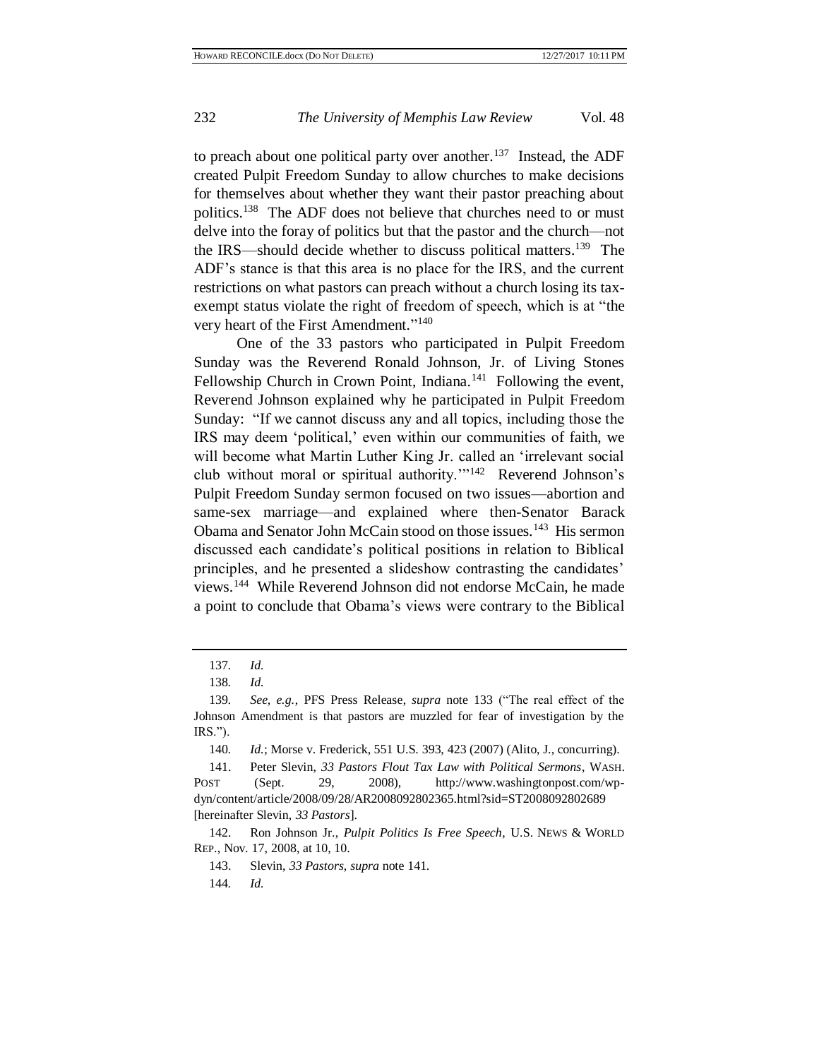to preach about one political party over another.[137] Instead, the ADF created Pulpit Freedom Sunday to allow churches to make decisions for themselves about whether they want their pastor preaching about politics.[138] The ADF does not believe that churches need to or must delve into the foray of politics but that the pastor and the church—not the IRS—should decide whether to discuss political matters.[139] The ADF's stance is that this area is no place for the IRS, and the current restrictions on what pastors can preach without a church losing its tax-exempt status violate the right of freedom of speech, which is at "the very heart of the First Amendment."[140]

One of the 33 pastors who participated in Pulpit Freedom Sunday was the Reverend Ronald Johnson, Jr. of Living Stones Fellowship Church in Crown Point, Indiana.[141] Following the event, Reverend Johnson explained why he participated in Pulpit Freedom Sunday: "If we cannot discuss any and all topics, including those the IRS may deem 'political,' even within our communities of faith, we will become what Martin Luther King Jr. called an 'irrelevant social club without moral or spiritual authority.'"[142] Reverend Johnson's Pulpit Freedom Sunday sermon focused on two issues—abortion and same-sex marriage—and explained where then-Senator Barack Obama and Senator John McCain stood on those issues.[143] His sermon discussed each candidate's political positions in relation to Biblical principles, and he presented a slideshow contrasting the candidates' views.[144] While Reverend Johnson did not endorse McCain, he made a point to conclude that Obama's views were contrary to the Biblical

---

137. *Id.*

138. *Id.*

139. *See, e.g.*, PFS Press Release, *supra* note 133 ("The real effect of the Johnson Amendment is that pastors are muzzled for fear of investigation by the IRS.").

140. *Id.*; Morse v. Frederick, 551 U.S. 393, 423 (2007) (Alito, J., concurring).

141. Peter Slevin, *33 Pastors Flout Tax Law with Political Sermons*, WASH. POST (Sept. 29, 2008), http://www.washingtonpost.com/wp-dyn/content/article/2008/09/28/AR2008092802365.html?sid=ST2008092802689 [hereinafter Slevin, *33 Pastors*].

142. Ron Johnson Jr., *Pulpit Politics Is Free Speech*, U.S. NEWS & WORLD REP., Nov. 17, 2008, at 10, 10.

143. Slevin, *33 Pastors*, *supra* note 141.

144. *Id.*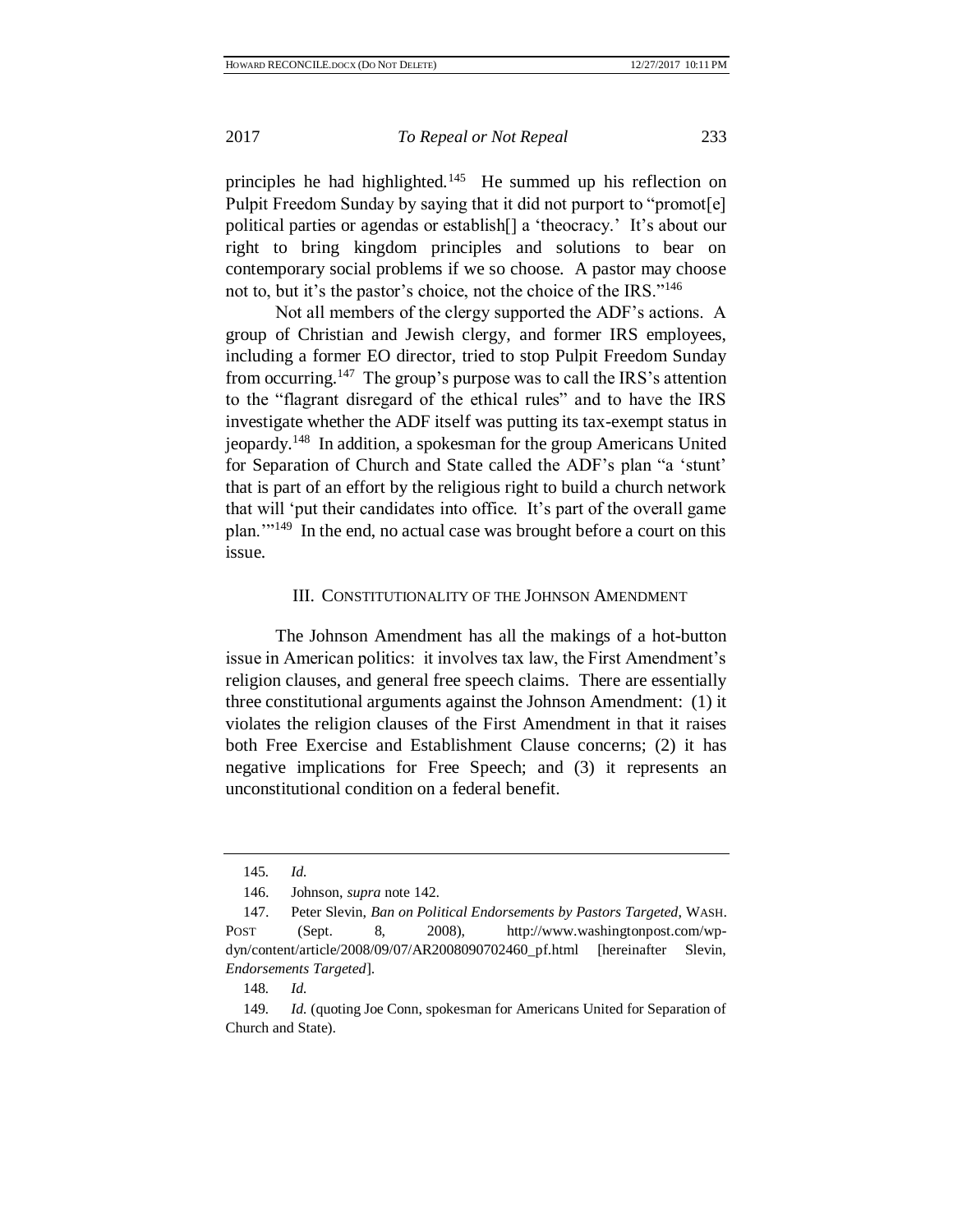principles he had highlighted.[145] He summed up his reflection on Pulpit Freedom Sunday by saying that it did not purport to "promot[e] political parties or agendas or establish[] a 'theocracy.' It's about our right to bring kingdom principles and solutions to bear on contemporary social problems if we so choose. A pastor may choose not to, but it's the pastor's choice, not the choice of the IRS."[146]

Not all members of the clergy supported the ADF's actions. A group of Christian and Jewish clergy, and former IRS employees, including a former EO director, tried to stop Pulpit Freedom Sunday from occurring.[147] The group's purpose was to call the IRS's attention to the "flagrant disregard of the ethical rules" and to have the IRS investigate whether the ADF itself was putting its tax-exempt status in jeopardy.[148] In addition, a spokesman for the group Americans United for Separation of Church and State called the ADF's plan "a 'stunt' that is part of an effort by the religious right to build a church network that will 'put their candidates into office. It's part of the overall game plan.'"[149] In the end, no actual case was brought before a court on this issue.

## III. Constitutionality of the Johnson Amendment

The Johnson Amendment has all the makings of a hot-button issue in American politics: it involves tax law, the First Amendment's religion clauses, and general free speech claims. There are essentially three constitutional arguments against the Johnson Amendment: (1) it violates the religion clauses of the First Amendment in that it raises both Free Exercise and Establishment Clause concerns; (2) it has negative implications for Free Speech; and (3) it represents an unconstitutional condition on a federal benefit.

---

145. *Id.*

146. Johnson, *supra* note 142.

147. Peter Slevin, *Ban on Political Endorsements by Pastors Targeted*, WASH. POST (Sept. 8, 2008), http://www.washingtonpost.com/wp-dyn/content/article/2008/09/07/AR2008090702460_pf.html [hereinafter Slevin, *Endorsements Targeted*].

148. *Id.*

149. *Id.* (quoting Joe Conn, spokesman for Americans United for Separation of Church and State).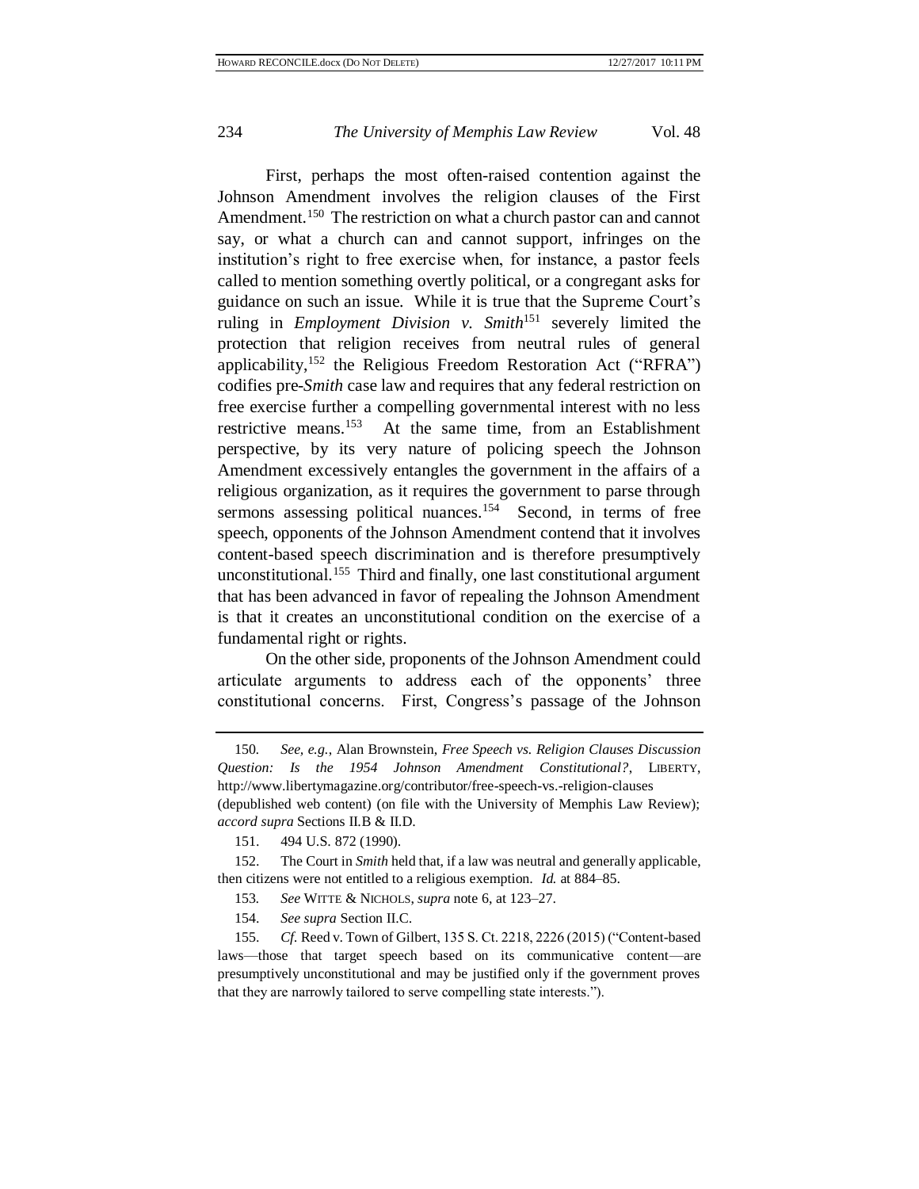First, perhaps the most often-raised contention against the Johnson Amendment involves the religion clauses of the First Amendment.[150] The restriction on what a church pastor can and cannot say, or what a church can and cannot support, infringes on the institution's right to free exercise when, for instance, a pastor feels called to mention something overtly political, or a congregant asks for guidance on such an issue. While it is true that the Supreme Court's ruling in *Employment Division v. Smith*[151] severely limited the protection that religion receives from neutral rules of general applicability,[152] the Religious Freedom Restoration Act ("RFRA") codifies pre-*Smith* case law and requires that any federal restriction on free exercise further a compelling governmental interest with no less restrictive means.[153] At the same time, from an Establishment perspective, by its very nature of policing speech the Johnson Amendment excessively entangles the government in the affairs of a religious organization, as it requires the government to parse through sermons assessing political nuances.[154] Second, in terms of free speech, opponents of the Johnson Amendment contend that it involves content-based speech discrimination and is therefore presumptively unconstitutional.[155] Third and finally, one last constitutional argument that has been advanced in favor of repealing the Johnson Amendment is that it creates an unconstitutional condition on the exercise of a fundamental right or rights.

On the other side, proponents of the Johnson Amendment could articulate arguments to address each of the opponents' three constitutional concerns. First, Congress's passage of the Johnson

---

150. *See, e.g.*, Alan Brownstein, *Free Speech vs. Religion Clauses Discussion Question: Is the 1954 Johnson Amendment Constitutional?*, LIBERTY, http://www.libertymagazine.org/contributor/free-speech-vs.-religion-clauses (depublished web content) (on file with the University of Memphis Law Review); *accord supra* Sections II.B & II.D.

151. 494 U.S. 872 (1990).

152. The Court in *Smith* held that, if a law was neutral and generally applicable, then citizens were not entitled to a religious exemption. *Id.* at 884–85.

153. *See* WITTE & NICHOLS, *supra* note 6, at 123–27.

154. *See supra* Section II.C.

155. *Cf.* Reed v. Town of Gilbert, 135 S. Ct. 2218, 2226 (2015) ("Content-based laws—those that target speech based on its communicative content—are presumptively unconstitutional and may be justified only if the government proves that they are narrowly tailored to serve compelling state interests.").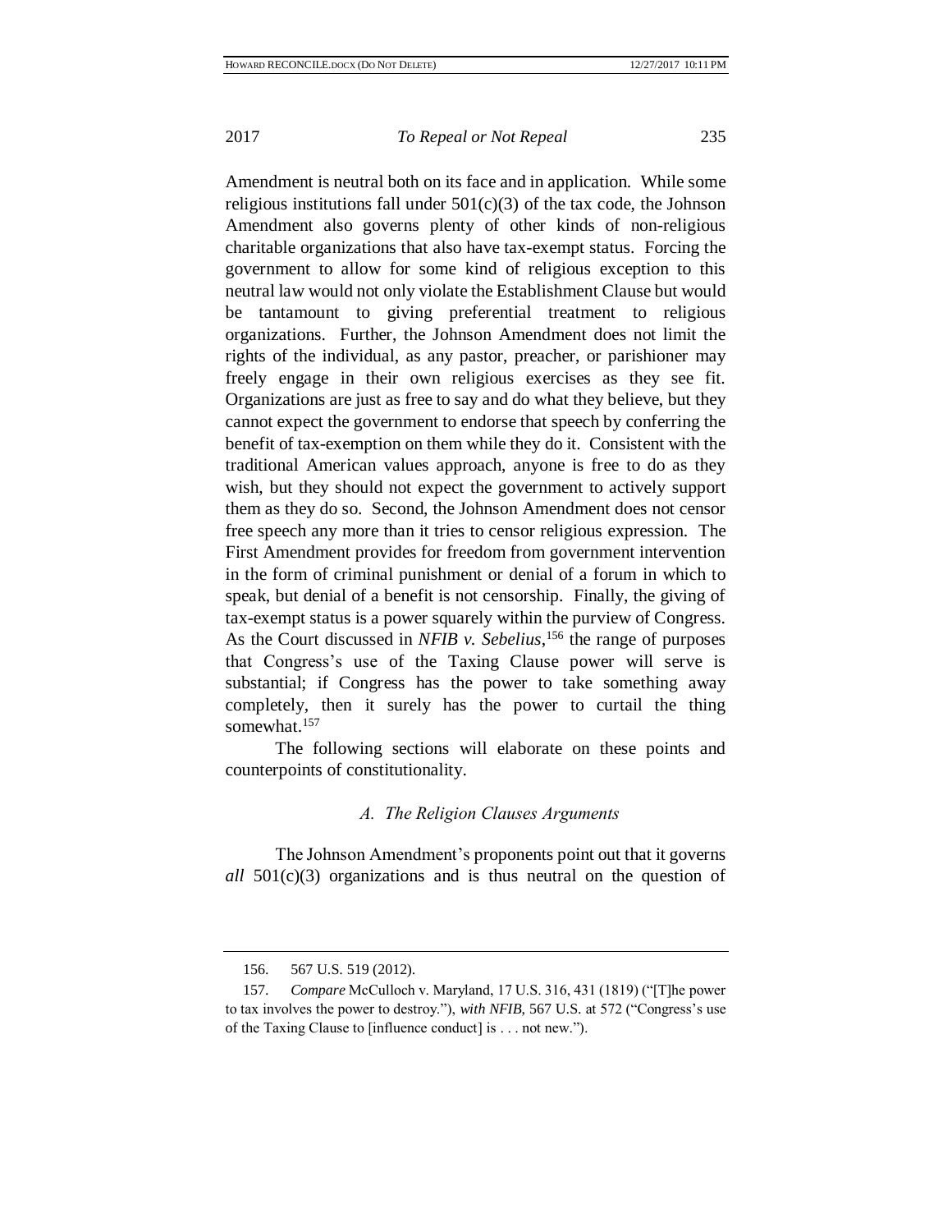Amendment is neutral both on its face and in application. While some religious institutions fall under 501(c)(3) of the tax code, the Johnson Amendment also governs plenty of other kinds of non-religious charitable organizations that also have tax-exempt status. Forcing the government to allow for some kind of religious exception to this neutral law would not only violate the Establishment Clause but would be tantamount to giving preferential treatment to religious organizations. Further, the Johnson Amendment does not limit the rights of the individual, as any pastor, preacher, or parishioner may freely engage in their own religious exercises as they see fit. Organizations are just as free to say and do what they believe, but they cannot expect the government to endorse that speech by conferring the benefit of tax-exemption on them while they do it. Consistent with the traditional American values approach, anyone is free to do as they wish, but they should not expect the government to actively support them as they do so. Second, the Johnson Amendment does not censor free speech any more than it tries to censor religious expression. The First Amendment provides for freedom from government intervention in the form of criminal punishment or denial of a forum in which to speak, but denial of a benefit is not censorship. Finally, the giving of tax-exempt status is a power squarely within the purview of Congress. As the Court discussed in *NFIB v. Sebelius*,[156] the range of purposes that Congress's use of the Taxing Clause power will serve is substantial; if Congress has the power to take something away completely, then it surely has the power to curtail the thing somewhat.[157]

The following sections will elaborate on these points and counterpoints of constitutionality.

### *A. The Religion Clauses Arguments*

The Johnson Amendment's proponents point out that it governs *all* 501(c)(3) organizations and is thus neutral on the question of

---

156. 567 U.S. 519 (2012).

157. *Compare* McCulloch v. Maryland, 17 U.S. 316, 431 (1819) ("[T]he power to tax involves the power to destroy."), *with NFIB*, 567 U.S. at 572 ("Congress's use of the Taxing Clause to [influence conduct] is . . . not new.").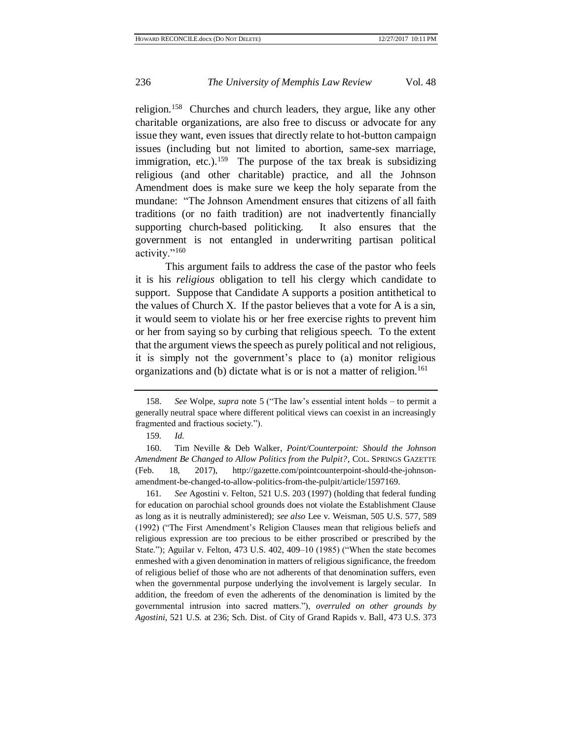religion.[158] Churches and church leaders, they argue, like any other charitable organizations, are also free to discuss or advocate for any issue they want, even issues that directly relate to hot-button campaign issues (including but not limited to abortion, same-sex marriage, immigration, etc.).[159] The purpose of the tax break is subsidizing religious (and other charitable) practice, and all the Johnson Amendment does is make sure we keep the holy separate from the mundane: "The Johnson Amendment ensures that citizens of all faith traditions (or no faith tradition) are not inadvertently financially supporting church-based politicking. It also ensures that the government is not entangled in underwriting partisan political activity."[160]

This argument fails to address the case of the pastor who feels it is his *religious* obligation to tell his clergy which candidate to support. Suppose that Candidate A supports a position antithetical to the values of Church X. If the pastor believes that a vote for A is a sin, it would seem to violate his or her free exercise rights to prevent him or her from saying so by curbing that religious speech. To the extent that the argument views the speech as purely political and not religious, it is simply not the government's place to (a) monitor religious organizations and (b) dictate what is or is not a matter of religion.[161]

---

158. *See* Wolpe, *supra* note 5 ("The law's essential intent holds – to permit a generally neutral space where different political views can coexist in an increasingly fragmented and fractious society.").

159. *Id.*

160. Tim Neville & Deb Walker, *Point/Counterpoint: Should the Johnson Amendment Be Changed to Allow Politics from the Pulpit?*, COL. SPRINGS GAZETTE (Feb. 18, 2017), http://gazette.com/pointcounterpoint-should-the-johnson-amendment-be-changed-to-allow-politics-from-the-pulpit/article/1597169.

161. *See* Agostini v. Felton, 521 U.S. 203 (1997) (holding that federal funding for education on parochial school grounds does not violate the Establishment Clause as long as it is neutrally administered); *see also* Lee v. Weisman, 505 U.S. 577, 589 (1992) ("The First Amendment's Religion Clauses mean that religious beliefs and religious expression are too precious to be either proscribed or prescribed by the State."); Aguilar v. Felton, 473 U.S. 402, 409–10 (1985) ("When the state becomes enmeshed with a given denomination in matters of religious significance, the freedom of religious belief of those who are not adherents of that denomination suffers, even when the governmental purpose underlying the involvement is largely secular. In addition, the freedom of even the adherents of the denomination is limited by the governmental intrusion into sacred matters."), *overruled on other grounds by Agostini*, 521 U.S. at 236; Sch. Dist. of City of Grand Rapids v. Ball, 473 U.S. 373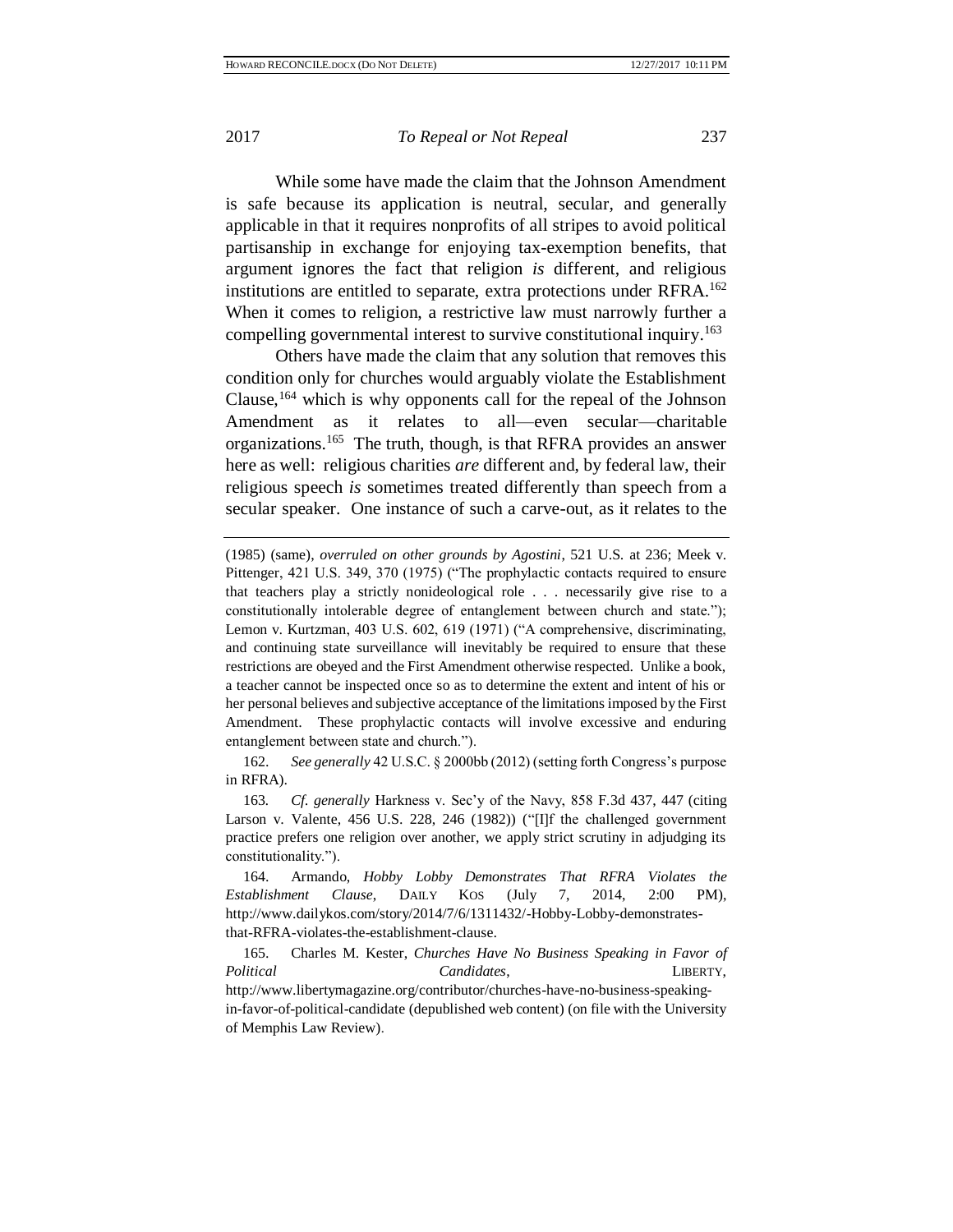While some have made the claim that the Johnson Amendment is safe because its application is neutral, secular, and generally applicable in that it requires nonprofits of all stripes to avoid political partisanship in exchange for enjoying tax-exemption benefits, that argument ignores the fact that religion *is* different, and religious institutions are entitled to separate, extra protections under RFRA.[162] When it comes to religion, a restrictive law must narrowly further a compelling governmental interest to survive constitutional inquiry.[163]

Others have made the claim that any solution that removes this condition only for churches would arguably violate the Establishment Clause,[164] which is why opponents call for the repeal of the Johnson Amendment as it relates to all—even secular—charitable organizations.[165] The truth, though, is that RFRA provides an answer here as well: religious charities *are* different and, by federal law, their religious speech *is* sometimes treated differently than speech from a secular speaker. One instance of such a carve-out, as it relates to the

---

(1985) (same), *overruled on other grounds by Agostini*, 521 U.S. at 236; Meek v. Pittenger, 421 U.S. 349, 370 (1975) ("The prophylactic contacts required to ensure that teachers play a strictly nonideological role . . . necessarily give rise to a constitutionally intolerable degree of entanglement between church and state."); Lemon v. Kurtzman, 403 U.S. 602, 619 (1971) ("A comprehensive, discriminating, and continuing state surveillance will inevitably be required to ensure that these restrictions are obeyed and the First Amendment otherwise respected. Unlike a book, a teacher cannot be inspected once so as to determine the extent and intent of his or her personal believes and subjective acceptance of the limitations imposed by the First Amendment. These prophylactic contacts will involve excessive and enduring entanglement between state and church.").

162. *See generally* 42 U.S.C. § 2000bb (2012) (setting forth Congress's purpose in RFRA).

163. *Cf. generally* Harkness v. Sec'y of the Navy, 858 F.3d 437, 447 (citing Larson v. Valente, 456 U.S. 228, 246 (1982)) ("[I]f the challenged government practice prefers one religion over another, we apply strict scrutiny in adjudging its constitutionality.").

164. Armando, *Hobby Lobby Demonstrates That RFRA Violates the Establishment Clause*, DAILY KOS (July 7, 2014, 2:00 PM), http://www.dailykos.com/story/2014/7/6/1311432/-Hobby-Lobby-demonstrates-that-RFRA-violates-the-establishment-clause.

165. Charles M. Kester, *Churches Have No Business Speaking in Favor of Political Candidates*, LIBERTY, http://www.libertymagazine.org/contributor/churches-have-no-business-speaking-in-favor-of-political-candidate (depublished web content) (on file with the University of Memphis Law Review).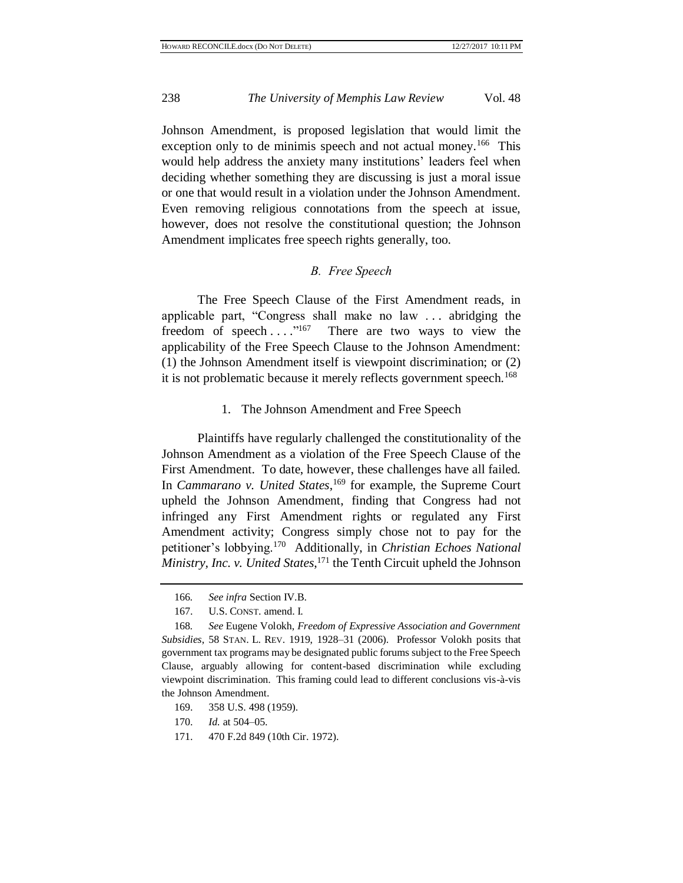Johnson Amendment, is proposed legislation that would limit the exception only to de minimis speech and not actual money.[166] This would help address the anxiety many institutions' leaders feel when deciding whether something they are discussing is just a moral issue or one that would result in a violation under the Johnson Amendment. Even removing religious connotations from the speech at issue, however, does not resolve the constitutional question; the Johnson Amendment implicates free speech rights generally, too.

### *B. Free Speech*

The Free Speech Clause of the First Amendment reads, in applicable part, "Congress shall make no law . . . abridging the freedom of speech . . . ."[167] There are two ways to view the applicability of the Free Speech Clause to the Johnson Amendment: (1) the Johnson Amendment itself is viewpoint discrimination; or (2) it is not problematic because it merely reflects government speech.[168]

#### 1. The Johnson Amendment and Free Speech

Plaintiffs have regularly challenged the constitutionality of the Johnson Amendment as a violation of the Free Speech Clause of the First Amendment. To date, however, these challenges have all failed. In *Cammarano v. United States*,[169] for example, the Supreme Court upheld the Johnson Amendment, finding that Congress had not infringed any First Amendment rights or regulated any First Amendment activity; Congress simply chose not to pay for the petitioner's lobbying.[170] Additionally, in *Christian Echoes National Ministry, Inc. v. United States*,[171] the Tenth Circuit upheld the Johnson

---

166. *See infra* Section IV.B.

167. U.S. CONST. amend. I.

168. *See* Eugene Volokh, *Freedom of Expressive Association and Government Subsidies*, 58 STAN. L. REV. 1919, 1928–31 (2006). Professor Volokh posits that government tax programs may be designated public forums subject to the Free Speech Clause, arguably allowing for content-based discrimination while excluding viewpoint discrimination. This framing could lead to different conclusions vis-à-vis the Johnson Amendment.

169. 358 U.S. 498 (1959).

170. *Id.* at 504–05.

171. 470 F.2d 849 (10th Cir. 1972).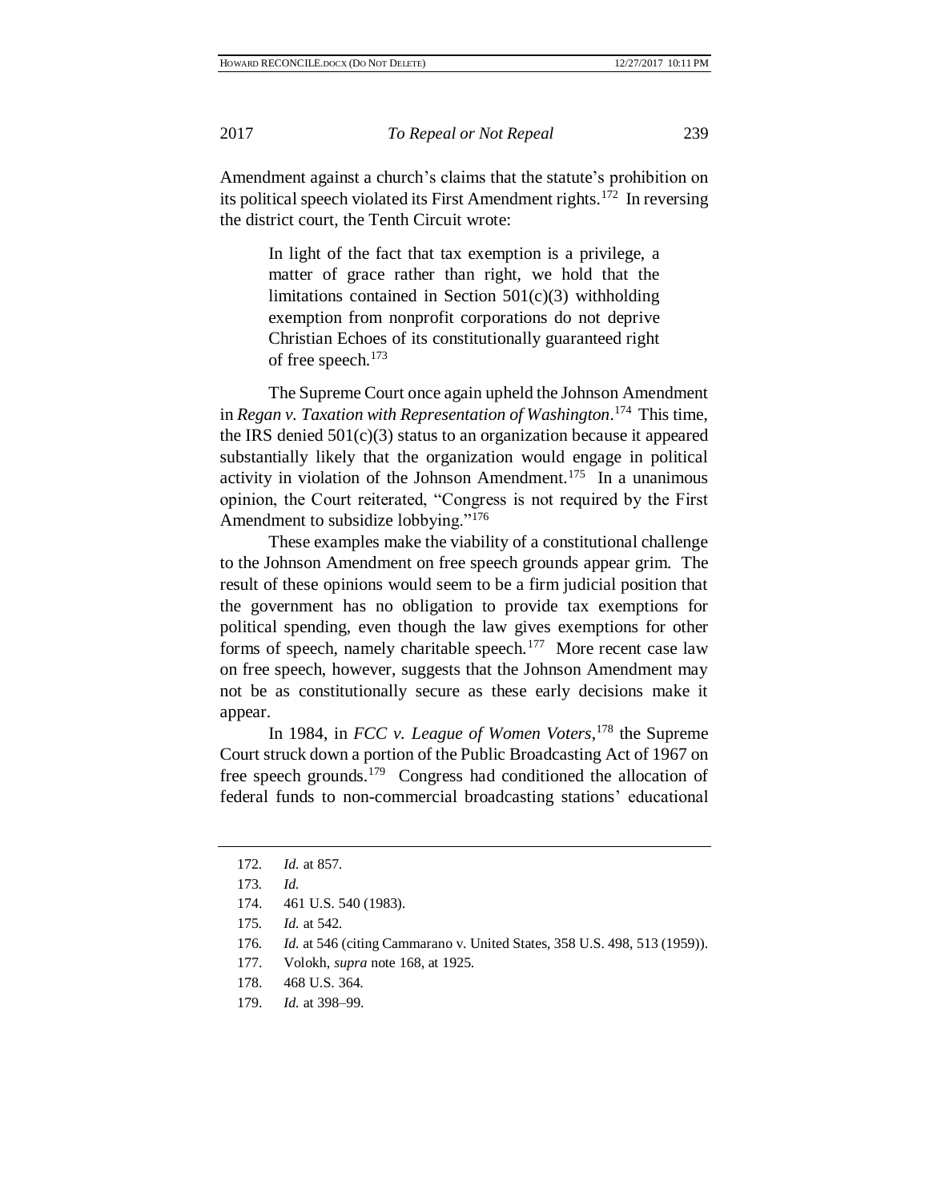Amendment against a church's claims that the statute's prohibition on its political speech violated its First Amendment rights.[172] In reversing the district court, the Tenth Circuit wrote:

> In light of the fact that tax exemption is a privilege, a matter of grace rather than right, we hold that the limitations contained in Section 501(c)(3) withholding exemption from nonprofit corporations do not deprive Christian Echoes of its constitutionally guaranteed right of free speech.[173]

The Supreme Court once again upheld the Johnson Amendment in *Regan v. Taxation with Representation of Washington*.[174] This time, the IRS denied 501(c)(3) status to an organization because it appeared substantially likely that the organization would engage in political activity in violation of the Johnson Amendment.[175] In a unanimous opinion, the Court reiterated, "Congress is not required by the First Amendment to subsidize lobbying."[176]

These examples make the viability of a constitutional challenge to the Johnson Amendment on free speech grounds appear grim. The result of these opinions would seem to be a firm judicial position that the government has no obligation to provide tax exemptions for political spending, even though the law gives exemptions for other forms of speech, namely charitable speech.[177] More recent case law on free speech, however, suggests that the Johnson Amendment may not be as constitutionally secure as these early decisions make it appear.

In 1984, in *FCC v. League of Women Voters*,[178] the Supreme Court struck down a portion of the Public Broadcasting Act of 1967 on free speech grounds.[179] Congress had conditioned the allocation of federal funds to non-commercial broadcasting stations' educational

---

172. *Id.* at 857.

173. *Id.*

174. 461 U.S. 540 (1983).

175. *Id.* at 542.

176. *Id.* at 546 (citing Cammarano v. United States, 358 U.S. 498, 513 (1959)).

177. Volokh, *supra* note 168, at 1925.

178. 468 U.S. 364.

179. *Id.* at 398–99.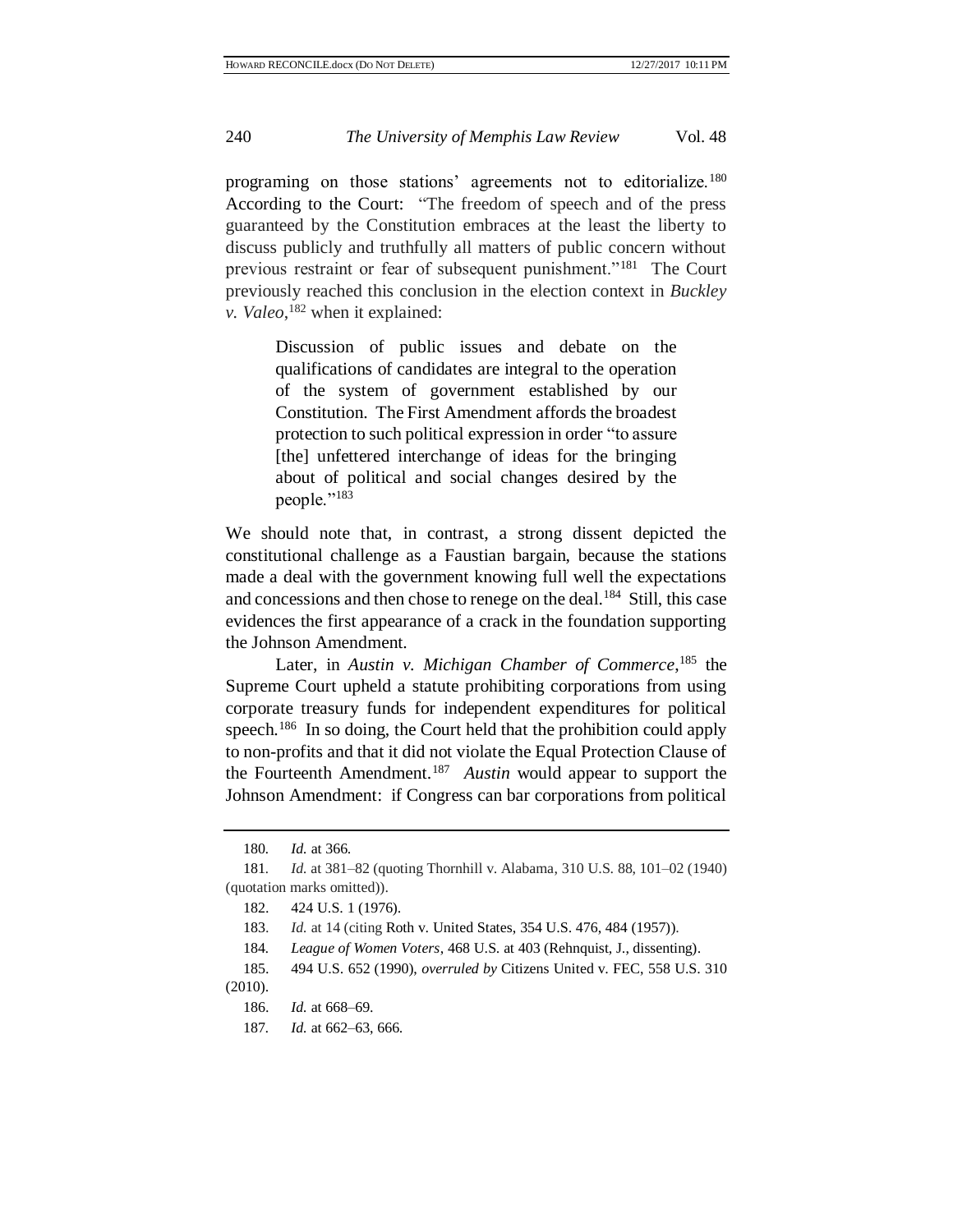programing on those stations' agreements not to editorialize.[180] According to the Court: "The freedom of speech and of the press guaranteed by the Constitution embraces at the least the liberty to discuss publicly and truthfully all matters of public concern without previous restraint or fear of subsequent punishment."[181] The Court previously reached this conclusion in the election context in *Buckley v. Valeo*,[182] when it explained:

> Discussion of public issues and debate on the qualifications of candidates are integral to the operation of the system of government established by our Constitution. The First Amendment affords the broadest protection to such political expression in order "to assure [the] unfettered interchange of ideas for the bringing about of political and social changes desired by the people."[183]

We should note that, in contrast, a strong dissent depicted the constitutional challenge as a Faustian bargain, because the stations made a deal with the government knowing full well the expectations and concessions and then chose to renege on the deal.[184] Still, this case evidences the first appearance of a crack in the foundation supporting the Johnson Amendment.

Later, in *Austin v. Michigan Chamber of Commerce*,[185] the Supreme Court upheld a statute prohibiting corporations from using corporate treasury funds for independent expenditures for political speech.[186] In so doing, the Court held that the prohibition could apply to non-profits and that it did not violate the Equal Protection Clause of the Fourteenth Amendment.[187] *Austin* would appear to support the Johnson Amendment: if Congress can bar corporations from political

---

180. *Id.* at 366.

181. *Id.* at 381–82 (quoting Thornhill v. Alabama, 310 U.S. 88, 101–02 (1940) (quotation marks omitted)).

182. 424 U.S. 1 (1976).

183. *Id.* at 14 (citing Roth v. United States, 354 U.S. 476, 484 (1957)).

184. *League of Women Voters*, 468 U.S. at 403 (Rehnquist, J., dissenting).

185. 494 U.S. 652 (1990), *overruled by* Citizens United v. FEC, 558 U.S. 310 (2010).

186. *Id.* at 668–69.

187. *Id.* at 662–63, 666.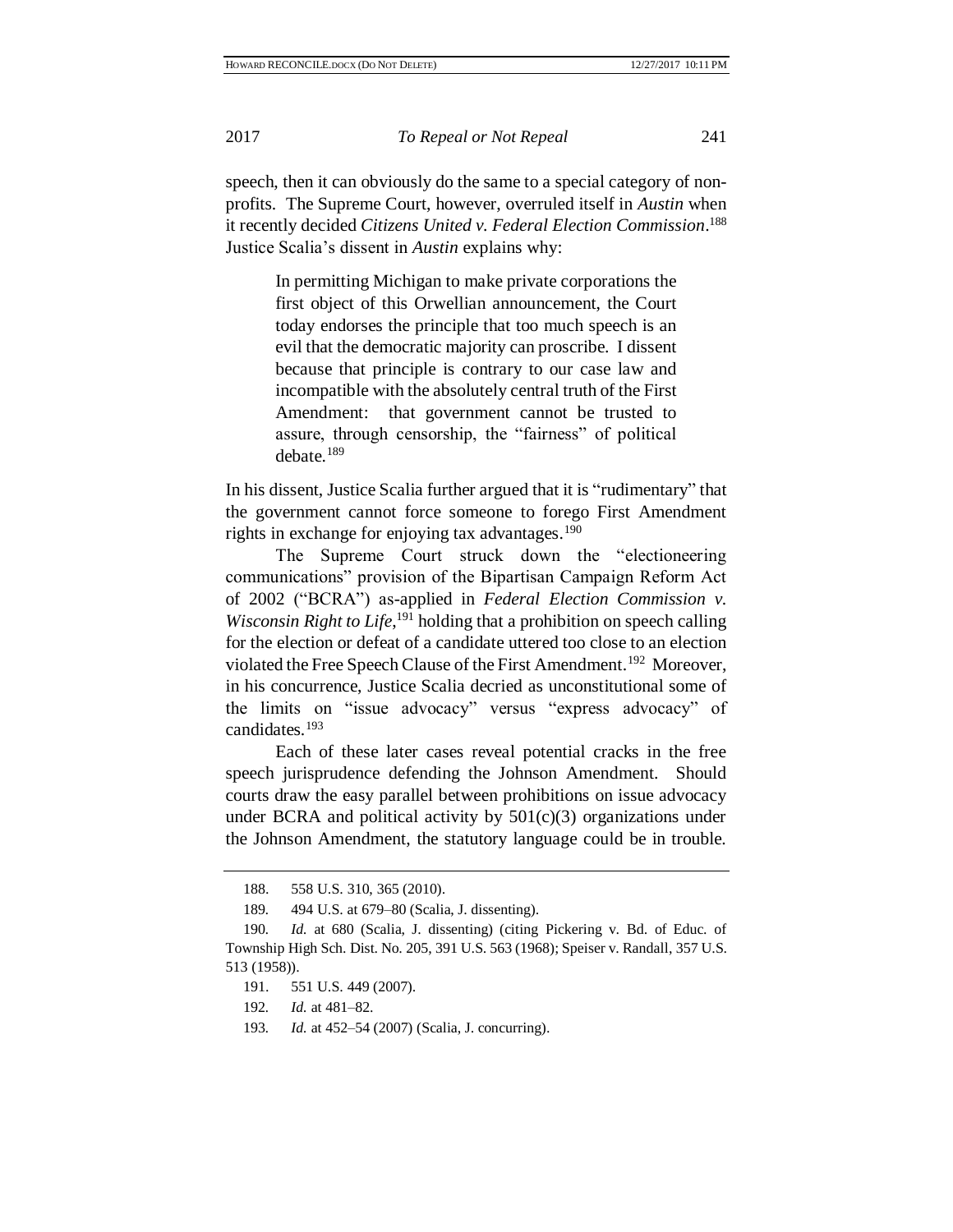speech, then it can obviously do the same to a special category of non-profits. The Supreme Court, however, overruled itself in *Austin* when it recently decided *Citizens United v. Federal Election Commission*.[188] Justice Scalia's dissent in *Austin* explains why:

> In permitting Michigan to make private corporations the first object of this Orwellian announcement, the Court today endorses the principle that too much speech is an evil that the democratic majority can proscribe. I dissent because that principle is contrary to our case law and incompatible with the absolutely central truth of the First Amendment: that government cannot be trusted to assure, through censorship, the "fairness" of political debate.[189]

In his dissent, Justice Scalia further argued that it is "rudimentary" that the government cannot force someone to forego First Amendment rights in exchange for enjoying tax advantages.[190]

The Supreme Court struck down the "electioneering communications" provision of the Bipartisan Campaign Reform Act of 2002 ("BCRA") as-applied in *Federal Election Commission v. Wisconsin Right to Life*,[191] holding that a prohibition on speech calling for the election or defeat of a candidate uttered too close to an election violated the Free Speech Clause of the First Amendment.[192] Moreover, in his concurrence, Justice Scalia decried as unconstitutional some of the limits on "issue advocacy" versus "express advocacy" of candidates.[193]

Each of these later cases reveal potential cracks in the free speech jurisprudence defending the Johnson Amendment. Should courts draw the easy parallel between prohibitions on issue advocacy under BCRA and political activity by 501(c)(3) organizations under the Johnson Amendment, the statutory language could be in trouble.

---

188. 558 U.S. 310, 365 (2010).

189. 494 U.S. at 679–80 (Scalia, J. dissenting).

190. *Id.* at 680 (Scalia, J. dissenting) (citing Pickering v. Bd. of Educ. of Township High Sch. Dist. No. 205, 391 U.S. 563 (1968); Speiser v. Randall, 357 U.S. 513 (1958)).

191. 551 U.S. 449 (2007).

192. *Id.* at 481–82.

193. *Id.* at 452–54 (2007) (Scalia, J. concurring).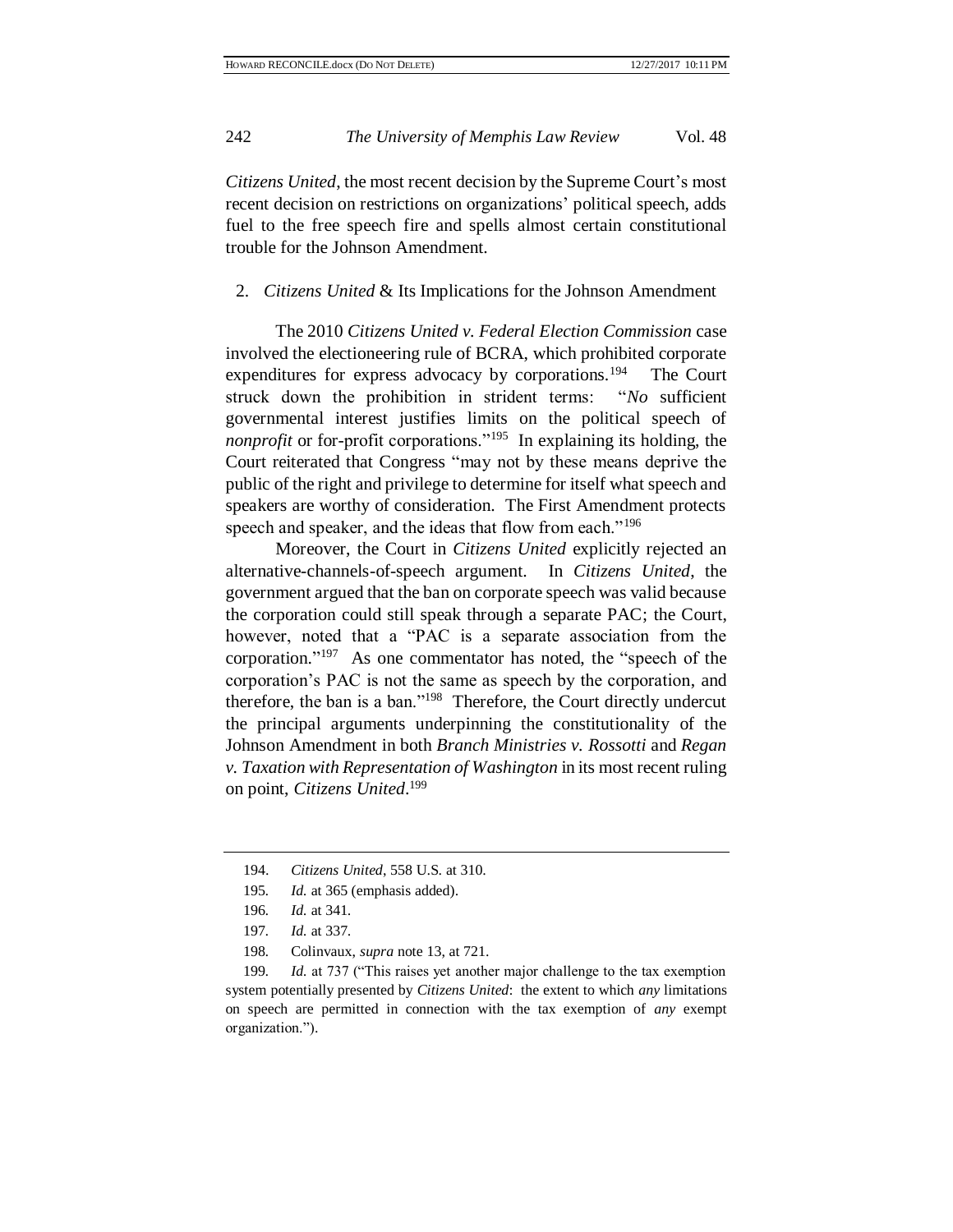*Citizens United*, the most recent decision by the Supreme Court's most recent decision on restrictions on organizations' political speech, adds fuel to the free speech fire and spells almost certain constitutional trouble for the Johnson Amendment.

### 2. *Citizens United* & Its Implications for the Johnson Amendment

The 2010 *Citizens United v. Federal Election Commission* case involved the electioneering rule of BCRA, which prohibited corporate expenditures for express advocacy by corporations.[194] The Court struck down the prohibition in strident terms: "*No* sufficient governmental interest justifies limits on the political speech of *nonprofit* or for-profit corporations."[195] In explaining its holding, the Court reiterated that Congress "may not by these means deprive the public of the right and privilege to determine for itself what speech and speakers are worthy of consideration. The First Amendment protects speech and speaker, and the ideas that flow from each."[196]

Moreover, the Court in *Citizens United* explicitly rejected an alternative-channels-of-speech argument. In *Citizens United*, the government argued that the ban on corporate speech was valid because the corporation could still speak through a separate PAC; the Court, however, noted that a "PAC is a separate association from the corporation."[197] As one commentator has noted, the "speech of the corporation's PAC is not the same as speech by the corporation, and therefore, the ban is a ban."[198] Therefore, the Court directly undercut the principal arguments underpinning the constitutionality of the Johnson Amendment in both *Branch Ministries v. Rossotti* and *Regan v. Taxation with Representation of Washington* in its most recent ruling on point, *Citizens United*.[199]

---

194. *Citizens United*, 558 U.S. at 310.

195. *Id.* at 365 (emphasis added).

196. *Id.* at 341.

197. *Id.* at 337.

198. Colinvaux, *supra* note 13, at 721.

199. *Id.* at 737 ("This raises yet another major challenge to the tax exemption system potentially presented by *Citizens United*: the extent to which *any* limitations on speech are permitted in connection with the tax exemption of *any* exempt organization.").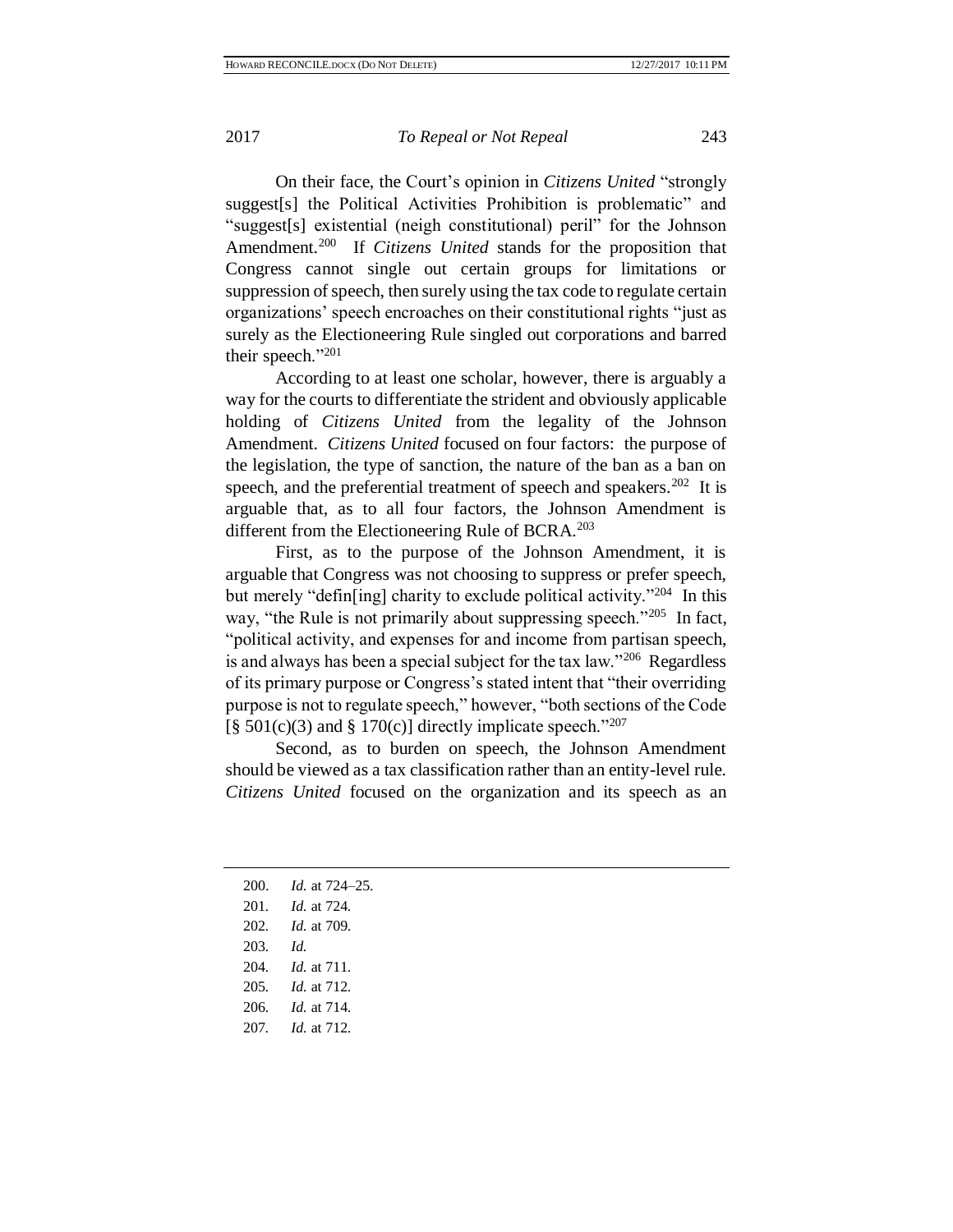On their face, the Court's opinion in *Citizens United* "strongly suggest[s] the Political Activities Prohibition is problematic" and "suggest[s] existential (neigh constitutional) peril" for the Johnson Amendment.[200] If *Citizens United* stands for the proposition that Congress cannot single out certain groups for limitations or suppression of speech, then surely using the tax code to regulate certain organizations' speech encroaches on their constitutional rights "just as surely as the Electioneering Rule singled out corporations and barred their speech."[201]

According to at least one scholar, however, there is arguably a way for the courts to differentiate the strident and obviously applicable holding of *Citizens United* from the legality of the Johnson Amendment. *Citizens United* focused on four factors: the purpose of the legislation, the type of sanction, the nature of the ban as a ban on speech, and the preferential treatment of speech and speakers.[202] It is arguable that, as to all four factors, the Johnson Amendment is different from the Electioneering Rule of BCRA.[203]

First, as to the purpose of the Johnson Amendment, it is arguable that Congress was not choosing to suppress or prefer speech, but merely "defin[ing] charity to exclude political activity."[204] In this way, "the Rule is not primarily about suppressing speech."[205] In fact, "political activity, and expenses for and income from partisan speech, is and always has been a special subject for the tax law."[206] Regardless of its primary purpose or Congress's stated intent that "their overriding purpose is not to regulate speech," however, "both sections of the Code [§ 501(c)(3) and § 170(c)] directly implicate speech."[207]

Second, as to burden on speech, the Johnson Amendment should be viewed as a tax classification rather than an entity-level rule. *Citizens United* focused on the organization and its speech as an

---

200. *Id.* at 724–25.

201. *Id.* at 724.

202. *Id.* at 709.

203. *Id.*

204. *Id.* at 711.

205. *Id.* at 712.

206. *Id.* at 714.

207. *Id.* at 712.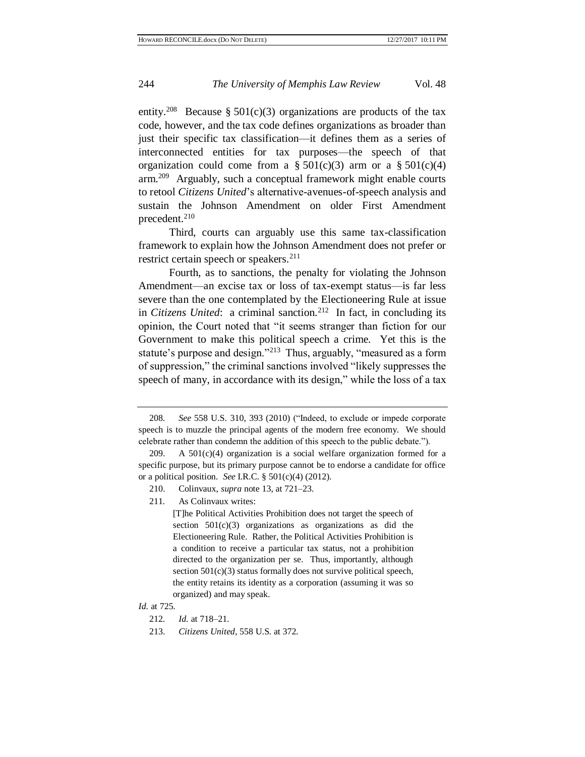entity.[208] Because § 501(c)(3) organizations are products of the tax code, however, and the tax code defines organizations as broader than just their specific tax classification—it defines them as a series of interconnected entities for tax purposes—the speech of that organization could come from a § 501(c)(3) arm or a § 501(c)(4) arm.[209] Arguably, such a conceptual framework might enable courts to retool *Citizens United*'s alternative-avenues-of-speech analysis and sustain the Johnson Amendment on older First Amendment precedent.[210]

Third, courts can arguably use this same tax-classification framework to explain how the Johnson Amendment does not prefer or restrict certain speech or speakers.[211]

Fourth, as to sanctions, the penalty for violating the Johnson Amendment—an excise tax or loss of tax-exempt status—is far less severe than the one contemplated by the Electioneering Rule at issue in *Citizens United*: a criminal sanction.[212] In fact, in concluding its opinion, the Court noted that "it seems stranger than fiction for our Government to make this political speech a crime. Yet this is the statute's purpose and design."[213] Thus, arguably, "measured as a form of suppression," the criminal sanctions involved "likely suppresses the speech of many, in accordance with its design," while the loss of a tax

---

208. *See* 558 U.S. 310, 393 (2010) ("Indeed, to exclude or impede corporate speech is to muzzle the principal agents of the modern free economy. We should celebrate rather than condemn the addition of this speech to the public debate.").

209. A 501(c)(4) organization is a social welfare organization formed for a specific purpose, but its primary purpose cannot be to endorse a candidate for office or a political position. *See* I.R.C. § 501(c)(4) (2012).

210. Colinvaux, *supra* note 13, at 721–23.

211. As Colinvaux writes:

> [T]he Political Activities Prohibition does not target the speech of section 501(c)(3) organizations as organizations as did the Electioneering Rule. Rather, the Political Activities Prohibition is a condition to receive a particular tax status, not a prohibition directed to the organization per se. Thus, importantly, although section 501(c)(3) status formally does not survive political speech, the entity retains its identity as a corporation (assuming it was so organized) and may speak.

*Id.* at 725.

212. *Id.* at 718–21.

213. *Citizens United*, 558 U.S. at 372.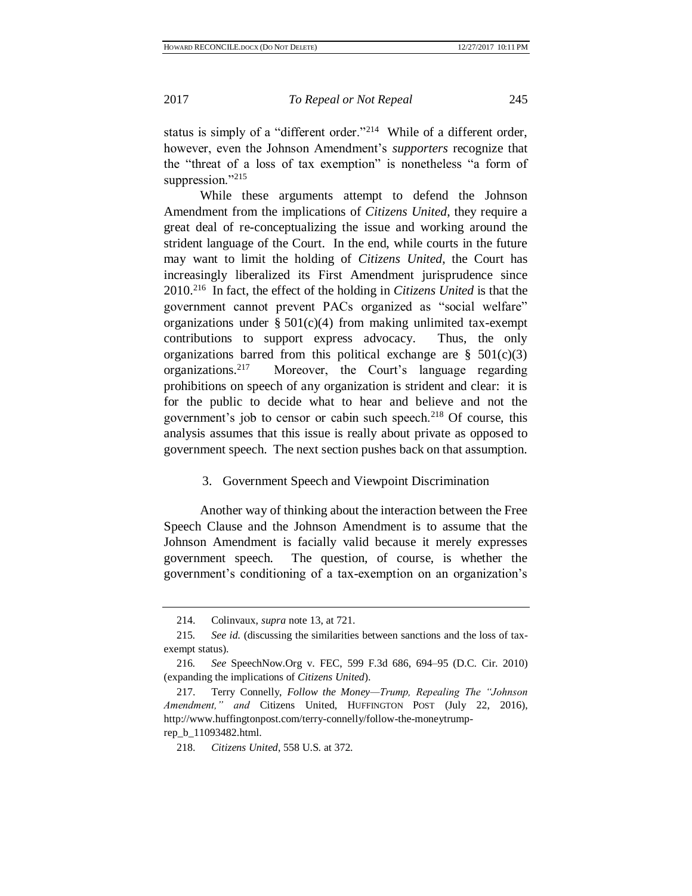status is simply of a "different order."[214] While of a different order, however, even the Johnson Amendment's *supporters* recognize that the "threat of a loss of tax exemption" is nonetheless "a form of suppression."[215]

While these arguments attempt to defend the Johnson Amendment from the implications of *Citizens United*, they require a great deal of re-conceptualizing the issue and working around the strident language of the Court. In the end, while courts in the future may want to limit the holding of *Citizens United*, the Court has increasingly liberalized its First Amendment jurisprudence since 2010.[216] In fact, the effect of the holding in *Citizens United* is that the government cannot prevent PACs organized as "social welfare" organizations under § 501(c)(4) from making unlimited tax-exempt contributions to support express advocacy. Thus, the only organizations barred from this political exchange are § 501(c)(3) organizations.[217] Moreover, the Court's language regarding prohibitions on speech of any organization is strident and clear: it is for the public to decide what to hear and believe and not the government's job to censor or cabin such speech.[218] Of course, this analysis assumes that this issue is really about private as opposed to government speech. The next section pushes back on that assumption.

### 3. Government Speech and Viewpoint Discrimination

Another way of thinking about the interaction between the Free Speech Clause and the Johnson Amendment is to assume that the Johnson Amendment is facially valid because it merely expresses government speech. The question, of course, is whether the government's conditioning of a tax-exemption on an organization's

---

214. Colinvaux, *supra* note 13, at 721.

215. *See id.* (discussing the similarities between sanctions and the loss of tax-exempt status).

216. *See* SpeechNow.Org v. FEC, 599 F.3d 686, 694–95 (D.C. Cir. 2010) (expanding the implications of *Citizens United*).

217. Terry Connelly, *Follow the Money—Trump, Repealing The "Johnson Amendment," and* Citizens United, HUFFINGTON POST (July 22, 2016), http://www.huffingtonpost.com/terry-connelly/follow-the-moneytrump-rep_b_11093482.html.

218. *Citizens United*, 558 U.S. at 372.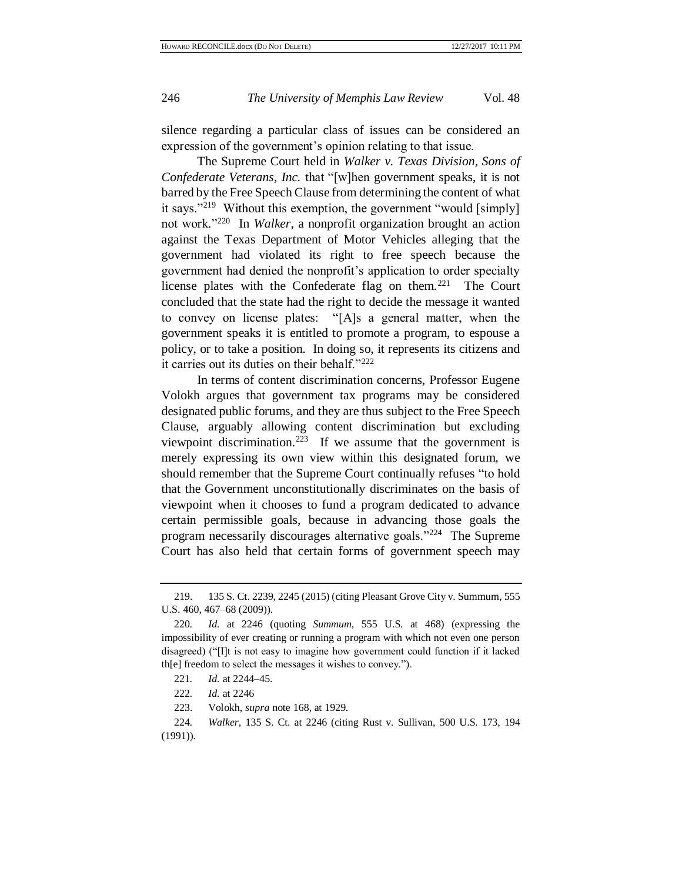silence regarding a particular class of issues can be considered an expression of the government's opinion relating to that issue.

The Supreme Court held in *Walker v. Texas Division, Sons of Confederate Veterans, Inc.* that "[w]hen government speaks, it is not barred by the Free Speech Clause from determining the content of what it says."[219] Without this exemption, the government "would [simply] not work."[220] In *Walker*, a nonprofit organization brought an action against the Texas Department of Motor Vehicles alleging that the government had violated its right to free speech because the government had denied the nonprofit's application to order specialty license plates with the Confederate flag on them.[221] The Court concluded that the state had the right to decide the message it wanted to convey on license plates: "[A]s a general matter, when the government speaks it is entitled to promote a program, to espouse a policy, or to take a position. In doing so, it represents its citizens and it carries out its duties on their behalf."[222]

In terms of content discrimination concerns, Professor Eugene Volokh argues that government tax programs may be considered designated public forums, and they are thus subject to the Free Speech Clause, arguably allowing content discrimination but excluding viewpoint discrimination.[223] If we assume that the government is merely expressing its own view within this designated forum, we should remember that the Supreme Court continually refuses "to hold that the Government unconstitutionally discriminates on the basis of viewpoint when it chooses to fund a program dedicated to advance certain permissible goals, because in advancing those goals the program necessarily discourages alternative goals."[224] The Supreme Court has also held that certain forms of government speech may

---

219. 135 S. Ct. 2239, 2245 (2015) (citing Pleasant Grove City v. Summum, 555 U.S. 460, 467–68 (2009)).

220. *Id.* at 2246 (quoting *Summum*, 555 U.S. at 468) (expressing the impossibility of ever creating or running a program with which not even one person disagreed) ("[I]t is not easy to imagine how government could function if it lacked th[e] freedom to select the messages it wishes to convey.").

221. *Id.* at 2244–45.

222. *Id.* at 2246

223. Volokh, *supra* note 168, at 1929.

224. *Walker*, 135 S. Ct. at 2246 (citing Rust v. Sullivan, 500 U.S. 173, 194 (1991)).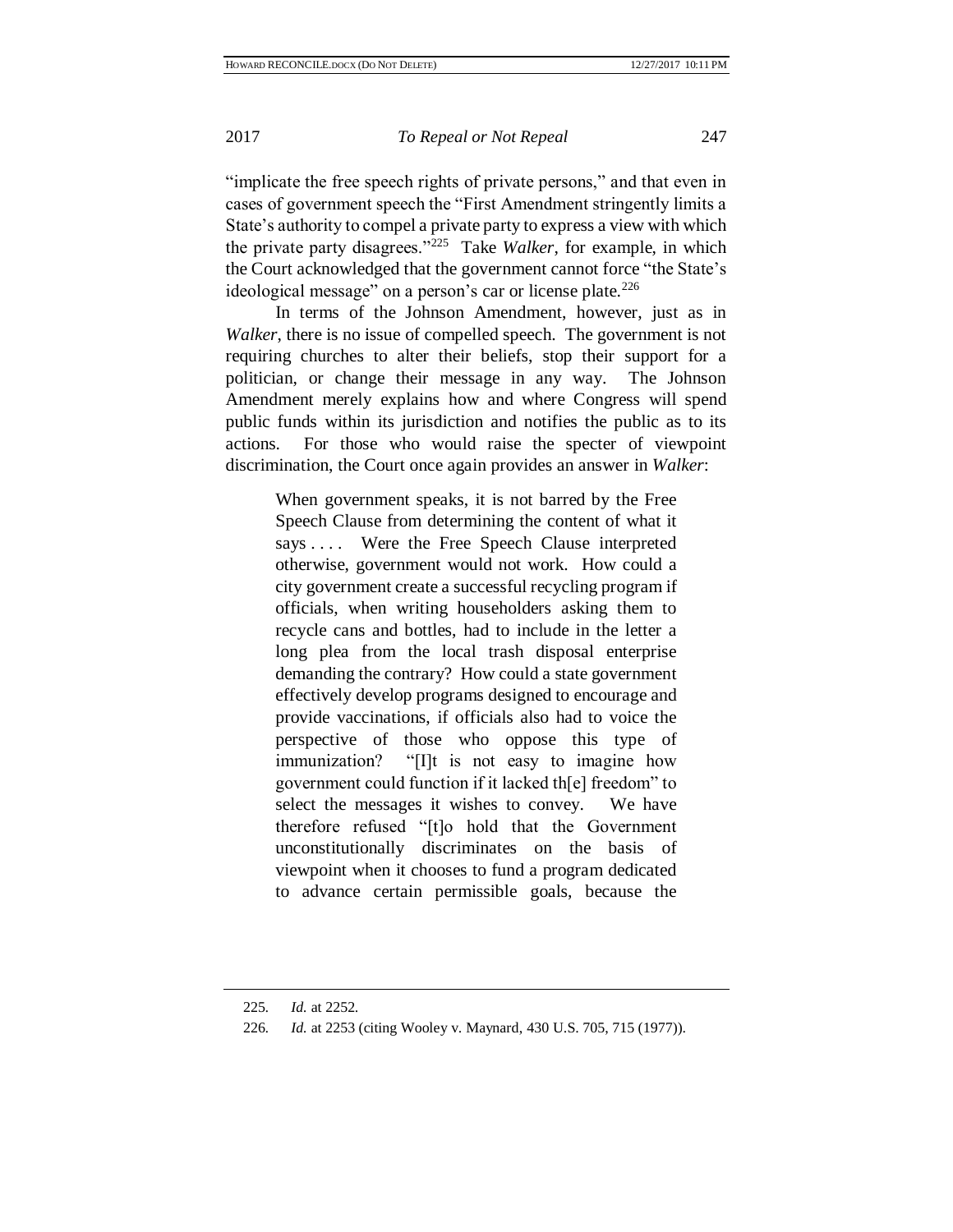"implicate the free speech rights of private persons," and that even in cases of government speech the "First Amendment stringently limits a State's authority to compel a private party to express a view with which the private party disagrees."[225] Take *Walker*, for example, in which the Court acknowledged that the government cannot force "the State's ideological message" on a person's car or license plate.[226]

In terms of the Johnson Amendment, however, just as in *Walker*, there is no issue of compelled speech. The government is not requiring churches to alter their beliefs, stop their support for a politician, or change their message in any way. The Johnson Amendment merely explains how and where Congress will spend public funds within its jurisdiction and notifies the public as to its actions. For those who would raise the specter of viewpoint discrimination, the Court once again provides an answer in *Walker*:

> When government speaks, it is not barred by the Free Speech Clause from determining the content of what it says . . . . Were the Free Speech Clause interpreted otherwise, government would not work. How could a city government create a successful recycling program if officials, when writing householders asking them to recycle cans and bottles, had to include in the letter a long plea from the local trash disposal enterprise demanding the contrary? How could a state government effectively develop programs designed to encourage and provide vaccinations, if officials also had to voice the perspective of those who oppose this type of immunization? "[I]t is not easy to imagine how government could function if it lacked th[e] freedom" to select the messages it wishes to convey. We have therefore refused "[t]o hold that the Government unconstitutionally discriminates on the basis of viewpoint when it chooses to fund a program dedicated to advance certain permissible goals, because the

---

225. *Id.* at 2252.

226. *Id.* at 2253 (citing Wooley v. Maynard, 430 U.S. 705, 715 (1977)).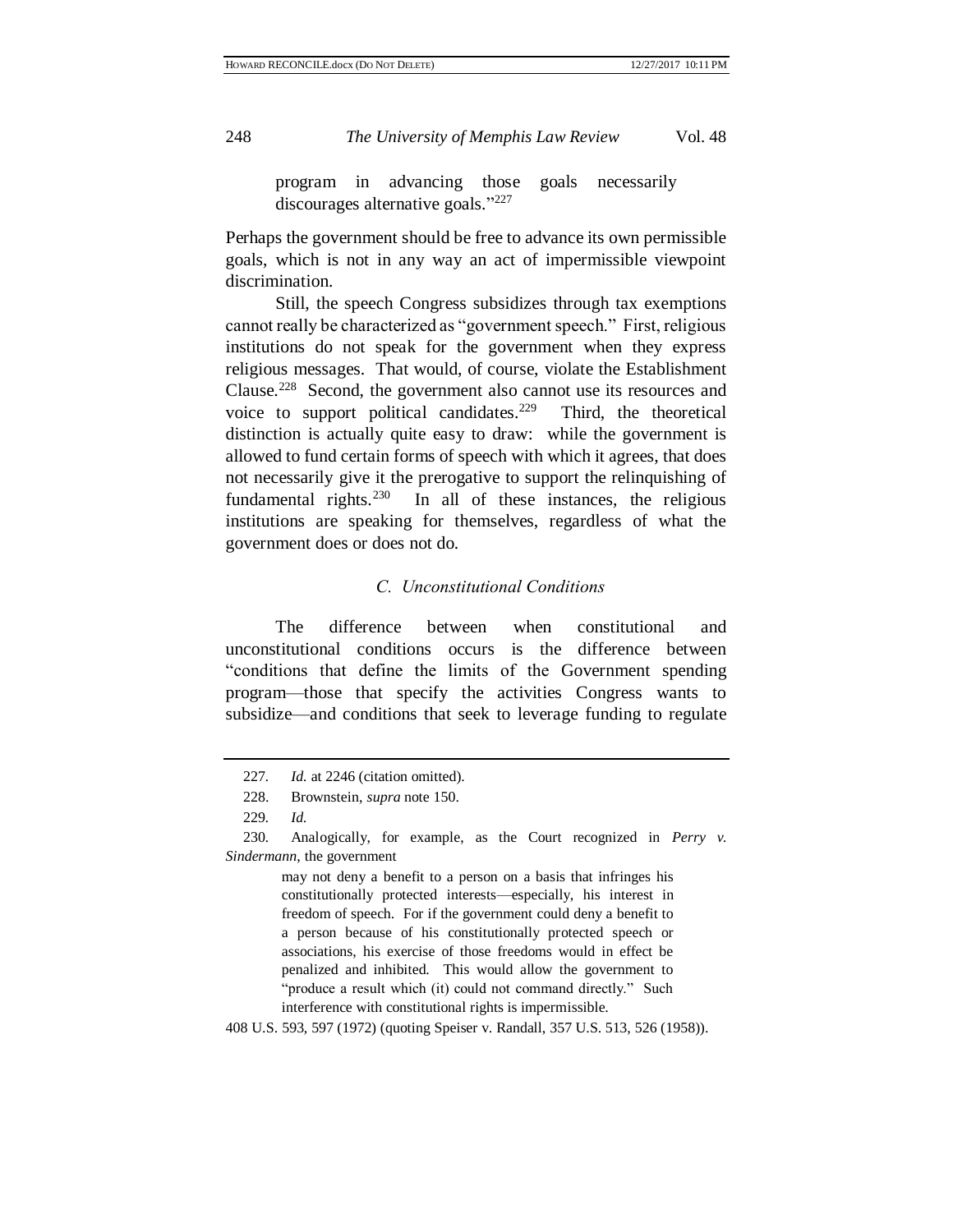> program in advancing those goals necessarily discourages alternative goals."[227]

Perhaps the government should be free to advance its own permissible goals, which is not in any way an act of impermissible viewpoint discrimination.

Still, the speech Congress subsidizes through tax exemptions cannot really be characterized as "government speech." First, religious institutions do not speak for the government when they express religious messages. That would, of course, violate the Establishment Clause.[228] Second, the government also cannot use its resources and voice to support political candidates.[229] Third, the theoretical distinction is actually quite easy to draw: while the government is allowed to fund certain forms of speech with which it agrees, that does not necessarily give it the prerogative to support the relinquishing of fundamental rights.[230] In all of these instances, the religious institutions are speaking for themselves, regardless of what the government does or does not do.

### *C. Unconstitutional Conditions*

The difference between when constitutional and unconstitutional conditions occurs is the difference between "conditions that define the limits of the Government spending program—those that specify the activities Congress wants to subsidize—and conditions that seek to leverage funding to regulate

---

227. *Id.* at 2246 (citation omitted).

228. Brownstein, *supra* note 150.

229. *Id.*

230. Analogically, for example, as the Court recognized in *Perry v. Sindermann*, the government

> may not deny a benefit to a person on a basis that infringes his constitutionally protected interests—especially, his interest in freedom of speech. For if the government could deny a benefit to a person because of his constitutionally protected speech or associations, his exercise of those freedoms would in effect be penalized and inhibited. This would allow the government to "produce a result which (it) could not command directly." Such interference with constitutional rights is impermissible.

408 U.S. 593, 597 (1972) (quoting Speiser v. Randall, 357 U.S. 513, 526 (1958)).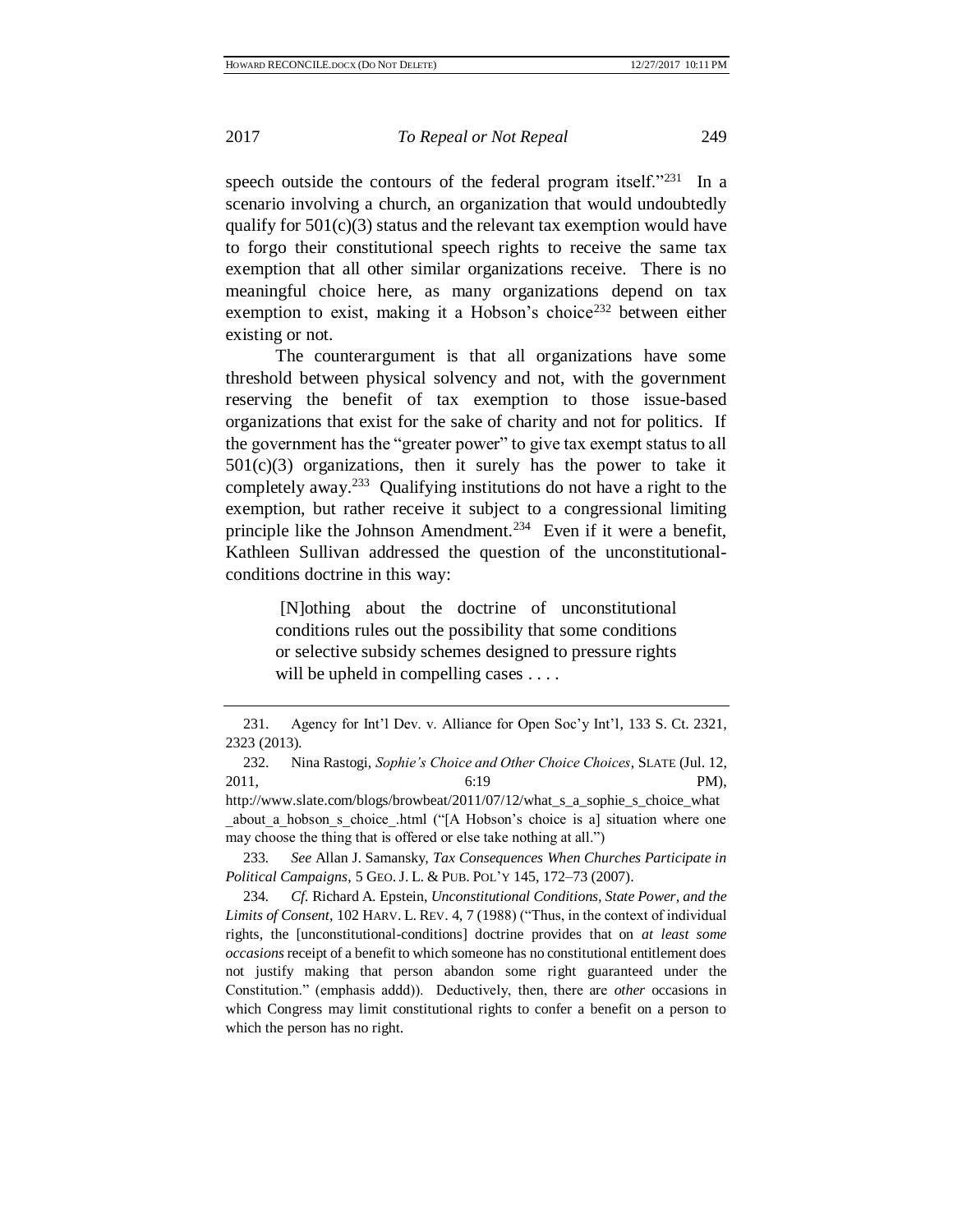speech outside the contours of the federal program itself."[231] In a scenario involving a church, an organization that would undoubtedly qualify for 501(c)(3) status and the relevant tax exemption would have to forgo their constitutional speech rights to receive the same tax exemption that all other similar organizations receive. There is no meaningful choice here, as many organizations depend on tax exemption to exist, making it a Hobson's choice[232] between either existing or not.

The counterargument is that all organizations have some threshold between physical solvency and not, with the government reserving the benefit of tax exemption to those issue-based organizations that exist for the sake of charity and not for politics. If the government has the "greater power" to give tax exempt status to all 501(c)(3) organizations, then it surely has the power to take it completely away.[233] Qualifying institutions do not have a right to the exemption, but rather receive it subject to a congressional limiting principle like the Johnson Amendment.[234] Even if it were a benefit, Kathleen Sullivan addressed the question of the unconstitutional-conditions doctrine in this way:

> [N]othing about the doctrine of unconstitutional conditions rules out the possibility that some conditions or selective subsidy schemes designed to pressure rights will be upheld in compelling cases . . . .

---

231. Agency for Int'l Dev. v. Alliance for Open Soc'y Int'l, 133 S. Ct. 2321, 2323 (2013).

232. Nina Rastogi, *Sophie's Choice and Other Choice Choices*, SLATE (Jul. 12, 2011, 6:19 PM), http://www.slate.com/blogs/browbeat/2011/07/12/what_s_a_sophie_s_choice_what_about_a_hobson_s_choice_.html ("[A Hobson's choice is a] situation where one may choose the thing that is offered or else take nothing at all.")

233. *See* Allan J. Samansky, *Tax Consequences When Churches Participate in Political Campaigns*, 5 GEO. J. L. & PUB. POL'Y 145, 172–73 (2007).

234. *Cf.* Richard A. Epstein, *Unconstitutional Conditions, State Power, and the Limits of Consent*, 102 HARV. L. REV. 4, 7 (1988) ("Thus, in the context of individual rights, the [unconstitutional-conditions] doctrine provides that on *at least some occasions* receipt of a benefit to which someone has no constitutional entitlement does not justify making that person abandon some right guaranteed under the Constitution." (emphasis addd)). Deductively, then, there are *other* occasions in which Congress may limit constitutional rights to confer a benefit on a person to which the person has no right.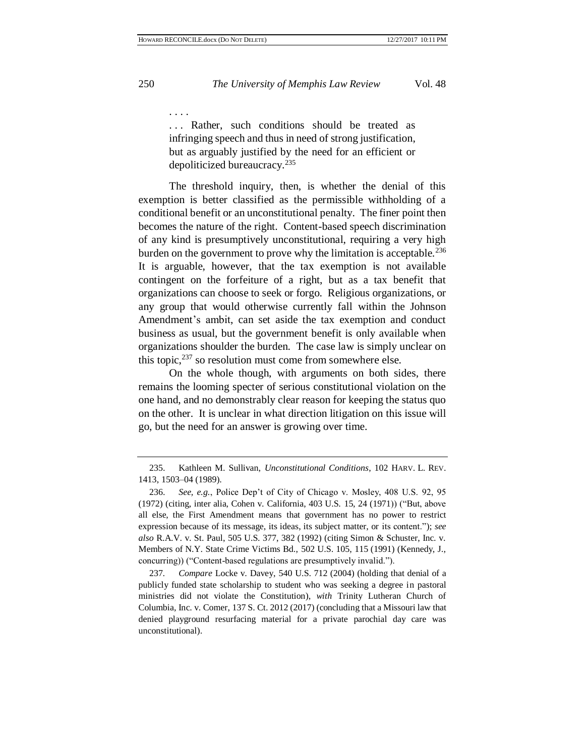> . . . .
>
> . . . Rather, such conditions should be treated as infringing speech and thus in need of strong justification, but as arguably justified by the need for an efficient or depoliticized bureaucracy.[235]

The threshold inquiry, then, is whether the denial of this exemption is better classified as the permissible withholding of a conditional benefit or an unconstitutional penalty. The finer point then becomes the nature of the right. Content-based speech discrimination of any kind is presumptively unconstitutional, requiring a very high burden on the government to prove why the limitation is acceptable.[236] It is arguable, however, that the tax exemption is not available contingent on the forfeiture of a right, but as a tax benefit that organizations can choose to seek or forgo. Religious organizations, or any group that would otherwise currently fall within the Johnson Amendment's ambit, can set aside the tax exemption and conduct business as usual, but the government benefit is only available when organizations shoulder the burden. The case law is simply unclear on this topic,[237] so resolution must come from somewhere else.

On the whole though, with arguments on both sides, there remains the looming specter of serious constitutional violation on the one hand, and no demonstrably clear reason for keeping the status quo on the other. It is unclear in what direction litigation on this issue will go, but the need for an answer is growing over time.

---

235. Kathleen M. Sullivan, *Unconstitutional Conditions*, 102 HARV. L. REV. 1413, 1503–04 (1989).

236. *See, e.g.*, Police Dep't of City of Chicago v. Mosley, 408 U.S. 92, 95 (1972) (citing, inter alia, Cohen v. California, 403 U.S. 15, 24 (1971)) ("But, above all else, the First Amendment means that government has no power to restrict expression because of its message, its ideas, its subject matter, or its content."); *see also* R.A.V. v. St. Paul, 505 U.S. 377, 382 (1992) (citing Simon & Schuster, Inc. v. Members of N.Y. State Crime Victims Bd., 502 U.S. 105, 115 (1991) (Kennedy, J., concurring)) ("Content-based regulations are presumptively invalid.").

237. *Compare* Locke v. Davey, 540 U.S. 712 (2004) (holding that denial of a publicly funded state scholarship to student who was seeking a degree in pastoral ministries did not violate the Constitution), *with* Trinity Lutheran Church of Columbia, Inc. v. Comer, 137 S. Ct. 2012 (2017) (concluding that a Missouri law that denied playground resurfacing material for a private parochial day care was unconstitutional).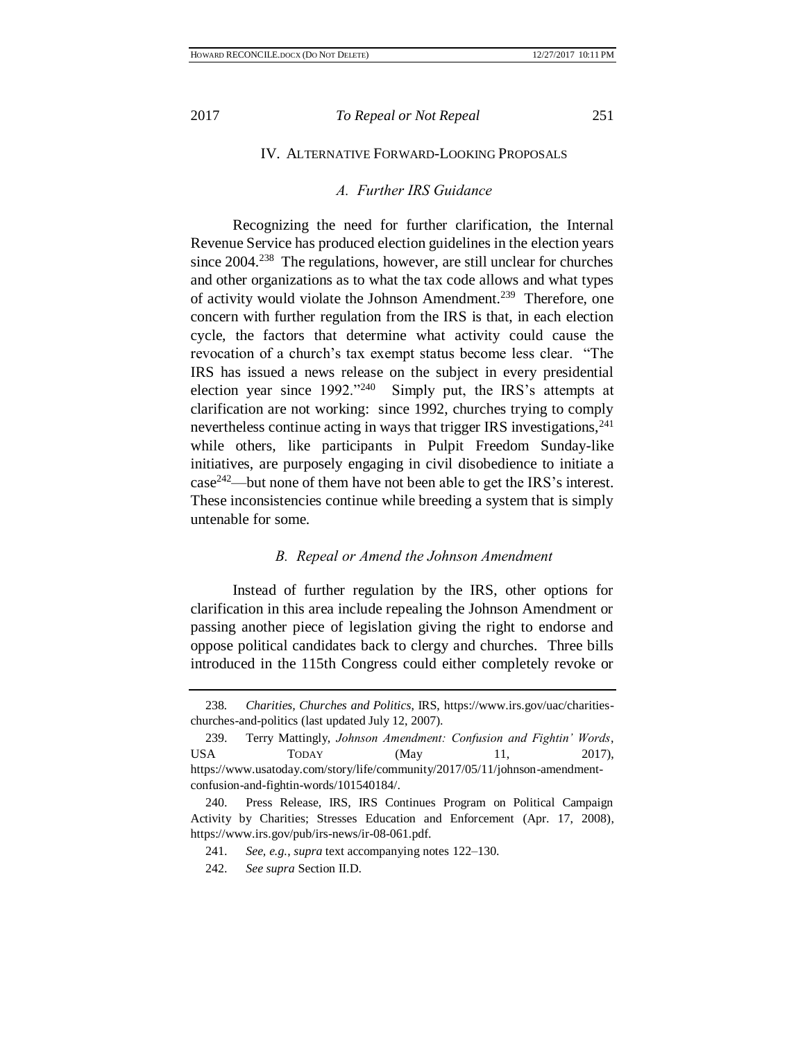## IV. Alternative Forward-Looking Proposals

### *A. Further IRS Guidance*

Recognizing the need for further clarification, the Internal Revenue Service has produced election guidelines in the election years since 2004.[238] The regulations, however, are still unclear for churches and other organizations as to what the tax code allows and what types of activity would violate the Johnson Amendment.[239] Therefore, one concern with further regulation from the IRS is that, in each election cycle, the factors that determine what activity could cause the revocation of a church's tax exempt status become less clear. "The IRS has issued a news release on the subject in every presidential election year since 1992."[240] Simply put, the IRS's attempts at clarification are not working: since 1992, churches trying to comply nevertheless continue acting in ways that trigger IRS investigations,[241] while others, like participants in Pulpit Freedom Sunday-like initiatives, are purposely engaging in civil disobedience to initiate a case[242]—but none of them have not been able to get the IRS's interest. These inconsistencies continue while breeding a system that is simply untenable for some.

### *B. Repeal or Amend the Johnson Amendment*

Instead of further regulation by the IRS, other options for clarification in this area include repealing the Johnson Amendment or passing another piece of legislation giving the right to endorse and oppose political candidates back to clergy and churches. Three bills introduced in the 115th Congress could either completely revoke or

---

238. *Charities, Churches and Politics*, IRS, https://www.irs.gov/uac/charities-churches-and-politics (last updated July 12, 2007).

239. Terry Mattingly, *Johnson Amendment: Confusion and Fightin' Words*, USA TODAY (May 11, 2017), https://www.usatoday.com/story/life/community/2017/05/11/johnson-amendment-confusion-and-fightin-words/101540184/.

240. Press Release, IRS, IRS Continues Program on Political Campaign Activity by Charities; Stresses Education and Enforcement (Apr. 17, 2008), https://www.irs.gov/pub/irs-news/ir-08-061.pdf.

241. *See, e.g.*, *supra* text accompanying notes 122–130.

242. *See supra* Section II.D.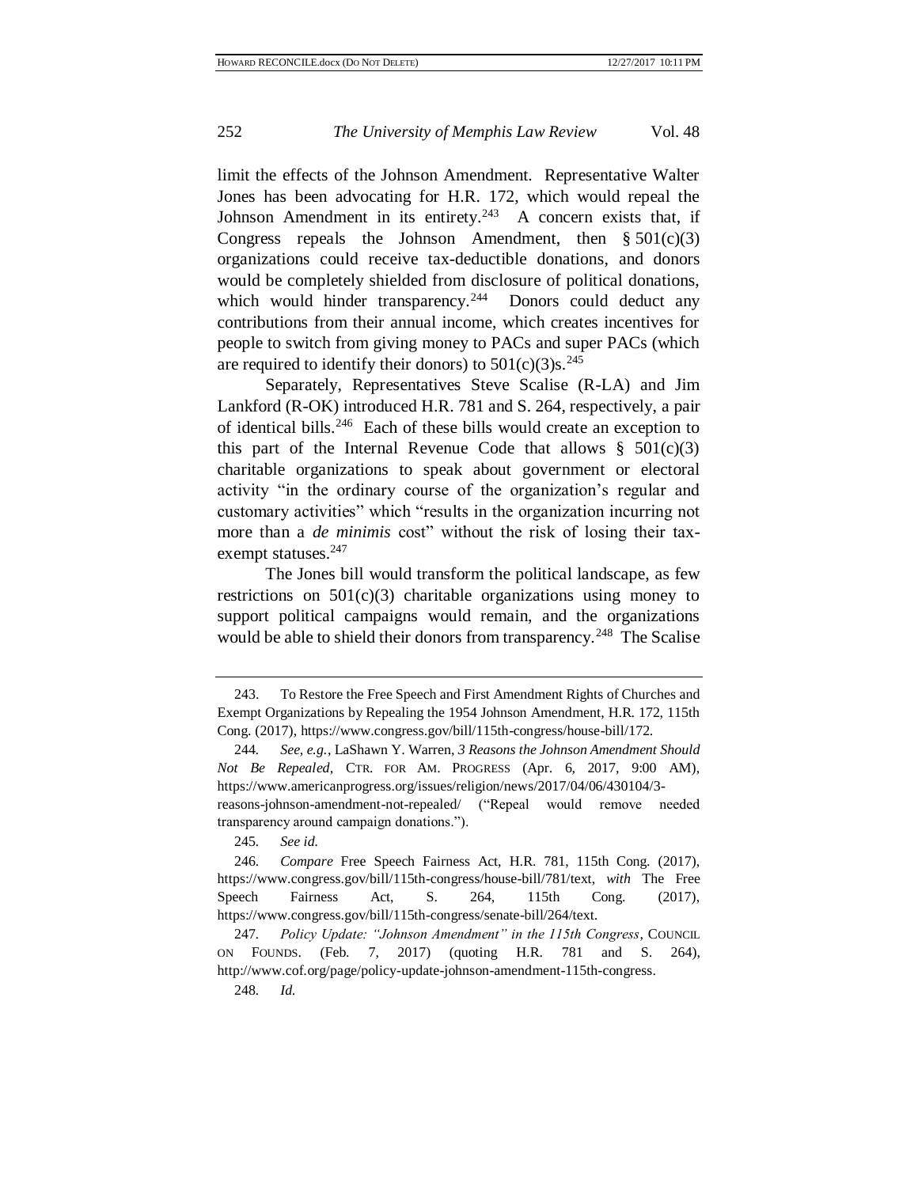limit the effects of the Johnson Amendment. Representative Walter Jones has been advocating for H.R. 172, which would repeal the Johnson Amendment in its entirety.[243] A concern exists that, if Congress repeals the Johnson Amendment, then § 501(c)(3) organizations could receive tax-deductible donations, and donors would be completely shielded from disclosure of political donations, which would hinder transparency.[244] Donors could deduct any contributions from their annual income, which creates incentives for people to switch from giving money to PACs and super PACs (which are required to identify their donors) to 501(c)(3)s.[245]

Separately, Representatives Steve Scalise (R-LA) and Jim Lankford (R-OK) introduced H.R. 781 and S. 264, respectively, a pair of identical bills.[246] Each of these bills would create an exception to this part of the Internal Revenue Code that allows § 501(c)(3) charitable organizations to speak about government or electoral activity "in the ordinary course of the organization's regular and customary activities" which "results in the organization incurring not more than a *de minimis* cost" without the risk of losing their tax-exempt statuses.[247]

The Jones bill would transform the political landscape, as few restrictions on 501(c)(3) charitable organizations using money to support political campaigns would remain, and the organizations would be able to shield their donors from transparency.[248] The Scalise

---

243. To Restore the Free Speech and First Amendment Rights of Churches and Exempt Organizations by Repealing the 1954 Johnson Amendment, H.R. 172, 115th Cong. (2017), https://www.congress.gov/bill/115th-congress/house-bill/172.

244. *See, e.g.*, LaShawn Y. Warren, *3 Reasons the Johnson Amendment Should Not Be Repealed*, CTR. FOR AM. PROGRESS (Apr. 6, 2017, 9:00 AM), https://www.americanprogress.org/issues/religion/news/2017/04/06/430104/3-reasons-johnson-amendment-not-repealed/ ("Repeal would remove needed transparency around campaign donations.").

245. *See id.*

246. *Compare* Free Speech Fairness Act, H.R. 781, 115th Cong. (2017), https://www.congress.gov/bill/115th-congress/house-bill/781/text, *with* The Free Speech Fairness Act, S. 264, 115th Cong. (2017), https://www.congress.gov/bill/115th-congress/senate-bill/264/text.

247. *Policy Update: "Johnson Amendment" in the 115th Congress*, COUNCIL ON FOUNDS. (Feb. 7, 2017) (quoting H.R. 781 and S. 264), http://www.cof.org/page/policy-update-johnson-amendment-115th-congress.

248. *Id.*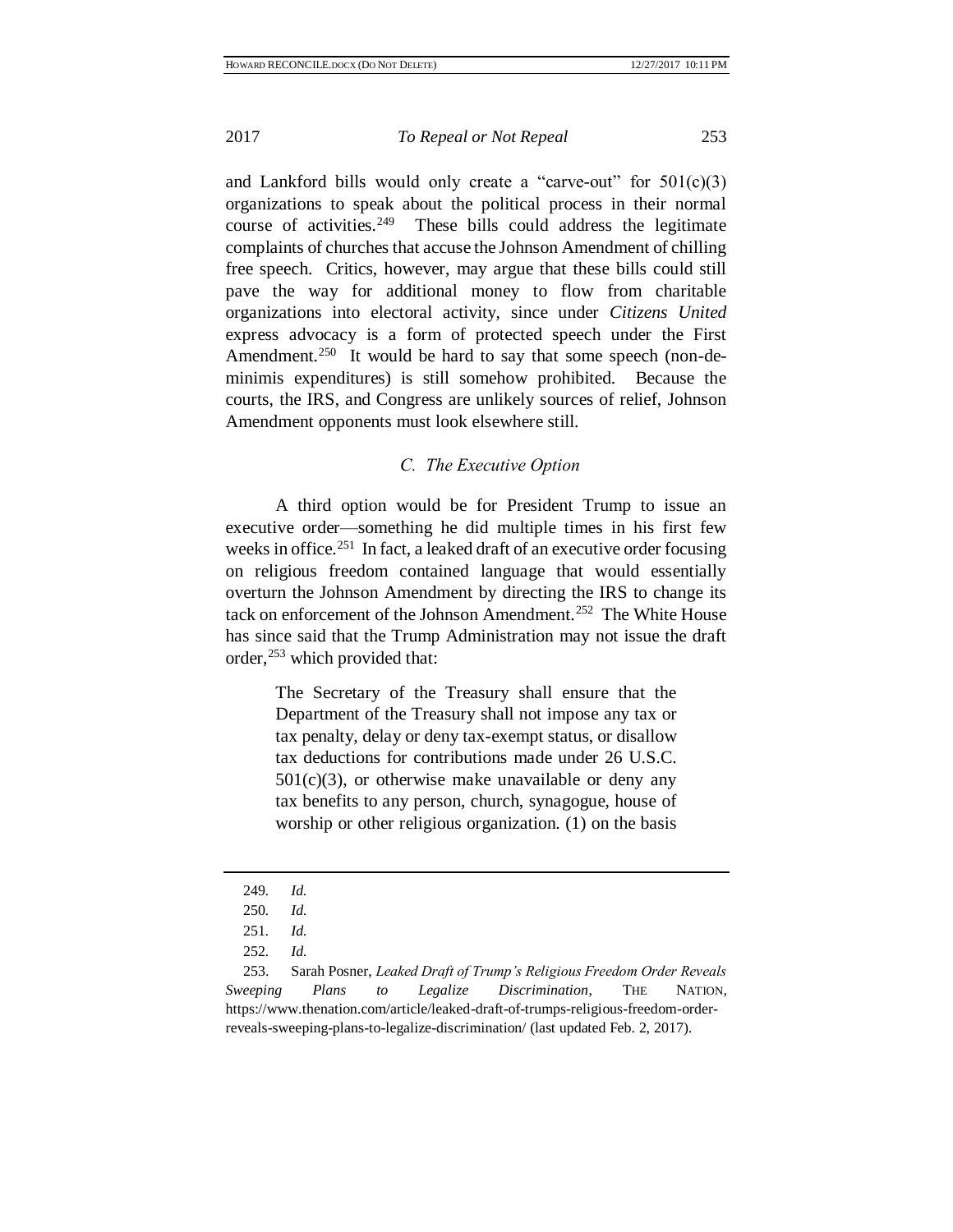and Lankford bills would only create a "carve-out" for 501(c)(3) organizations to speak about the political process in their normal course of activities.[249] These bills could address the legitimate complaints of churches that accuse the Johnson Amendment of chilling free speech. Critics, however, may argue that these bills could still pave the way for additional money to flow from charitable organizations into electoral activity, since under *Citizens United* express advocacy is a form of protected speech under the First Amendment.[250] It would be hard to say that some speech (non-de-minimis expenditures) is still somehow prohibited. Because the courts, the IRS, and Congress are unlikely sources of relief, Johnson Amendment opponents must look elsewhere still.

### *C. The Executive Option*

A third option would be for President Trump to issue an executive order—something he did multiple times in his first few weeks in office.[251] In fact, a leaked draft of an executive order focusing on religious freedom contained language that would essentially overturn the Johnson Amendment by directing the IRS to change its tack on enforcement of the Johnson Amendment.[252] The White House has since said that the Trump Administration may not issue the draft order,[253] which provided that:

> The Secretary of the Treasury shall ensure that the Department of the Treasury shall not impose any tax or tax penalty, delay or deny tax-exempt status, or disallow tax deductions for contributions made under 26 U.S.C. 501(c)(3), or otherwise make unavailable or deny any tax benefits to any person, church, synagogue, house of worship or other religious organization. (1) on the basis

---

249. *Id.*

250. *Id.*

251. *Id.*

252. *Id.*

253. Sarah Posner, *Leaked Draft of Trump's Religious Freedom Order Reveals Sweeping Plans to Legalize Discrimination*, THE NATION, https://www.thenation.com/article/leaked-draft-of-trumps-religious-freedom-order-reveals-sweeping-plans-to-legalize-discrimination/ (last updated Feb. 2, 2017).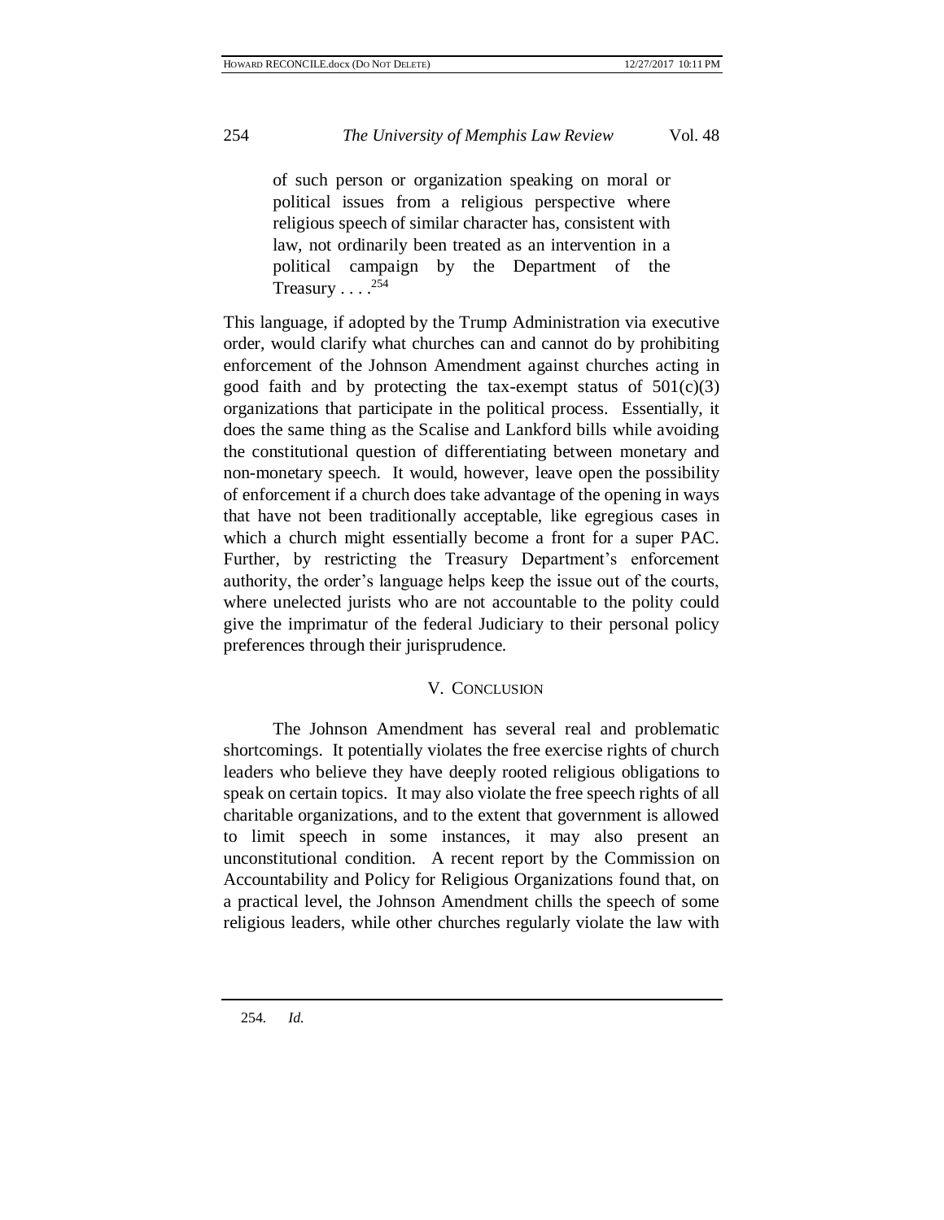> of such person or organization speaking on moral or political issues from a religious perspective where religious speech of similar character has, consistent with law, not ordinarily been treated as an intervention in a political campaign by the Department of the Treasury . . . .[254]

This language, if adopted by the Trump Administration via executive order, would clarify what churches can and cannot do by prohibiting enforcement of the Johnson Amendment against churches acting in good faith and by protecting the tax-exempt status of 501(c)(3) organizations that participate in the political process. Essentially, it does the same thing as the Scalise and Lankford bills while avoiding the constitutional question of differentiating between monetary and non-monetary speech. It would, however, leave open the possibility of enforcement if a church does take advantage of the opening in ways that have not been traditionally acceptable, like egregious cases in which a church might essentially become a front for a super PAC. Further, by restricting the Treasury Department's enforcement authority, the order's language helps keep the issue out of the courts, where unelected jurists who are not accountable to the polity could give the imprimatur of the federal Judiciary to their personal policy preferences through their jurisprudence.

## V. CONCLUSION

The Johnson Amendment has several real and problematic shortcomings. It potentially violates the free exercise rights of church leaders who believe they have deeply rooted religious obligations to speak on certain topics. It may also violate the free speech rights of all charitable organizations, and to the extent that government is allowed to limit speech in some instances, it may also present an unconstitutional condition. A recent report by the Commission on Accountability and Policy for Religious Organizations found that, on a practical level, the Johnson Amendment chills the speech of some religious leaders, while other churches regularly violate the law with

---

254. *Id.*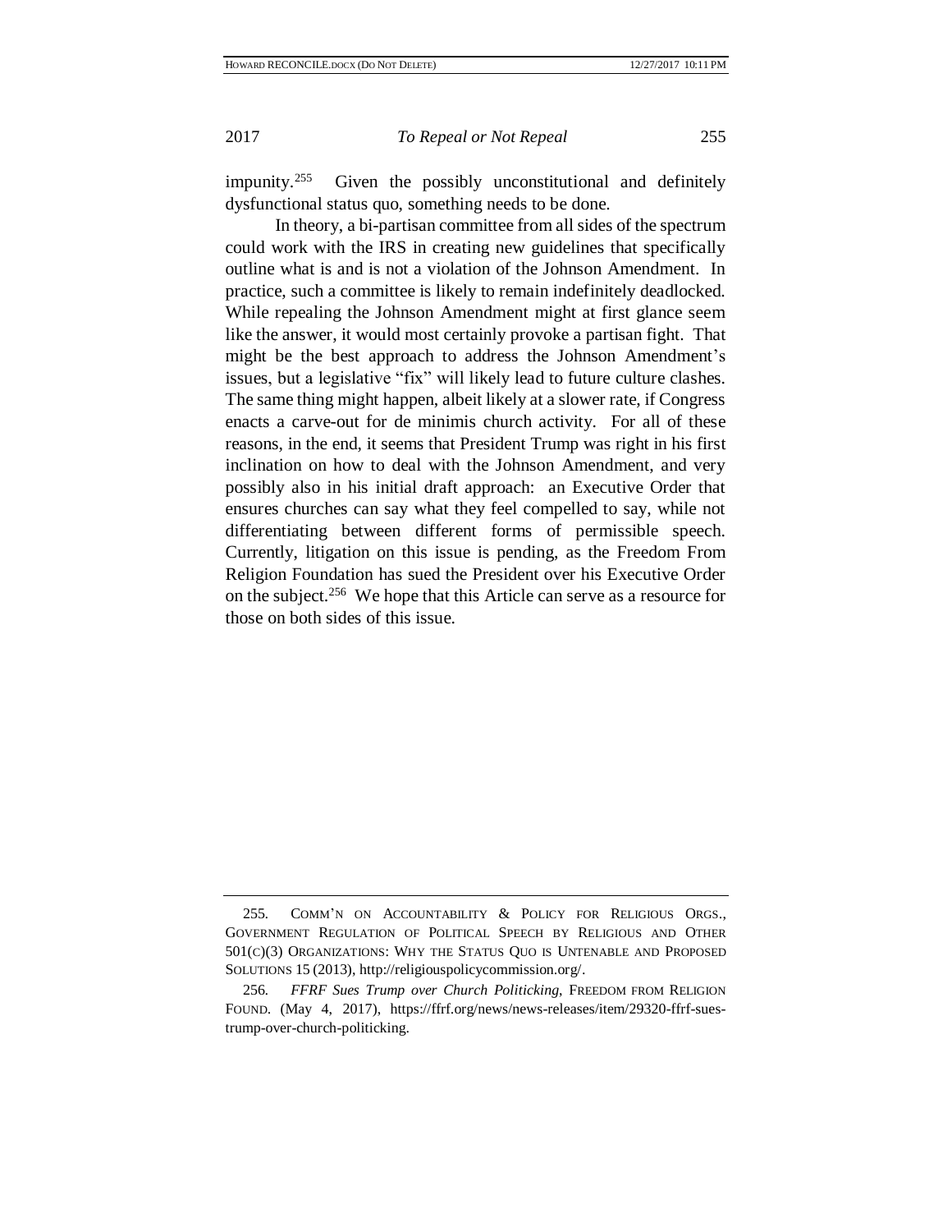impunity.[255] Given the possibly unconstitutional and definitely dysfunctional status quo, something needs to be done.

In theory, a bi-partisan committee from all sides of the spectrum could work with the IRS in creating new guidelines that specifically outline what is and is not a violation of the Johnson Amendment. In practice, such a committee is likely to remain indefinitely deadlocked. While repealing the Johnson Amendment might at first glance seem like the answer, it would most certainly provoke a partisan fight. That might be the best approach to address the Johnson Amendment's issues, but a legislative "fix" will likely lead to future culture clashes. The same thing might happen, albeit likely at a slower rate, if Congress enacts a carve-out for de minimis church activity. For all of these reasons, in the end, it seems that President Trump was right in his first inclination on how to deal with the Johnson Amendment, and very possibly also in his initial draft approach: an Executive Order that ensures churches can say what they feel compelled to say, while not differentiating between different forms of permissible speech. Currently, litigation on this issue is pending, as the Freedom From Religion Foundation has sued the President over his Executive Order on the subject.[256] We hope that this Article can serve as a resource for those on both sides of this issue.

---

255. COMM'N ON ACCOUNTABILITY & POLICY FOR RELIGIOUS ORGS., GOVERNMENT REGULATION OF POLITICAL SPEECH BY RELIGIOUS AND OTHER 501(C)(3) ORGANIZATIONS: WHY THE STATUS QUO IS UNTENABLE AND PROPOSED SOLUTIONS 15 (2013), http://religiouspolicycommission.org/.

256. *FFRF Sues Trump over Church Politicking*, FREEDOM FROM RELIGION FOUND. (May 4, 2017), https://ffrf.org/news/news-releases/item/29320-ffrf-sues-trump-over-church-politicking.